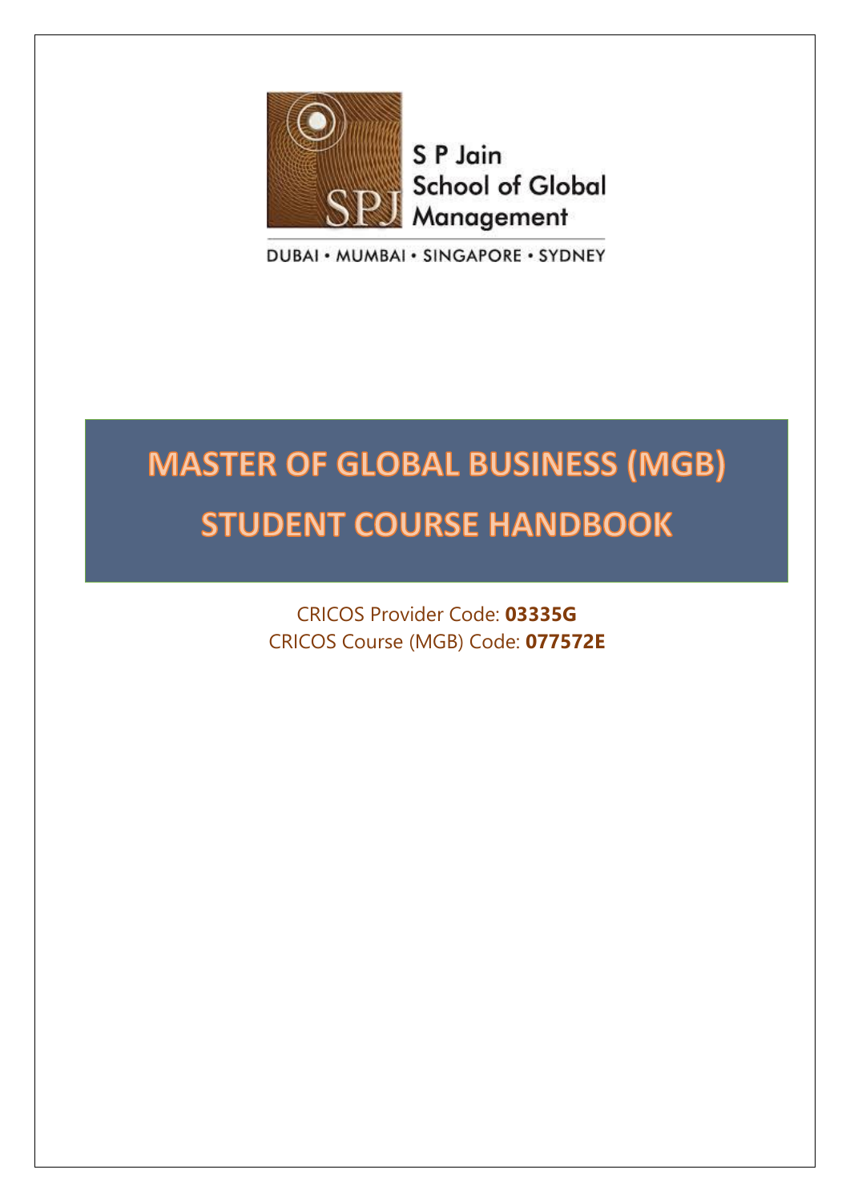S P Jain
School of Global
Management

DUBAI • MUMBAI • SINGAPORE • SYDNEY

# MASTER OF GLOBAL BUSINESS (MGB) STUDENT COURSE HANDBOOK

CRICOS Provider Code: **03335G**
CRICOS Course (MGB) Code: **077572E**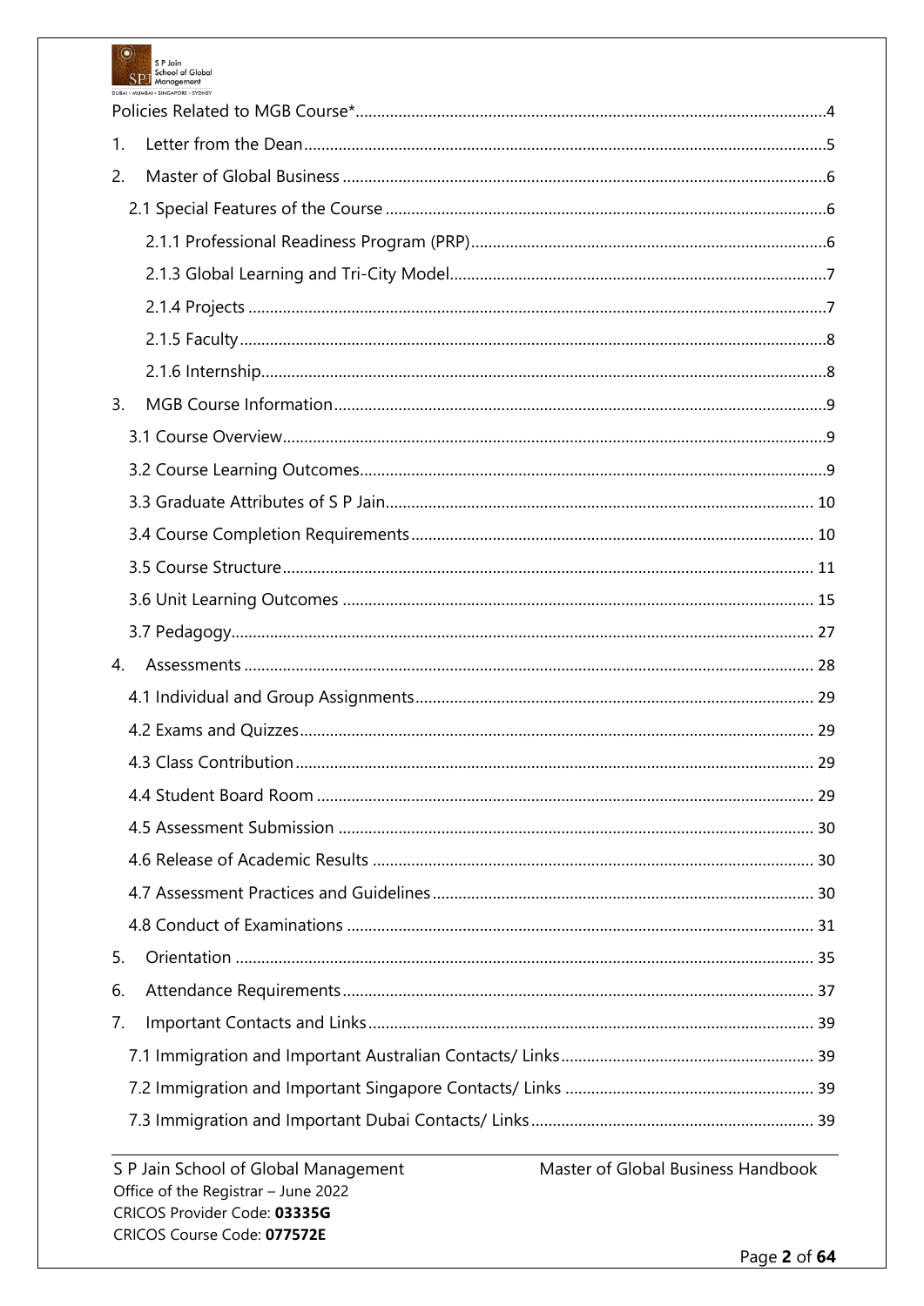Policies Related to MGB Course* .....4

1. Letter from the Dean .....5
2. Master of Global Business .....6
    - 2.1 Special Features of the Course .....6
        - 2.1.1 Professional Readiness Program (PRP) .....6
        - 2.1.3 Global Learning and Tri-City Model .....7
        - 2.1.4 Projects .....7
        - 2.1.5 Faculty .....8
        - 2.1.6 Internship .....8
3. MGB Course Information .....9
    - 3.1 Course Overview .....9
    - 3.2 Course Learning Outcomes .....9
    - 3.3 Graduate Attributes of S P Jain .....10
    - 3.4 Course Completion Requirements .....10
    - 3.5 Course Structure .....11
    - 3.6 Unit Learning Outcomes .....15
    - 3.7 Pedagogy .....27
4. Assessments .....28
    - 4.1 Individual and Group Assignments .....29
    - 4.2 Exams and Quizzes .....29
    - 4.3 Class Contribution .....29
    - 4.4 Student Board Room .....29
    - 4.5 Assessment Submission .....30
    - 4.6 Release of Academic Results .....30
    - 4.7 Assessment Practices and Guidelines .....30
    - 4.8 Conduct of Examinations .....31
5. Orientation .....35
6. Attendance Requirements .....37
7. Important Contacts and Links .....39
    - 7.1 Immigration and Important Australian Contacts/ Links .....39
    - 7.2 Immigration and Important Singapore Contacts/ Links .....39
    - 7.3 Immigration and Important Dubai Contacts/ Links .....39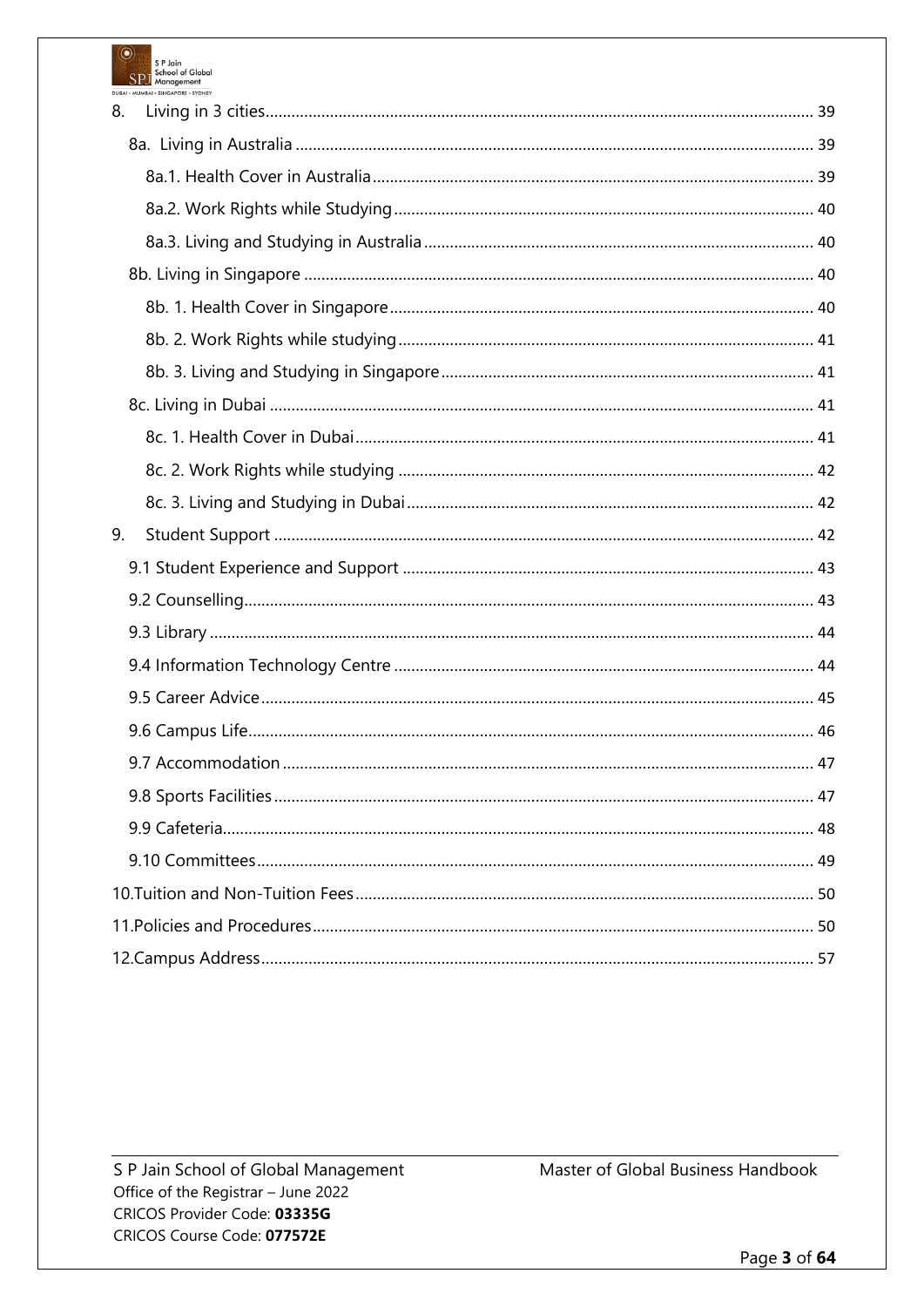8. Living in 3 cities ..... 39

8a. Living in Australia ..... 39

8a.1. Health Cover in Australia ..... 39

8a.2. Work Rights while Studying ..... 40

8a.3. Living and Studying in Australia ..... 40

8b. Living in Singapore ..... 40

8b. 1. Health Cover in Singapore ..... 40

8b. 2. Work Rights while studying ..... 41

8b. 3. Living and Studying in Singapore ..... 41

8c. Living in Dubai ..... 41

8c. 1. Health Cover in Dubai ..... 41

8c. 2. Work Rights while studying ..... 42

8c. 3. Living and Studying in Dubai ..... 42

9. Student Support ..... 42

9.1 Student Experience and Support ..... 43

9.2 Counselling ..... 43

9.3 Library ..... 44

9.4 Information Technology Centre ..... 44

9.5 Career Advice ..... 45

9.6 Campus Life ..... 46

9.7 Accommodation ..... 47

9.8 Sports Facilities ..... 47

9.9 Cafeteria ..... 48

9.10 Committees ..... 49

10. Tuition and Non-Tuition Fees ..... 50

11. Policies and Procedures ..... 50

12. Campus Address ..... 57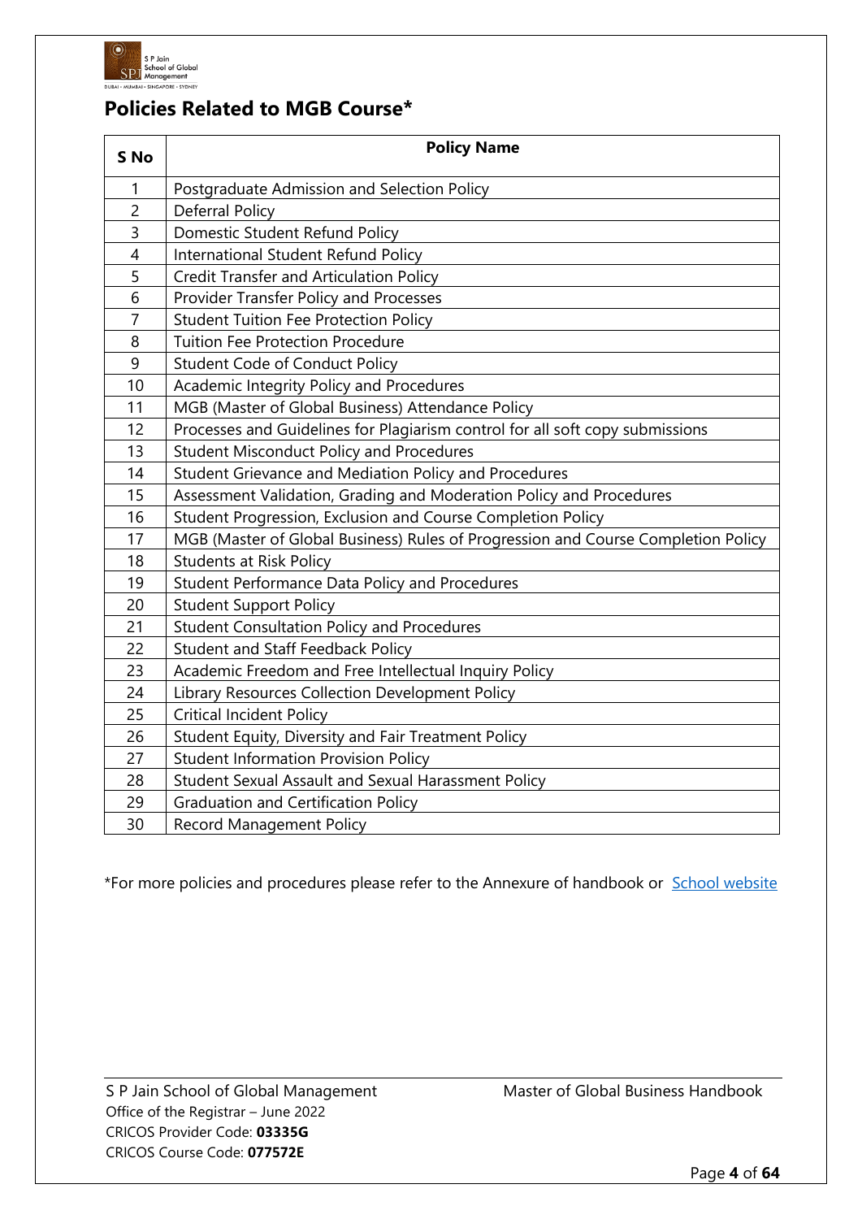## Policies Related to MGB Course*

| S No | Policy Name |
|---|---|
| 1 | Postgraduate Admission and Selection Policy |
| 2 | Deferral Policy |
| 3 | Domestic Student Refund Policy |
| 4 | International Student Refund Policy |
| 5 | Credit Transfer and Articulation Policy |
| 6 | Provider Transfer Policy and Processes |
| 7 | Student Tuition Fee Protection Policy |
| 8 | Tuition Fee Protection Procedure |
| 9 | Student Code of Conduct Policy |
| 10 | Academic Integrity Policy and Procedures |
| 11 | MGB (Master of Global Business) Attendance Policy |
| 12 | Processes and Guidelines for Plagiarism control for all soft copy submissions |
| 13 | Student Misconduct Policy and Procedures |
| 14 | Student Grievance and Mediation Policy and Procedures |
| 15 | Assessment Validation, Grading and Moderation Policy and Procedures |
| 16 | Student Progression, Exclusion and Course Completion Policy |
| 17 | MGB (Master of Global Business) Rules of Progression and Course Completion Policy |
| 18 | Students at Risk Policy |
| 19 | Student Performance Data Policy and Procedures |
| 20 | Student Support Policy |
| 21 | Student Consultation Policy and Procedures |
| 22 | Student and Staff Feedback Policy |
| 23 | Academic Freedom and Free Intellectual Inquiry Policy |
| 24 | Library Resources Collection Development Policy |
| 25 | Critical Incident Policy |
| 26 | Student Equity, Diversity and Fair Treatment Policy |
| 27 | Student Information Provision Policy |
| 28 | Student Sexual Assault and Sexual Harassment Policy |
| 29 | Graduation and Certification Policy |
| 30 | Record Management Policy |

*For more policies and procedures please refer to the Annexure of handbook or School website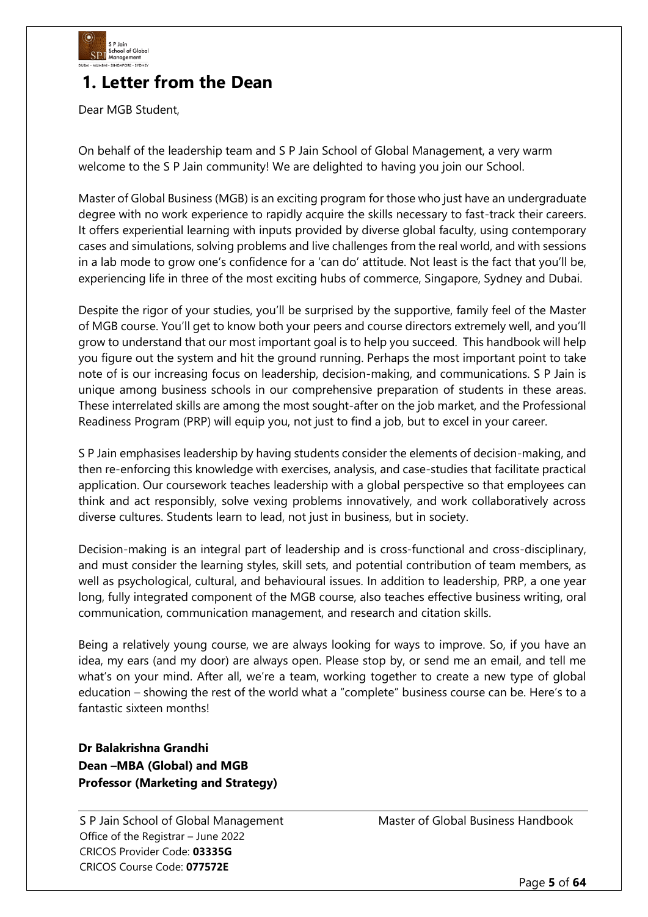# 1. Letter from the Dean

Dear MGB Student,

On behalf of the leadership team and S P Jain School of Global Management, a very warm welcome to the S P Jain community! We are delighted to having you join our School.

Master of Global Business (MGB) is an exciting program for those who just have an undergraduate degree with no work experience to rapidly acquire the skills necessary to fast-track their careers. It offers experiential learning with inputs provided by diverse global faculty, using contemporary cases and simulations, solving problems and live challenges from the real world, and with sessions in a lab mode to grow one's confidence for a 'can do' attitude. Not least is the fact that you'll be, experiencing life in three of the most exciting hubs of commerce, Singapore, Sydney and Dubai.

Despite the rigor of your studies, you'll be surprised by the supportive, family feel of the Master of MGB course. You'll get to know both your peers and course directors extremely well, and you'll grow to understand that our most important goal is to help you succeed. This handbook will help you figure out the system and hit the ground running. Perhaps the most important point to take note of is our increasing focus on leadership, decision-making, and communications. S P Jain is unique among business schools in our comprehensive preparation of students in these areas. These interrelated skills are among the most sought-after on the job market, and the Professional Readiness Program (PRP) will equip you, not just to find a job, but to excel in your career.

S P Jain emphasises leadership by having students consider the elements of decision-making, and then re-enforcing this knowledge with exercises, analysis, and case-studies that facilitate practical application. Our coursework teaches leadership with a global perspective so that employees can think and act responsibly, solve vexing problems innovatively, and work collaboratively across diverse cultures. Students learn to lead, not just in business, but in society.

Decision-making is an integral part of leadership and is cross-functional and cross-disciplinary, and must consider the learning styles, skill sets, and potential contribution of team members, as well as psychological, cultural, and behavioural issues. In addition to leadership, PRP, a one year long, fully integrated component of the MGB course, also teaches effective business writing, oral communication, communication management, and research and citation skills.

Being a relatively young course, we are always looking for ways to improve. So, if you have an idea, my ears (and my door) are always open. Please stop by, or send me an email, and tell me what's on your mind. After all, we're a team, working together to create a new type of global education – showing the rest of the world what a "complete" business course can be. Here's to a fantastic sixteen months!

**Dr Balakrishna Grandhi**
**Dean –MBA (Global) and MGB**
**Professor (Marketing and Strategy)**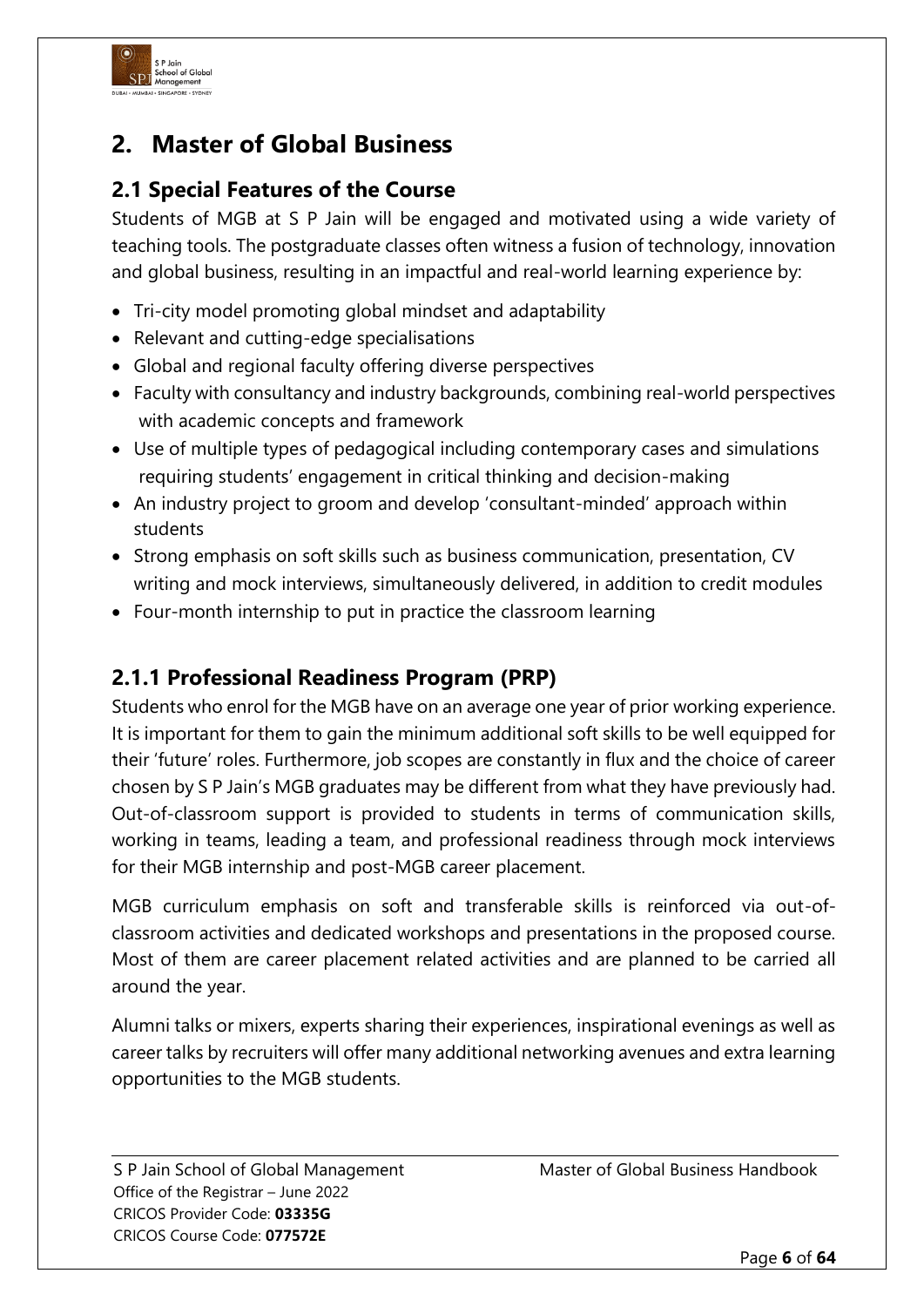# 2. Master of Global Business

## 2.1 Special Features of the Course

Students of MGB at S P Jain will be engaged and motivated using a wide variety of teaching tools. The postgraduate classes often witness a fusion of technology, innovation and global business, resulting in an impactful and real-world learning experience by:

- Tri-city model promoting global mindset and adaptability
- Relevant and cutting-edge specialisations
- Global and regional faculty offering diverse perspectives
- Faculty with consultancy and industry backgrounds, combining real-world perspectives with academic concepts and framework
- Use of multiple types of pedagogical including contemporary cases and simulations requiring students' engagement in critical thinking and decision-making
- An industry project to groom and develop 'consultant-minded' approach within students
- Strong emphasis on soft skills such as business communication, presentation, CV writing and mock interviews, simultaneously delivered, in addition to credit modules
- Four-month internship to put in practice the classroom learning

### 2.1.1 Professional Readiness Program (PRP)

Students who enrol for the MGB have on an average one year of prior working experience. It is important for them to gain the minimum additional soft skills to be well equipped for their 'future' roles. Furthermore, job scopes are constantly in flux and the choice of career chosen by S P Jain's MGB graduates may be different from what they have previously had. Out-of-classroom support is provided to students in terms of communication skills, working in teams, leading a team, and professional readiness through mock interviews for their MGB internship and post-MGB career placement.

MGB curriculum emphasis on soft and transferable skills is reinforced via out-of-classroom activities and dedicated workshops and presentations in the proposed course. Most of them are career placement related activities and are planned to be carried all around the year.

Alumni talks or mixers, experts sharing their experiences, inspirational evenings as well as career talks by recruiters will offer many additional networking avenues and extra learning opportunities to the MGB students.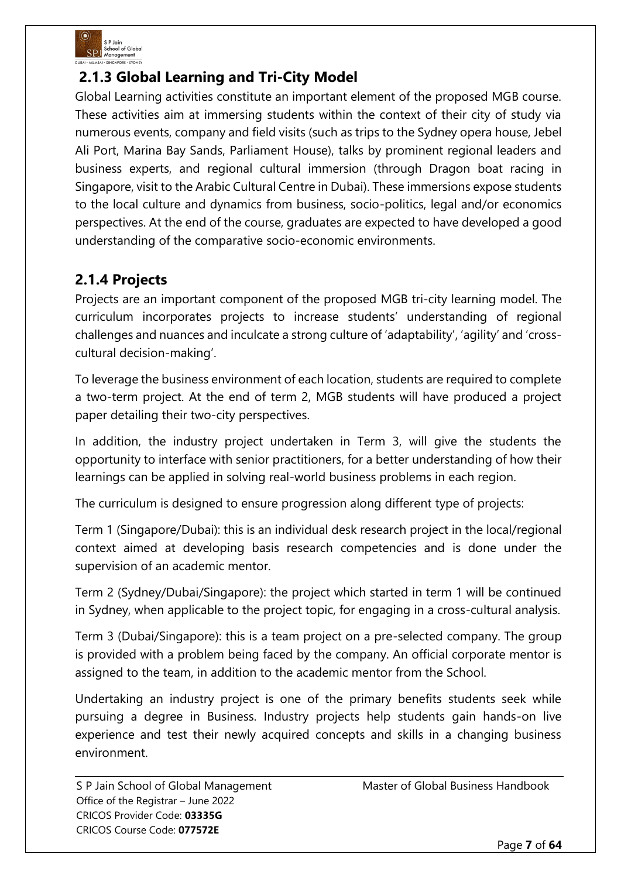## 2.1.3 Global Learning and Tri-City Model

Global Learning activities constitute an important element of the proposed MGB course. These activities aim at immersing students within the context of their city of study via numerous events, company and field visits (such as trips to the Sydney opera house, Jebel Ali Port, Marina Bay Sands, Parliament House), talks by prominent regional leaders and business experts, and regional cultural immersion (through Dragon boat racing in Singapore, visit to the Arabic Cultural Centre in Dubai). These immersions expose students to the local culture and dynamics from business, socio-politics, legal and/or economics perspectives. At the end of the course, graduates are expected to have developed a good understanding of the comparative socio-economic environments.

## 2.1.4 Projects

Projects are an important component of the proposed MGB tri-city learning model. The curriculum incorporates projects to increase students' understanding of regional challenges and nuances and inculcate a strong culture of 'adaptability', 'agility' and 'cross-cultural decision-making'.

To leverage the business environment of each location, students are required to complete a two-term project. At the end of term 2, MGB students will have produced a project paper detailing their two-city perspectives.

In addition, the industry project undertaken in Term 3, will give the students the opportunity to interface with senior practitioners, for a better understanding of how their learnings can be applied in solving real-world business problems in each region.

The curriculum is designed to ensure progression along different type of projects:

Term 1 (Singapore/Dubai): this is an individual desk research project in the local/regional context aimed at developing basis research competencies and is done under the supervision of an academic mentor.

Term 2 (Sydney/Dubai/Singapore): the project which started in term 1 will be continued in Sydney, when applicable to the project topic, for engaging in a cross-cultural analysis.

Term 3 (Dubai/Singapore): this is a team project on a pre-selected company. The group is provided with a problem being faced by the company. An official corporate mentor is assigned to the team, in addition to the academic mentor from the School.

Undertaking an industry project is one of the primary benefits students seek while pursuing a degree in Business. Industry projects help students gain hands-on live experience and test their newly acquired concepts and skills in a changing business environment.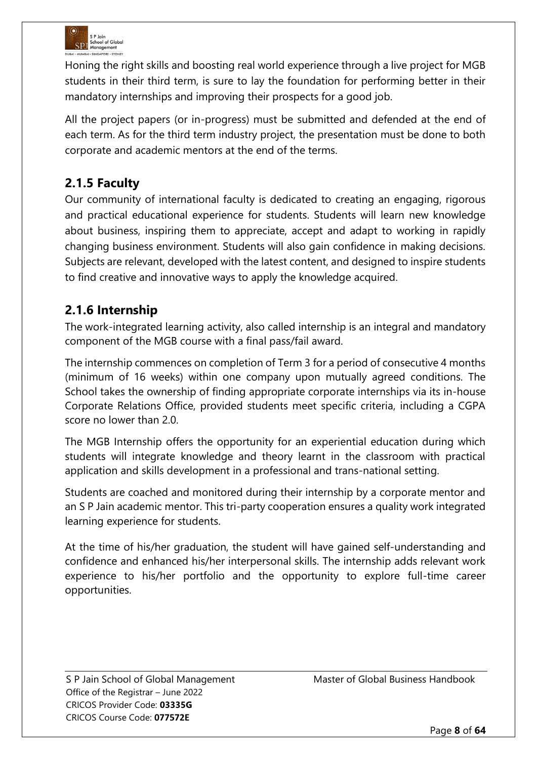Honing the right skills and boosting real world experience through a live project for MGB students in their third term, is sure to lay the foundation for performing better in their mandatory internships and improving their prospects for a good job.

All the project papers (or in-progress) must be submitted and defended at the end of each term. As for the third term industry project, the presentation must be done to both corporate and academic mentors at the end of the terms.

### 2.1.5 Faculty

Our community of international faculty is dedicated to creating an engaging, rigorous and practical educational experience for students. Students will learn new knowledge about business, inspiring them to appreciate, accept and adapt to working in rapidly changing business environment. Students will also gain confidence in making decisions. Subjects are relevant, developed with the latest content, and designed to inspire students to find creative and innovative ways to apply the knowledge acquired.

### 2.1.6 Internship

The work-integrated learning activity, also called internship is an integral and mandatory component of the MGB course with a final pass/fail award.

The internship commences on completion of Term 3 for a period of consecutive 4 months (minimum of 16 weeks) within one company upon mutually agreed conditions. The School takes the ownership of finding appropriate corporate internships via its in-house Corporate Relations Office, provided students meet specific criteria, including a CGPA score no lower than 2.0.

The MGB Internship offers the opportunity for an experiential education during which students will integrate knowledge and theory learnt in the classroom with practical application and skills development in a professional and trans-national setting.

Students are coached and monitored during their internship by a corporate mentor and an S P Jain academic mentor. This tri-party cooperation ensures a quality work integrated learning experience for students.

At the time of his/her graduation, the student will have gained self-understanding and confidence and enhanced his/her interpersonal skills. The internship adds relevant work experience to his/her portfolio and the opportunity to explore full-time career opportunities.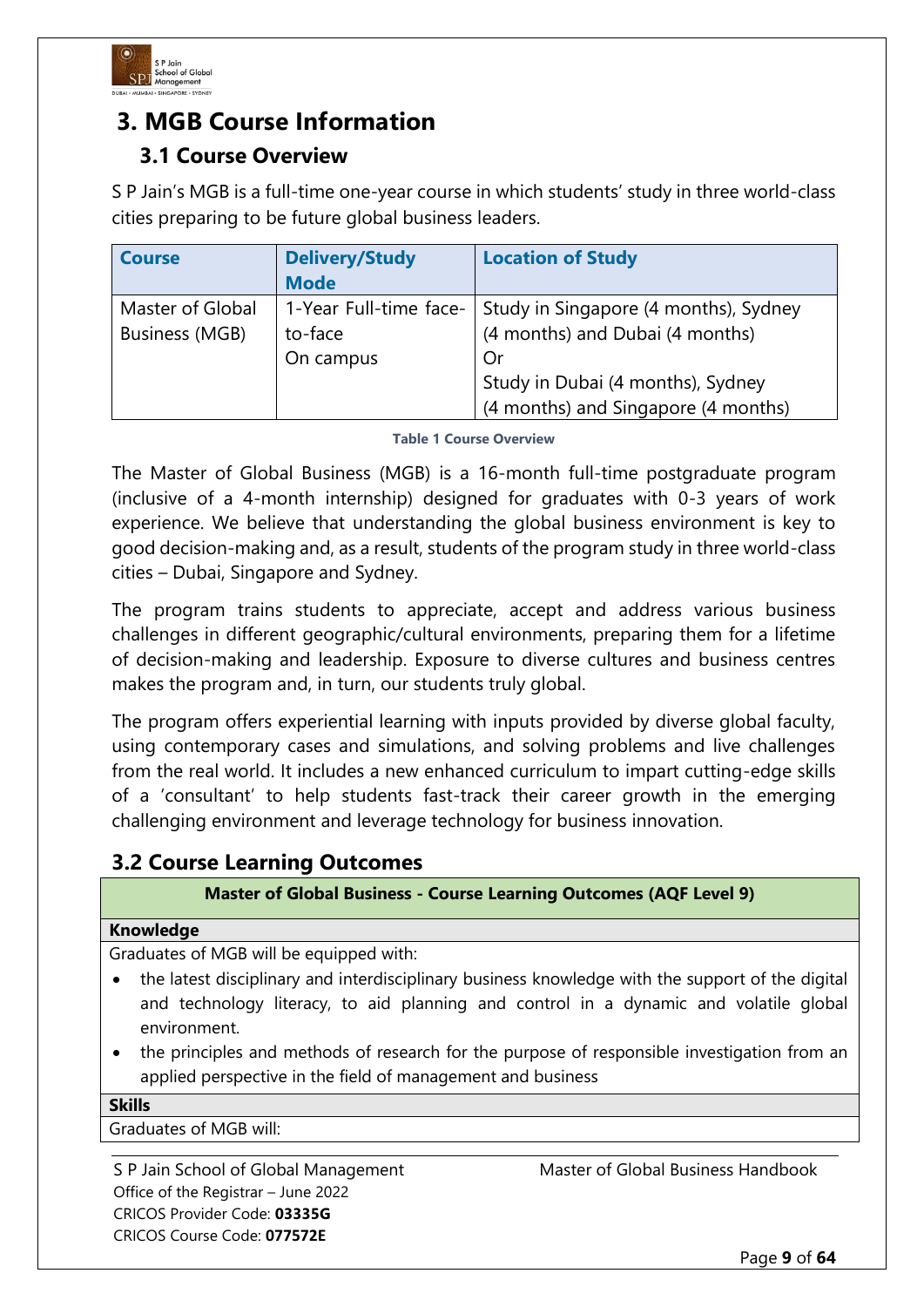# 3. MGB Course Information

## 3.1 Course Overview

S P Jain's MGB is a full-time one-year course in which students' study in three world-class cities preparing to be future global business leaders.

| Course | Delivery/Study Mode | Location of Study |
|---|---|---|
| Master of Global Business (MGB) | 1-Year Full-time face-to-face<br>On campus | Study in Singapore (4 months), Sydney (4 months) and Dubai (4 months)<br>Or<br>Study in Dubai (4 months), Sydney (4 months) and Singapore (4 months) |

**Table 1 Course Overview**

The Master of Global Business (MGB) is a 16-month full-time postgraduate program (inclusive of a 4-month internship) designed for graduates with 0-3 years of work experience. We believe that understanding the global business environment is key to good decision-making and, as a result, students of the program study in three world-class cities – Dubai, Singapore and Sydney.

The program trains students to appreciate, accept and address various business challenges in different geographic/cultural environments, preparing them for a lifetime of decision-making and leadership. Exposure to diverse cultures and business centres makes the program and, in turn, our students truly global.

The program offers experiential learning with inputs provided by diverse global faculty, using contemporary cases and simulations, and solving problems and live challenges from the real world. It includes a new enhanced curriculum to impart cutting-edge skills of a 'consultant' to help students fast-track their career growth in the emerging challenging environment and leverage technology for business innovation.

## 3.2 Course Learning Outcomes

| Master of Global Business - Course Learning Outcomes (AQF Level 9) |
|---|
| **Knowledge** |
| Graduates of MGB will be equipped with:<br>• the latest disciplinary and interdisciplinary business knowledge with the support of the digital and technology literacy, to aid planning and control in a dynamic and volatile global environment.<br>• the principles and methods of research for the purpose of responsible investigation from an applied perspective in the field of management and business |
| **Skills** |
| Graduates of MGB will: |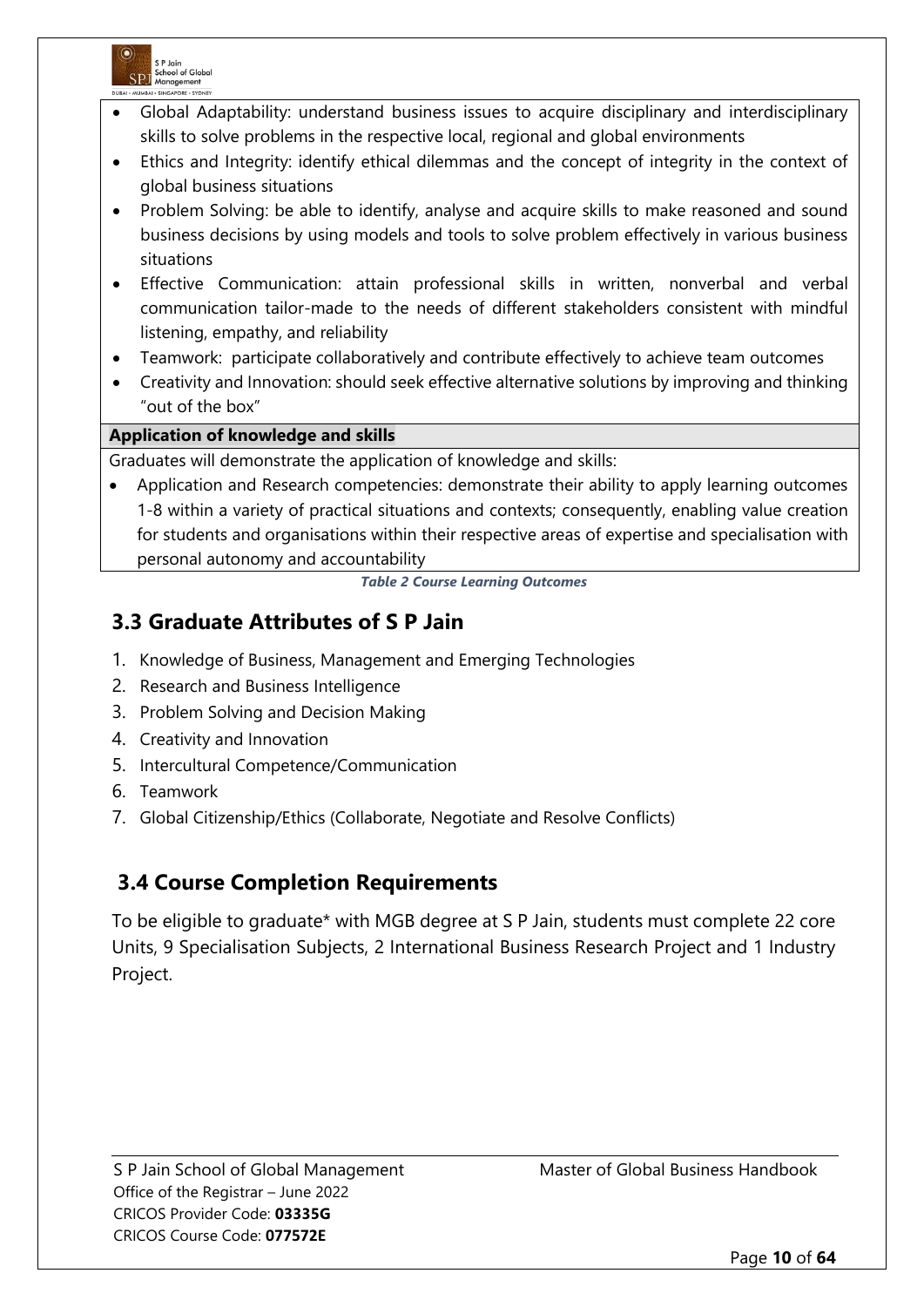- Global Adaptability: understand business issues to acquire disciplinary and interdisciplinary skills to solve problems in the respective local, regional and global environments
- Ethics and Integrity: identify ethical dilemmas and the concept of integrity in the context of global business situations
- Problem Solving: be able to identify, analyse and acquire skills to make reasoned and sound business decisions by using models and tools to solve problem effectively in various business situations
- Effective Communication: attain professional skills in written, nonverbal and verbal communication tailor-made to the needs of different stakeholders consistent with mindful listening, empathy, and reliability
- Teamwork: participate collaboratively and contribute effectively to achieve team outcomes
- Creativity and Innovation: should seek effective alternative solutions by improving and thinking "out of the box"

**Application of knowledge and skills**

Graduates will demonstrate the application of knowledge and skills:

- Application and Research competencies: demonstrate their ability to apply learning outcomes 1-8 within a variety of practical situations and contexts; consequently, enabling value creation for students and organisations within their respective areas of expertise and specialisation with personal autonomy and accountability

*Table 2 Course Learning Outcomes*

## 3.3 Graduate Attributes of S P Jain

1. Knowledge of Business, Management and Emerging Technologies
2. Research and Business Intelligence
3. Problem Solving and Decision Making
4. Creativity and Innovation
5. Intercultural Competence/Communication
6. Teamwork
7. Global Citizenship/Ethics (Collaborate, Negotiate and Resolve Conflicts)

## 3.4 Course Completion Requirements

To be eligible to graduate* with MGB degree at S P Jain, students must complete 22 core Units, 9 Specialisation Subjects, 2 International Business Research Project and 1 Industry Project.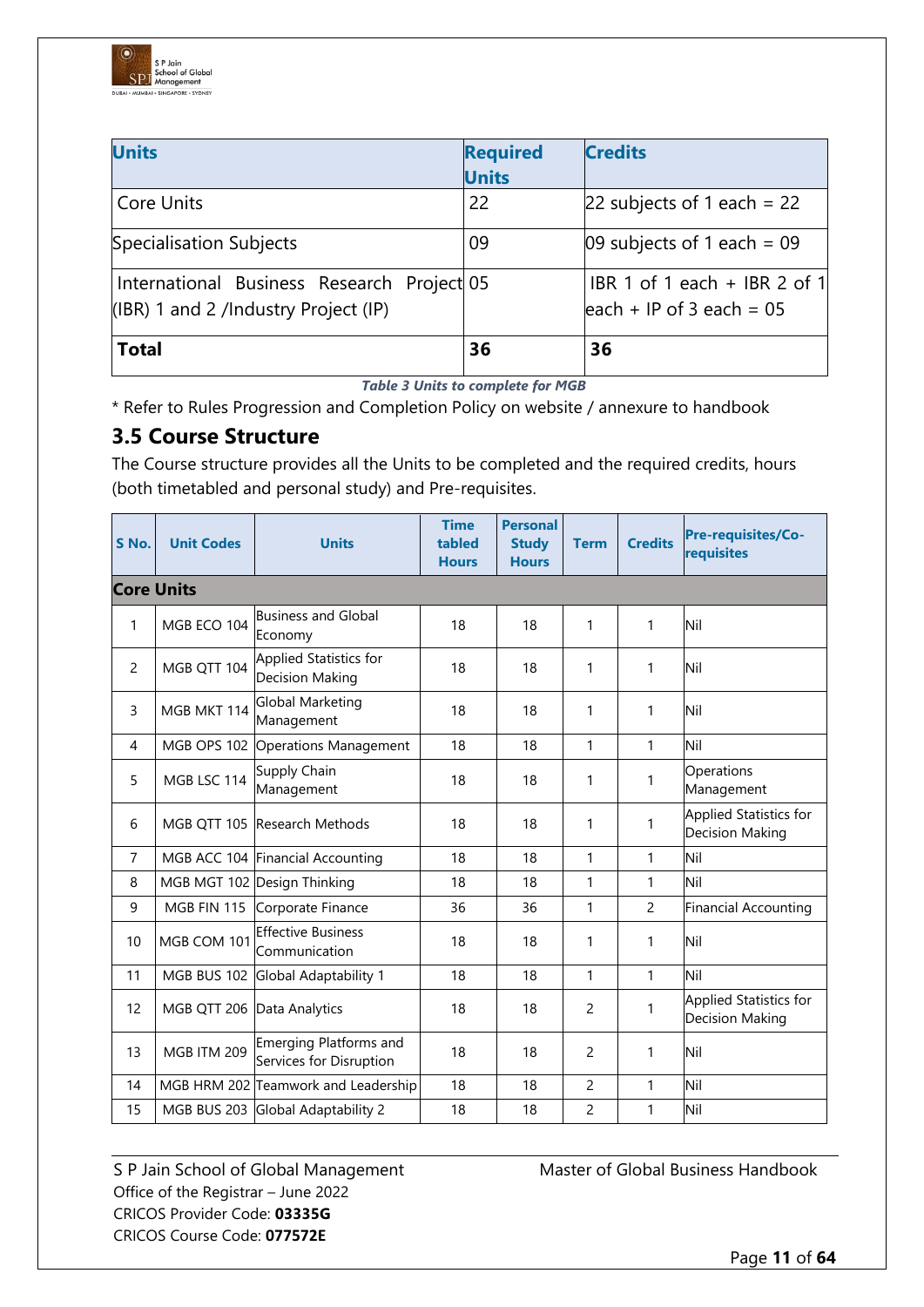| Units | Required Units | Credits |
|---|---|---|
| Core Units | 22 | 22 subjects of 1 each = 22 |
| Specialisation Subjects | 09 | 09 subjects of 1 each = 09 |
| International Business Research Project (IBR) 1 and 2 /Industry Project (IP) | 05 | IBR 1 of 1 each + IBR 2 of 1 each + IP of 3 each = 05 |
| **Total** | **36** | **36** |

*Table 3 Units to complete for MGB*

\* Refer to Rules Progression and Completion Policy on website / annexure to handbook

## 3.5 Course Structure

The Course structure provides all the Units to be completed and the required credits, hours (both timetabled and personal study) and Pre-requisites.

| S No. | Unit Codes | Units | Time tabled Hours | Personal Study Hours | Term | Credits | Pre-requisites/Co-requisites |
|---|---|---|---|---|---|---|---|
| **Core Units** | | | | | | | |
| 1 | MGB ECO 104 | Business and Global Economy | 18 | 18 | 1 | 1 | Nil |
| 2 | MGB QTT 104 | Applied Statistics for Decision Making | 18 | 18 | 1 | 1 | Nil |
| 3 | MGB MKT 114 | Global Marketing Management | 18 | 18 | 1 | 1 | Nil |
| 4 | MGB OPS 102 | Operations Management | 18 | 18 | 1 | 1 | Nil |
| 5 | MGB LSC 114 | Supply Chain Management | 18 | 18 | 1 | 1 | Operations Management |
| 6 | MGB QTT 105 | Research Methods | 18 | 18 | 1 | 1 | Applied Statistics for Decision Making |
| 7 | MGB ACC 104 | Financial Accounting | 18 | 18 | 1 | 1 | Nil |
| 8 | MGB MGT 102 | Design Thinking | 18 | 18 | 1 | 1 | Nil |
| 9 | MGB FIN 115 | Corporate Finance | 36 | 36 | 1 | 2 | Financial Accounting |
| 10 | MGB COM 101 | Effective Business Communication | 18 | 18 | 1 | 1 | Nil |
| 11 | MGB BUS 102 | Global Adaptability 1 | 18 | 18 | 1 | 1 | Nil |
| 12 | MGB QTT 206 | Data Analytics | 18 | 18 | 2 | 1 | Applied Statistics for Decision Making |
| 13 | MGB ITM 209 | Emerging Platforms and Services for Disruption | 18 | 18 | 2 | 1 | Nil |
| 14 | MGB HRM 202 | Teamwork and Leadership | 18 | 18 | 2 | 1 | Nil |
| 15 | MGB BUS 203 | Global Adaptability 2 | 18 | 18 | 2 | 1 | Nil |

S P Jain School of Global Management
Office of the Registrar – June 2022
CRICOS Provider Code: **03335G**
CRICOS Course Code: **077572E**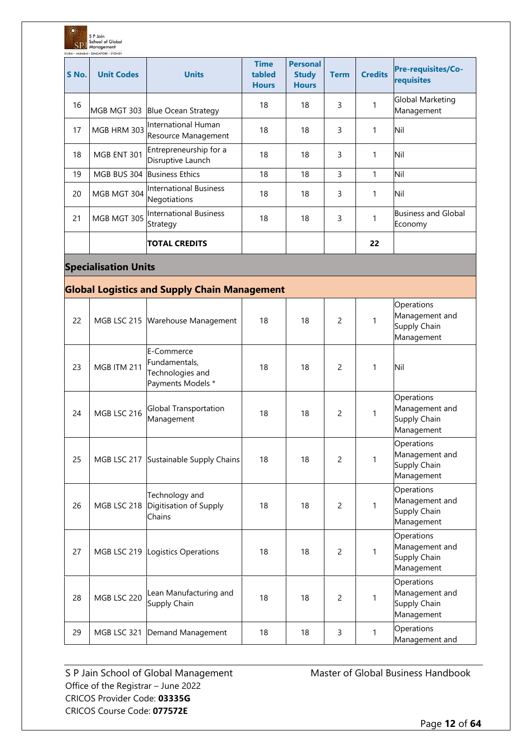| S No. | Unit Codes | Units | Time tabled Hours | Personal Study Hours | Term | Credits | Pre-requisites/Co-requisites |
|---|---|---|---|---|---|---|---|
| 16 | MGB MGT 303 | Blue Ocean Strategy | 18 | 18 | 3 | 1 | Global Marketing Management |
| 17 | MGB HRM 303 | International Human Resource Management | 18 | 18 | 3 | 1 | Nil |
| 18 | MGB ENT 301 | Entrepreneurship for a Disruptive Launch | 18 | 18 | 3 | 1 | Nil |
| 19 | MGB BUS 304 | Business Ethics | 18 | 18 | 3 | 1 | Nil |
| 20 | MGB MGT 304 | International Business Negotiations | 18 | 18 | 3 | 1 | Nil |
| 21 | MGB MGT 305 | International Business Strategy | 18 | 18 | 3 | 1 | Business and Global Economy |
| | | **TOTAL CREDITS** | | | | **22** | |
| **Specialisation Units** | | | | | | | |
| **Global Logistics and Supply Chain Management** | | | | | | | |
| 22 | MGB LSC 215 | Warehouse Management | 18 | 18 | 2 | 1 | Operations Management and Supply Chain Management |
| 23 | MGB ITM 211 | E-Commerce Fundamentals, Technologies and Payments Models * | 18 | 18 | 2 | 1 | Nil |
| 24 | MGB LSC 216 | Global Transportation Management | 18 | 18 | 2 | 1 | Operations Management and Supply Chain Management |
| 25 | MGB LSC 217 | Sustainable Supply Chains | 18 | 18 | 2 | 1 | Operations Management and Supply Chain Management |
| 26 | MGB LSC 218 | Technology and Digitisation of Supply Chains | 18 | 18 | 2 | 1 | Operations Management and Supply Chain Management |
| 27 | MGB LSC 219 | Logistics Operations | 18 | 18 | 2 | 1 | Operations Management and Supply Chain Management |
| 28 | MGB LSC 220 | Lean Manufacturing and Supply Chain | 18 | 18 | 2 | 1 | Operations Management and Supply Chain Management |
| 29 | MGB LSC 321 | Demand Management | 18 | 18 | 3 | 1 | Operations Management and |

S P Jain School of Global Management
Office of the Registrar – June 2022
CRICOS Provider Code: **03335G**
CRICOS Course Code: **077572E**

Master of Global Business Handbook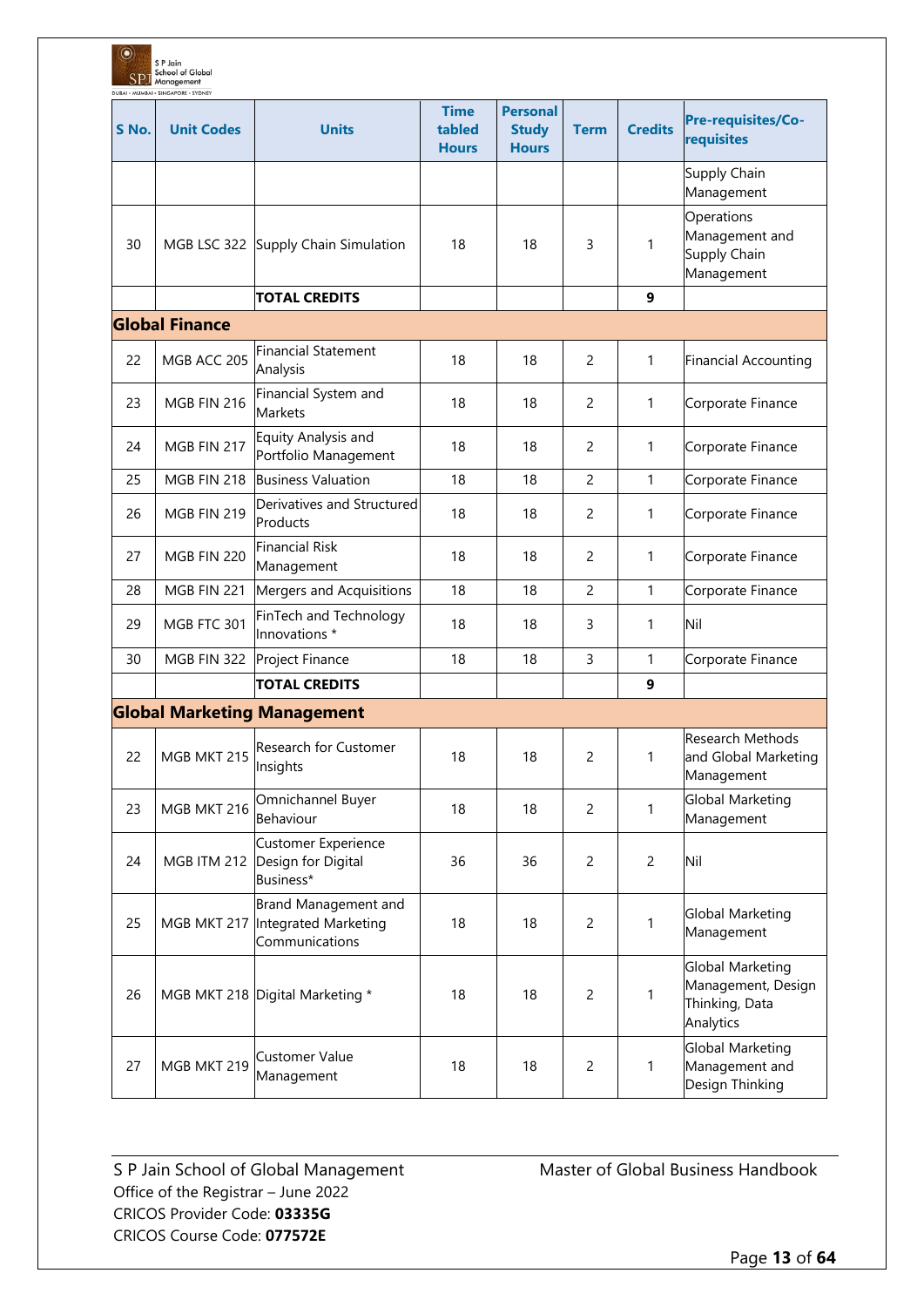| S No. | Unit Codes | Units | Time tabled Hours | Personal Study Hours | Term | Credits | Pre-requisites/Co-requisites |
|---|---|---|---|---|---|---|---|
| | | | | | | | Supply Chain Management |
| 30 | MGB LSC 322 | Supply Chain Simulation | 18 | 18 | 3 | 1 | Operations Management and Supply Chain Management |
| | | **TOTAL CREDITS** | | | | **9** | |
| **Global Finance** | | | | | | | |
| 22 | MGB ACC 205 | Financial Statement Analysis | 18 | 18 | 2 | 1 | Financial Accounting |
| 23 | MGB FIN 216 | Financial System and Markets | 18 | 18 | 2 | 1 | Corporate Finance |
| 24 | MGB FIN 217 | Equity Analysis and Portfolio Management | 18 | 18 | 2 | 1 | Corporate Finance |
| 25 | MGB FIN 218 | Business Valuation | 18 | 18 | 2 | 1 | Corporate Finance |
| 26 | MGB FIN 219 | Derivatives and Structured Products | 18 | 18 | 2 | 1 | Corporate Finance |
| 27 | MGB FIN 220 | Financial Risk Management | 18 | 18 | 2 | 1 | Corporate Finance |
| 28 | MGB FIN 221 | Mergers and Acquisitions | 18 | 18 | 2 | 1 | Corporate Finance |
| 29 | MGB FTC 301 | FinTech and Technology Innovations * | 18 | 18 | 3 | 1 | Nil |
| 30 | MGB FIN 322 | Project Finance | 18 | 18 | 3 | 1 | Corporate Finance |
| | | **TOTAL CREDITS** | | | | **9** | |
| **Global Marketing Management** | | | | | | | |
| 22 | MGB MKT 215 | Research for Customer Insights | 18 | 18 | 2 | 1 | Research Methods and Global Marketing Management |
| 23 | MGB MKT 216 | Omnichannel Buyer Behaviour | 18 | 18 | 2 | 1 | Global Marketing Management |
| 24 | MGB ITM 212 | Customer Experience Design for Digital Business* | 36 | 36 | 2 | 2 | Nil |
| 25 | MGB MKT 217 | Brand Management and Integrated Marketing Communications | 18 | 18 | 2 | 1 | Global Marketing Management |
| 26 | MGB MKT 218 | Digital Marketing * | 18 | 18 | 2 | 1 | Global Marketing Management, Design Thinking, Data Analytics |
| 27 | MGB MKT 219 | Customer Value Management | 18 | 18 | 2 | 1 | Global Marketing Management and Design Thinking |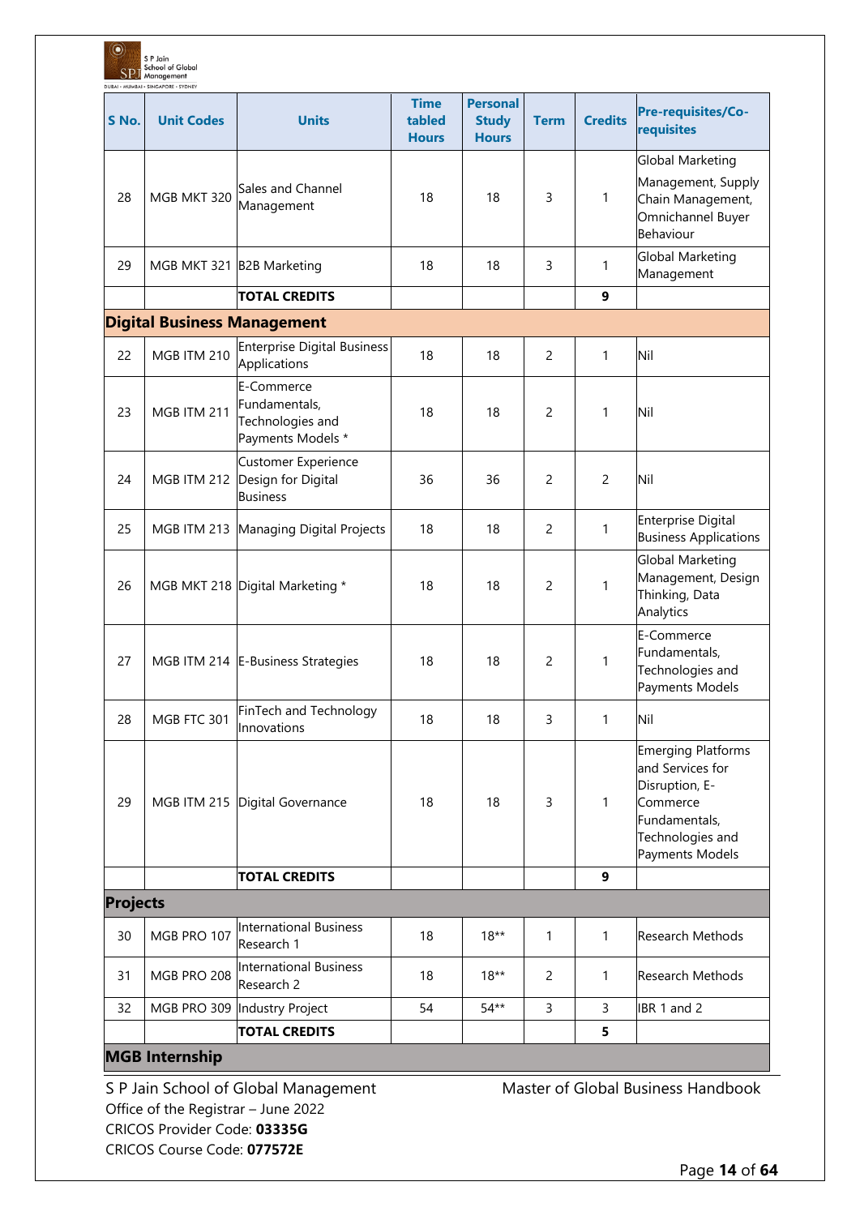| S No. | Unit Codes | Units | Time tabled Hours | Personal Study Hours | Term | Credits | Pre-requisites/Co-requisites |
|---|---|---|---|---|---|---|---|
| 28 | MGB MKT 320 | Sales and Channel Management | 18 | 18 | 3 | 1 | Global Marketing Management, Supply Chain Management, Omnichannel Buyer Behaviour |
| 29 | MGB MKT 321 | B2B Marketing | 18 | 18 | 3 | 1 | Global Marketing Management |
| | | **TOTAL CREDITS** | | | | **9** | |
| **Digital Business Management** | | | | | | | |
| 22 | MGB ITM 210 | Enterprise Digital Business Applications | 18 | 18 | 2 | 1 | Nil |
| 23 | MGB ITM 211 | E-Commerce Fundamentals, Technologies and Payments Models * | 18 | 18 | 2 | 1 | Nil |
| 24 | MGB ITM 212 | Customer Experience Design for Digital Business | 36 | 36 | 2 | 2 | Nil |
| 25 | MGB ITM 213 | Managing Digital Projects | 18 | 18 | 2 | 1 | Enterprise Digital Business Applications |
| 26 | MGB MKT 218 | Digital Marketing * | 18 | 18 | 2 | 1 | Global Marketing Management, Design Thinking, Data Analytics |
| 27 | MGB ITM 214 | E-Business Strategies | 18 | 18 | 2 | 1 | E-Commerce Fundamentals, Technologies and Payments Models |
| 28 | MGB FTC 301 | FinTech and Technology Innovations | 18 | 18 | 3 | 1 | Nil |
| 29 | MGB ITM 215 | Digital Governance | 18 | 18 | 3 | 1 | Emerging Platforms and Services for Disruption, E-Commerce Fundamentals, Technologies and Payments Models |
| | | **TOTAL CREDITS** | | | | **9** | |
| **Projects** | | | | | | | |
| 30 | MGB PRO 107 | International Business Research 1 | 18 | 18** | 1 | 1 | Research Methods |
| 31 | MGB PRO 208 | International Business Research 2 | 18 | 18** | 2 | 1 | Research Methods |
| 32 | MGB PRO 309 | Industry Project | 54 | 54** | 3 | 3 | IBR 1 and 2 |
| | | **TOTAL CREDITS** | | | | **5** | |
| **MGB Internship** | | | | | | | |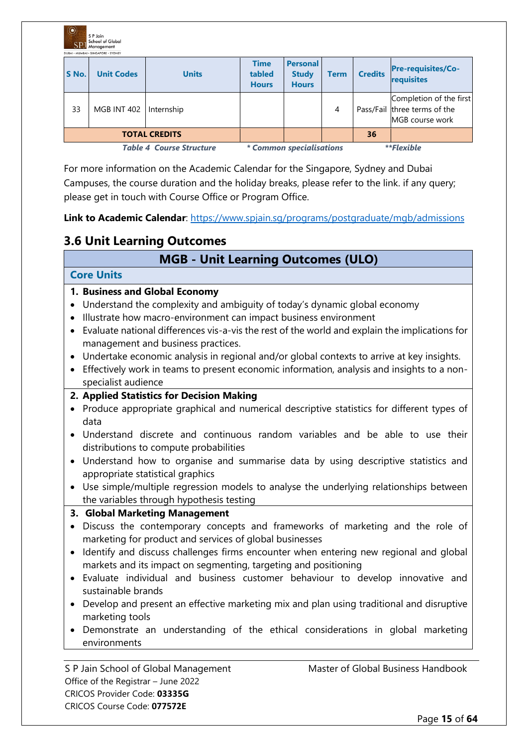| S No. | Unit Codes | Units | Time tabled Hours | Personal Study Hours | Term | Credits | Pre-requisites/Co-requisites |
|---|---|---|---|---|---|---|---|
| 33 | MGB INT 402 | Internship | | | 4 | Pass/Fail | Completion of the first three terms of the MGB course work |
| **TOTAL CREDITS** | | | | | | **36** | |

*Table 4 Course Structure* *\* Common specialisations* *\*\*Flexible*

For more information on the Academic Calendar for the Singapore, Sydney and Dubai Campuses, the course duration and the holiday breaks, please refer to the link. if any query; please get in touch with Course Office or Program Office.

**Link to Academic Calendar**: https://www.spjain.sg/programs/postgraduate/mgb/admissions

## 3.6 Unit Learning Outcomes

### MGB - Unit Learning Outcomes (ULO)

#### Core Units

**1. Business and Global Economy**

- Understand the complexity and ambiguity of today's dynamic global economy
- Illustrate how macro-environment can impact business environment
- Evaluate national differences vis-a-vis the rest of the world and explain the implications for management and business practices.
- Undertake economic analysis in regional and/or global contexts to arrive at key insights.
- Effectively work in teams to present economic information, analysis and insights to a non-specialist audience

**2. Applied Statistics for Decision Making**

- Produce appropriate graphical and numerical descriptive statistics for different types of data
- Understand discrete and continuous random variables and be able to use their distributions to compute probabilities
- Understand how to organise and summarise data by using descriptive statistics and appropriate statistical graphics
- Use simple/multiple regression models to analyse the underlying relationships between the variables through hypothesis testing

**3. Global Marketing Management**

- Discuss the contemporary concepts and frameworks of marketing and the role of marketing for product and services of global businesses
- Identify and discuss challenges firms encounter when entering new regional and global markets and its impact on segmenting, targeting and positioning
- Evaluate individual and business customer behaviour to develop innovative and sustainable brands
- Develop and present an effective marketing mix and plan using traditional and disruptive marketing tools
- Demonstrate an understanding of the ethical considerations in global marketing environments

S P Jain School of Global Management
Office of the Registrar – June 2022
CRICOS Provider Code: **03335G**
CRICOS Course Code: **077572E**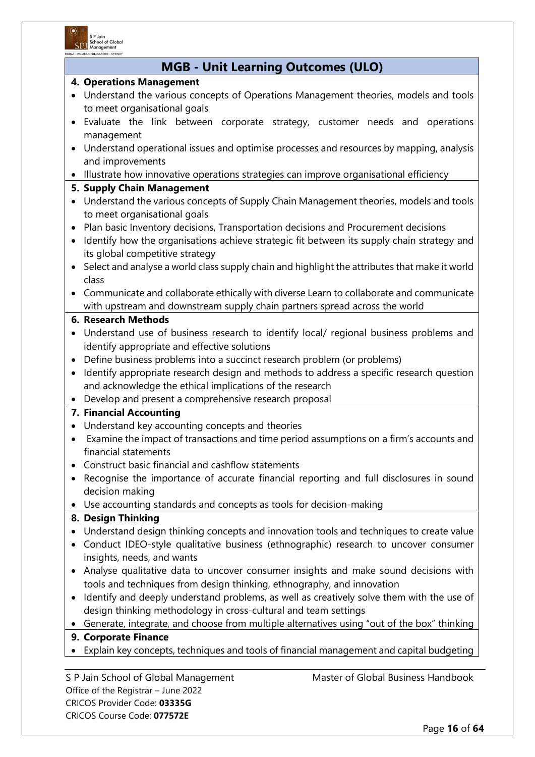## MGB - Unit Learning Outcomes (ULO)

**4. Operations Management**

- Understand the various concepts of Operations Management theories, models and tools to meet organisational goals
- Evaluate the link between corporate strategy, customer needs and operations management
- Understand operational issues and optimise processes and resources by mapping, analysis and improvements
- Illustrate how innovative operations strategies can improve organisational efficiency

**5. Supply Chain Management**

- Understand the various concepts of Supply Chain Management theories, models and tools to meet organisational goals
- Plan basic Inventory decisions, Transportation decisions and Procurement decisions
- Identify how the organisations achieve strategic fit between its supply chain strategy and its global competitive strategy
- Select and analyse a world class supply chain and highlight the attributes that make it world class
- Communicate and collaborate ethically with diverse Learn to collaborate and communicate with upstream and downstream supply chain partners spread across the world

**6. Research Methods**

- Understand use of business research to identify local/ regional business problems and identify appropriate and effective solutions
- Define business problems into a succinct research problem (or problems)
- Identify appropriate research design and methods to address a specific research question and acknowledge the ethical implications of the research
- Develop and present a comprehensive research proposal

**7. Financial Accounting**

- Understand key accounting concepts and theories
- Examine the impact of transactions and time period assumptions on a firm's accounts and financial statements
- Construct basic financial and cashflow statements
- Recognise the importance of accurate financial reporting and full disclosures in sound decision making
- Use accounting standards and concepts as tools for decision-making

**8. Design Thinking**

- Understand design thinking concepts and innovation tools and techniques to create value
- Conduct IDEO-style qualitative business (ethnographic) research to uncover consumer insights, needs, and wants
- Analyse qualitative data to uncover consumer insights and make sound decisions with tools and techniques from design thinking, ethnography, and innovation
- Identify and deeply understand problems, as well as creatively solve them with the use of design thinking methodology in cross-cultural and team settings
- Generate, integrate, and choose from multiple alternatives using "out of the box" thinking

**9. Corporate Finance**

- Explain key concepts, techniques and tools of financial management and capital budgeting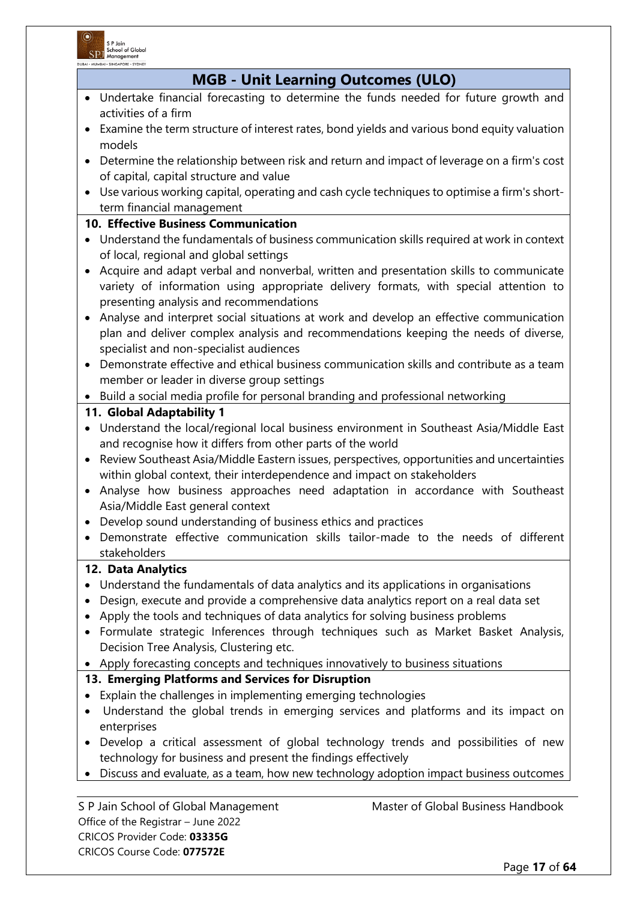## MGB - Unit Learning Outcomes (ULO)

- Undertake financial forecasting to determine the funds needed for future growth and activities of a firm
- Examine the term structure of interest rates, bond yields and various bond equity valuation models
- Determine the relationship between risk and return and impact of leverage on a firm's cost of capital, capital structure and value
- Use various working capital, operating and cash cycle techniques to optimise a firm's short-term financial management

**10. Effective Business Communication**

- Understand the fundamentals of business communication skills required at work in context of local, regional and global settings
- Acquire and adapt verbal and nonverbal, written and presentation skills to communicate variety of information using appropriate delivery formats, with special attention to presenting analysis and recommendations
- Analyse and interpret social situations at work and develop an effective communication plan and deliver complex analysis and recommendations keeping the needs of diverse, specialist and non-specialist audiences
- Demonstrate effective and ethical business communication skills and contribute as a team member or leader in diverse group settings
- Build a social media profile for personal branding and professional networking

**11. Global Adaptability 1**

- Understand the local/regional local business environment in Southeast Asia/Middle East and recognise how it differs from other parts of the world
- Review Southeast Asia/Middle Eastern issues, perspectives, opportunities and uncertainties within global context, their interdependence and impact on stakeholders
- Analyse how business approaches need adaptation in accordance with Southeast Asia/Middle East general context
- Develop sound understanding of business ethics and practices
- Demonstrate effective communication skills tailor-made to the needs of different stakeholders

**12. Data Analytics**

- Understand the fundamentals of data analytics and its applications in organisations
- Design, execute and provide a comprehensive data analytics report on a real data set
- Apply the tools and techniques of data analytics for solving business problems
- Formulate strategic Inferences through techniques such as Market Basket Analysis, Decision Tree Analysis, Clustering etc.
- Apply forecasting concepts and techniques innovatively to business situations

**13. Emerging Platforms and Services for Disruption**

- Explain the challenges in implementing emerging technologies
- Understand the global trends in emerging services and platforms and its impact on enterprises
- Develop a critical assessment of global technology trends and possibilities of new technology for business and present the findings effectively
- Discuss and evaluate, as a team, how new technology adoption impact business outcomes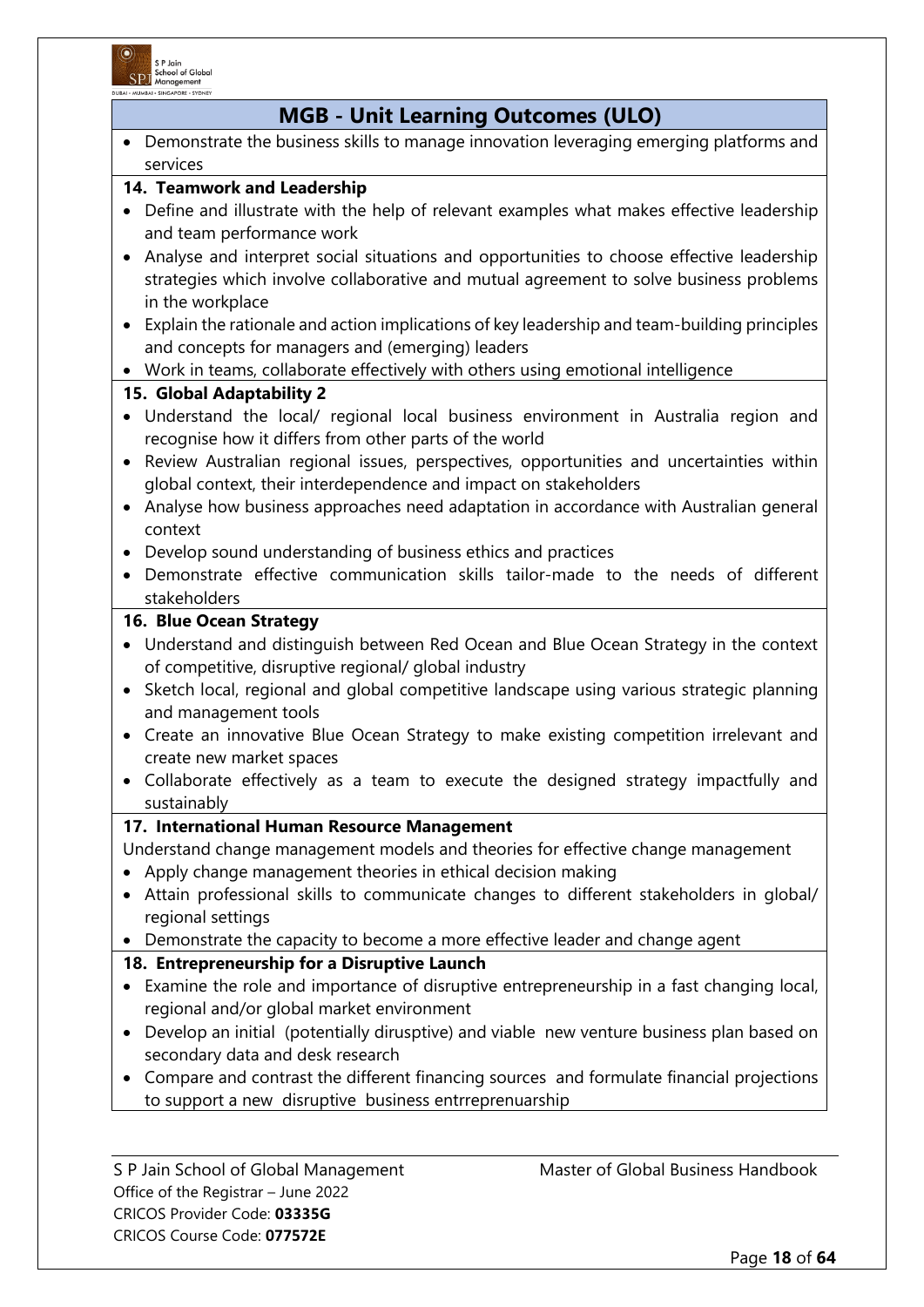## MGB - Unit Learning Outcomes (ULO)

- Demonstrate the business skills to manage innovation leveraging emerging platforms and services

### 14. Teamwork and Leadership

- Define and illustrate with the help of relevant examples what makes effective leadership and team performance work
- Analyse and interpret social situations and opportunities to choose effective leadership strategies which involve collaborative and mutual agreement to solve business problems in the workplace
- Explain the rationale and action implications of key leadership and team-building principles and concepts for managers and (emerging) leaders
- Work in teams, collaborate effectively with others using emotional intelligence

### 15. Global Adaptability 2

- Understand the local/ regional local business environment in Australia region and recognise how it differs from other parts of the world
- Review Australian regional issues, perspectives, opportunities and uncertainties within global context, their interdependence and impact on stakeholders
- Analyse how business approaches need adaptation in accordance with Australian general context
- Develop sound understanding of business ethics and practices
- Demonstrate effective communication skills tailor-made to the needs of different stakeholders

### 16. Blue Ocean Strategy

- Understand and distinguish between Red Ocean and Blue Ocean Strategy in the context of competitive, disruptive regional/ global industry
- Sketch local, regional and global competitive landscape using various strategic planning and management tools
- Create an innovative Blue Ocean Strategy to make existing competition irrelevant and create new market spaces
- Collaborate effectively as a team to execute the designed strategy impactfully and sustainably

### 17. International Human Resource Management

Understand change management models and theories for effective change management

- Apply change management theories in ethical decision making
- Attain professional skills to communicate changes to different stakeholders in global/ regional settings
- Demonstrate the capacity to become a more effective leader and change agent

### 18. Entrepreneurship for a Disruptive Launch

- Examine the role and importance of disruptive entrepreneurship in a fast changing local, regional and/or global market environment
- Develop an initial (potentially dirusptive) and viable new venture business plan based on secondary data and desk research
- Compare and contrast the different financing sources and formulate financial projections to support a new disruptive business entrrepreneuarship

S P Jain School of Global Management
Office of the Registrar – June 2022
CRICOS Provider Code: **03335G**
CRICOS Course Code: **077572E**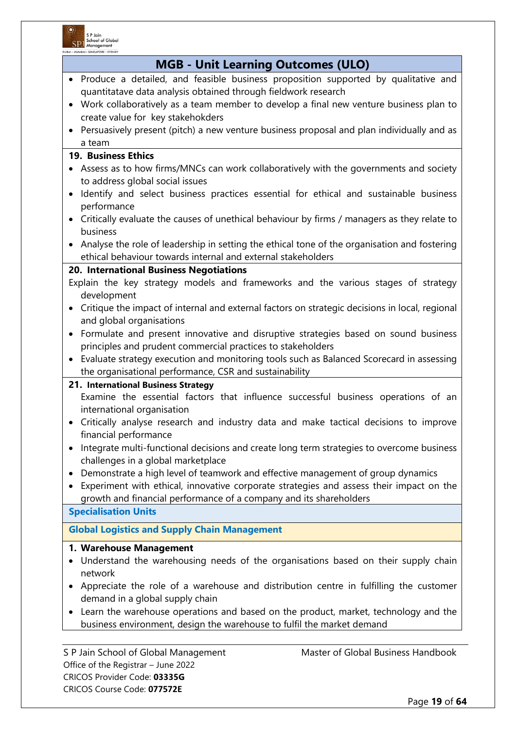## MGB - Unit Learning Outcomes (ULO)

- Produce a detailed, and feasible business proposition supported by qualitative and quantitatave data analysis obtained through fieldwork research
- Work collaboratively as a team member to develop a final new venture business plan to create value for key stakehokders
- Persuasively present (pitch) a new venture business proposal and plan individually and as a team

**19. Business Ethics**

- Assess as to how firms/MNCs can work collaboratively with the governments and society to address global social issues
- Identify and select business practices essential for ethical and sustainable business performance
- Critically evaluate the causes of unethical behaviour by firms / managers as they relate to business
- Analyse the role of leadership in setting the ethical tone of the organisation and fostering ethical behaviour towards internal and external stakeholders

**20. International Business Negotiations**

Explain the key strategy models and frameworks and the various stages of strategy development

- Critique the impact of internal and external factors on strategic decisions in local, regional and global organisations
- Formulate and present innovative and disruptive strategies based on sound business principles and prudent commercial practices to stakeholders
- Evaluate strategy execution and monitoring tools such as Balanced Scorecard in assessing the organisational performance, CSR and sustainability

**21. International Business Strategy**

Examine the essential factors that influence successful business operations of an international organisation

- Critically analyse research and industry data and make tactical decisions to improve financial performance
- Integrate multi-functional decisions and create long term strategies to overcome business challenges in a global marketplace
- Demonstrate a high level of teamwork and effective management of group dynamics
- Experiment with ethical, innovative corporate strategies and assess their impact on the growth and financial performance of a company and its shareholders

### Specialisation Units

### Global Logistics and Supply Chain Management

**1. Warehouse Management**

- Understand the warehousing needs of the organisations based on their supply chain network
- Appreciate the role of a warehouse and distribution centre in fulfilling the customer demand in a global supply chain
- Learn the warehouse operations and based on the product, market, technology and the business environment, design the warehouse to fulfil the market demand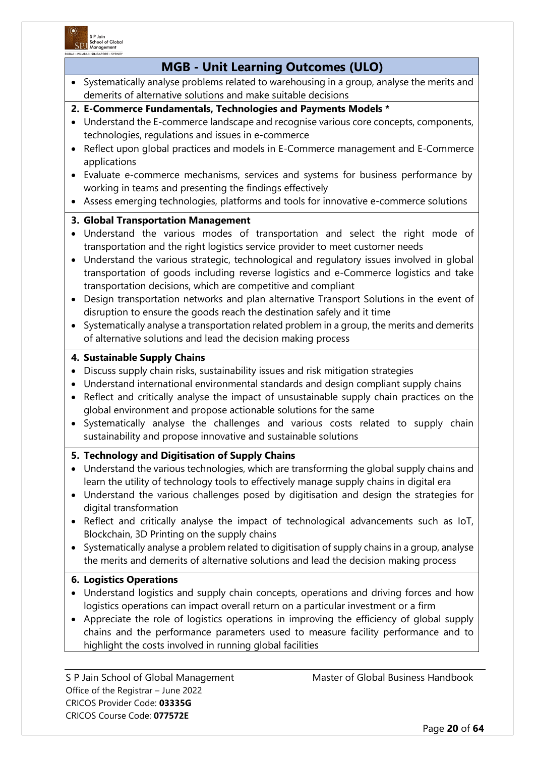## MGB - Unit Learning Outcomes (ULO)

- Systematically analyse problems related to warehousing in a group, analyse the merits and demerits of alternative solutions and make suitable decisions

**2. E-Commerce Fundamentals, Technologies and Payments Models ***

- Understand the E-commerce landscape and recognise various core concepts, components, technologies, regulations and issues in e-commerce
- Reflect upon global practices and models in E-Commerce management and E-Commerce applications
- Evaluate e-commerce mechanisms, services and systems for business performance by working in teams and presenting the findings effectively
- Assess emerging technologies, platforms and tools for innovative e-commerce solutions

**3. Global Transportation Management**

- Understand the various modes of transportation and select the right mode of transportation and the right logistics service provider to meet customer needs
- Understand the various strategic, technological and regulatory issues involved in global transportation of goods including reverse logistics and e-Commerce logistics and take transportation decisions, which are competitive and compliant
- Design transportation networks and plan alternative Transport Solutions in the event of disruption to ensure the goods reach the destination safely and it time
- Systematically analyse a transportation related problem in a group, the merits and demerits of alternative solutions and lead the decision making process

**4. Sustainable Supply Chains**

- Discuss supply chain risks, sustainability issues and risk mitigation strategies
- Understand international environmental standards and design compliant supply chains
- Reflect and critically analyse the impact of unsustainable supply chain practices on the global environment and propose actionable solutions for the same
- Systematically analyse the challenges and various costs related to supply chain sustainability and propose innovative and sustainable solutions

**5. Technology and Digitisation of Supply Chains**

- Understand the various technologies, which are transforming the global supply chains and learn the utility of technology tools to effectively manage supply chains in digital era
- Understand the various challenges posed by digitisation and design the strategies for digital transformation
- Reflect and critically analyse the impact of technological advancements such as IoT, Blockchain, 3D Printing on the supply chains
- Systematically analyse a problem related to digitisation of supply chains in a group, analyse the merits and demerits of alternative solutions and lead the decision making process

**6. Logistics Operations**

- Understand logistics and supply chain concepts, operations and driving forces and how logistics operations can impact overall return on a particular investment or a firm
- Appreciate the role of logistics operations in improving the efficiency of global supply chains and the performance parameters used to measure facility performance and to highlight the costs involved in running global facilities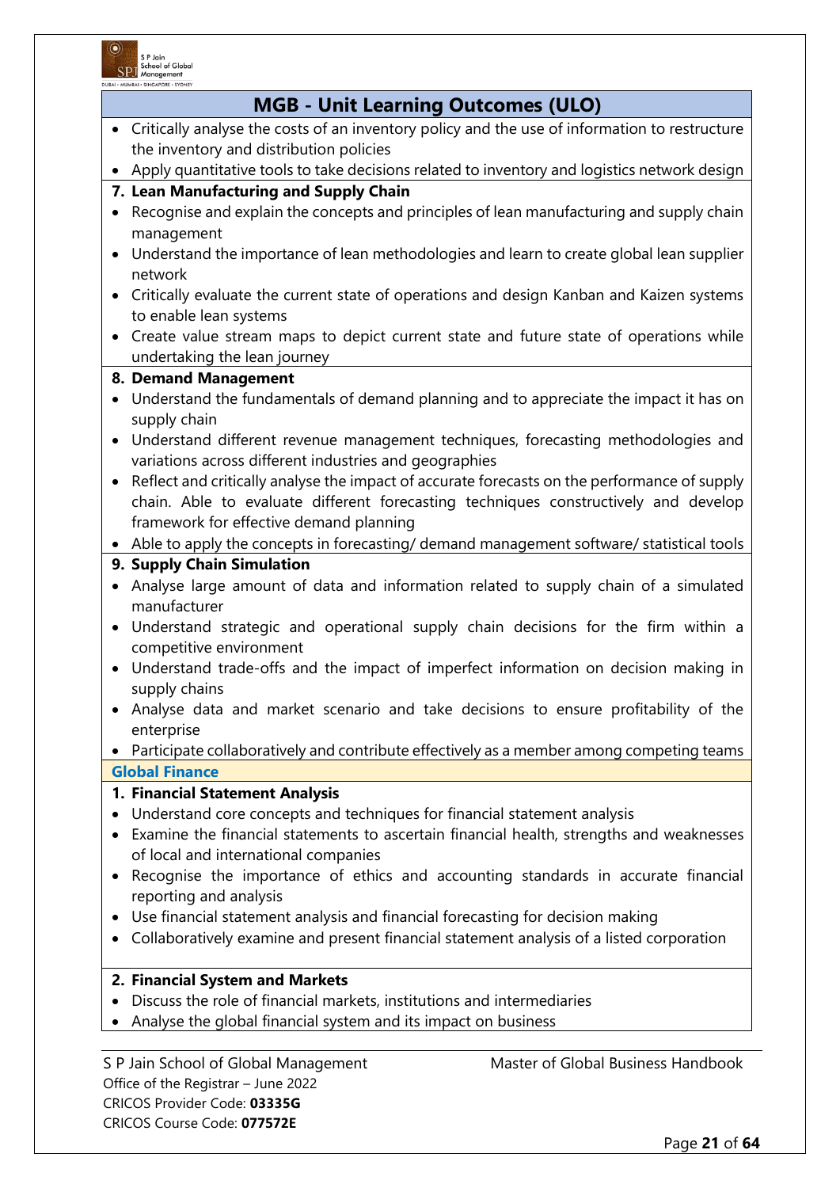## MGB - Unit Learning Outcomes (ULO)

- Critically analyse the costs of an inventory policy and the use of information to restructure the inventory and distribution policies
- Apply quantitative tools to take decisions related to inventory and logistics network design

**7. Lean Manufacturing and Supply Chain**

- Recognise and explain the concepts and principles of lean manufacturing and supply chain management
- Understand the importance of lean methodologies and learn to create global lean supplier network
- Critically evaluate the current state of operations and design Kanban and Kaizen systems to enable lean systems
- Create value stream maps to depict current state and future state of operations while undertaking the lean journey

**8. Demand Management**

- Understand the fundamentals of demand planning and to appreciate the impact it has on supply chain
- Understand different revenue management techniques, forecasting methodologies and variations across different industries and geographies
- Reflect and critically analyse the impact of accurate forecasts on the performance of supply chain. Able to evaluate different forecasting techniques constructively and develop framework for effective demand planning
- Able to apply the concepts in forecasting/ demand management software/ statistical tools

**9. Supply Chain Simulation**

- Analyse large amount of data and information related to supply chain of a simulated manufacturer
- Understand strategic and operational supply chain decisions for the firm within a competitive environment
- Understand trade-offs and the impact of imperfect information on decision making in supply chains
- Analyse data and market scenario and take decisions to ensure profitability of the enterprise
- Participate collaboratively and contribute effectively as a member among competing teams

### Global Finance

**1. Financial Statement Analysis**

- Understand core concepts and techniques for financial statement analysis
- Examine the financial statements to ascertain financial health, strengths and weaknesses of local and international companies
- Recognise the importance of ethics and accounting standards in accurate financial reporting and analysis
- Use financial statement analysis and financial forecasting for decision making
- Collaboratively examine and present financial statement analysis of a listed corporation

**2. Financial System and Markets**

- Discuss the role of financial markets, institutions and intermediaries
- Analyse the global financial system and its impact on business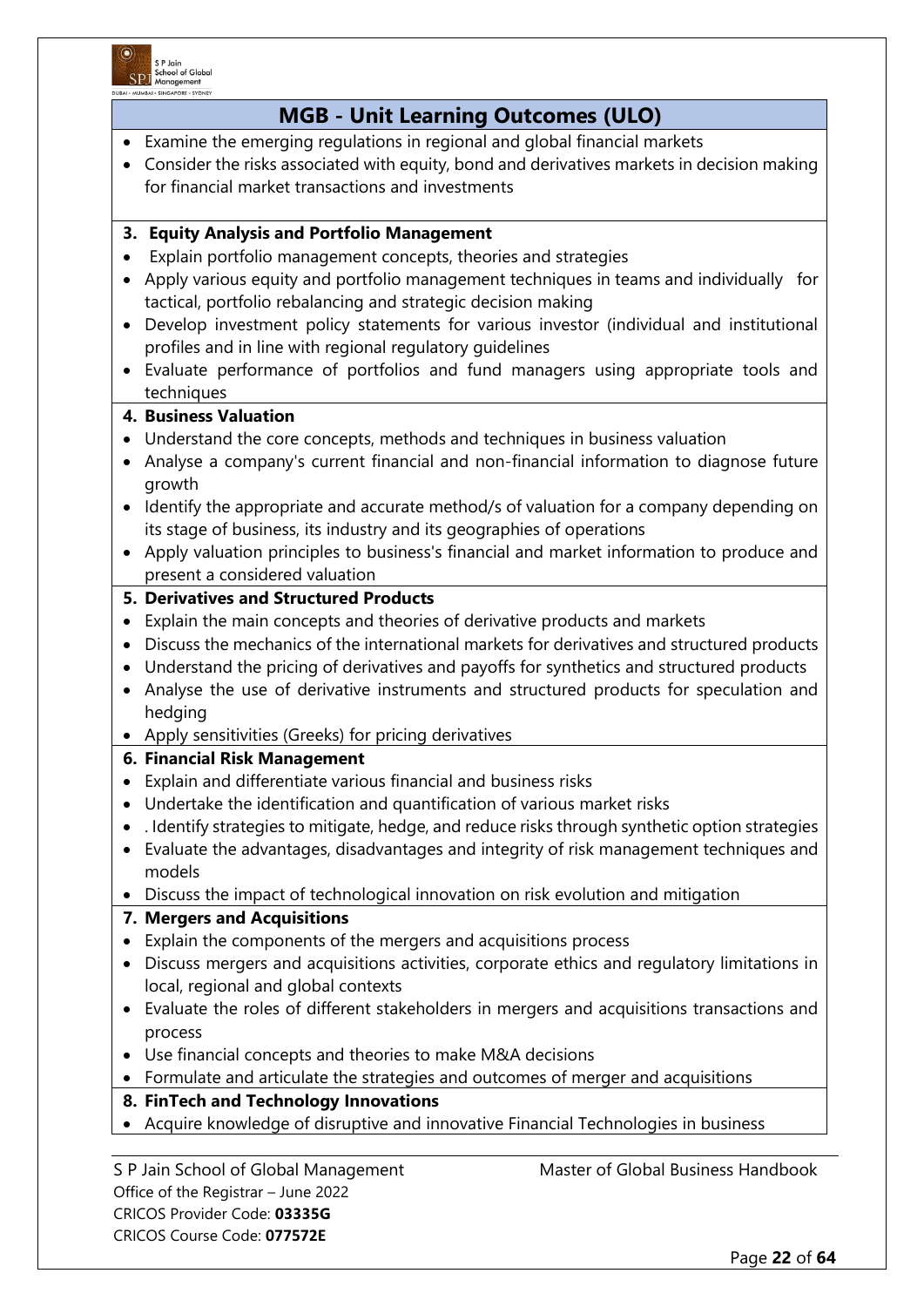## MGB - Unit Learning Outcomes (ULO)

- Examine the emerging regulations in regional and global financial markets
- Consider the risks associated with equity, bond and derivatives markets in decision making for financial market transactions and investments

**3. Equity Analysis and Portfolio Management**

- Explain portfolio management concepts, theories and strategies
- Apply various equity and portfolio management techniques in teams and individually for tactical, portfolio rebalancing and strategic decision making
- Develop investment policy statements for various investor (individual and institutional profiles and in line with regional regulatory guidelines
- Evaluate performance of portfolios and fund managers using appropriate tools and techniques

**4. Business Valuation**

- Understand the core concepts, methods and techniques in business valuation
- Analyse a company's current financial and non-financial information to diagnose future growth
- Identify the appropriate and accurate method/s of valuation for a company depending on its stage of business, its industry and its geographies of operations
- Apply valuation principles to business's financial and market information to produce and present a considered valuation

**5. Derivatives and Structured Products**

- Explain the main concepts and theories of derivative products and markets
- Discuss the mechanics of the international markets for derivatives and structured products
- Understand the pricing of derivatives and payoffs for synthetics and structured products
- Analyse the use of derivative instruments and structured products for speculation and hedging
- Apply sensitivities (Greeks) for pricing derivatives

**6. Financial Risk Management**

- Explain and differentiate various financial and business risks
- Undertake the identification and quantification of various market risks
- . Identify strategies to mitigate, hedge, and reduce risks through synthetic option strategies
- Evaluate the advantages, disadvantages and integrity of risk management techniques and models
- Discuss the impact of technological innovation on risk evolution and mitigation

**7. Mergers and Acquisitions**

- Explain the components of the mergers and acquisitions process
- Discuss mergers and acquisitions activities, corporate ethics and regulatory limitations in local, regional and global contexts
- Evaluate the roles of different stakeholders in mergers and acquisitions transactions and process
- Use financial concepts and theories to make M&A decisions
- Formulate and articulate the strategies and outcomes of merger and acquisitions

**8. FinTech and Technology Innovations**

- Acquire knowledge of disruptive and innovative Financial Technologies in business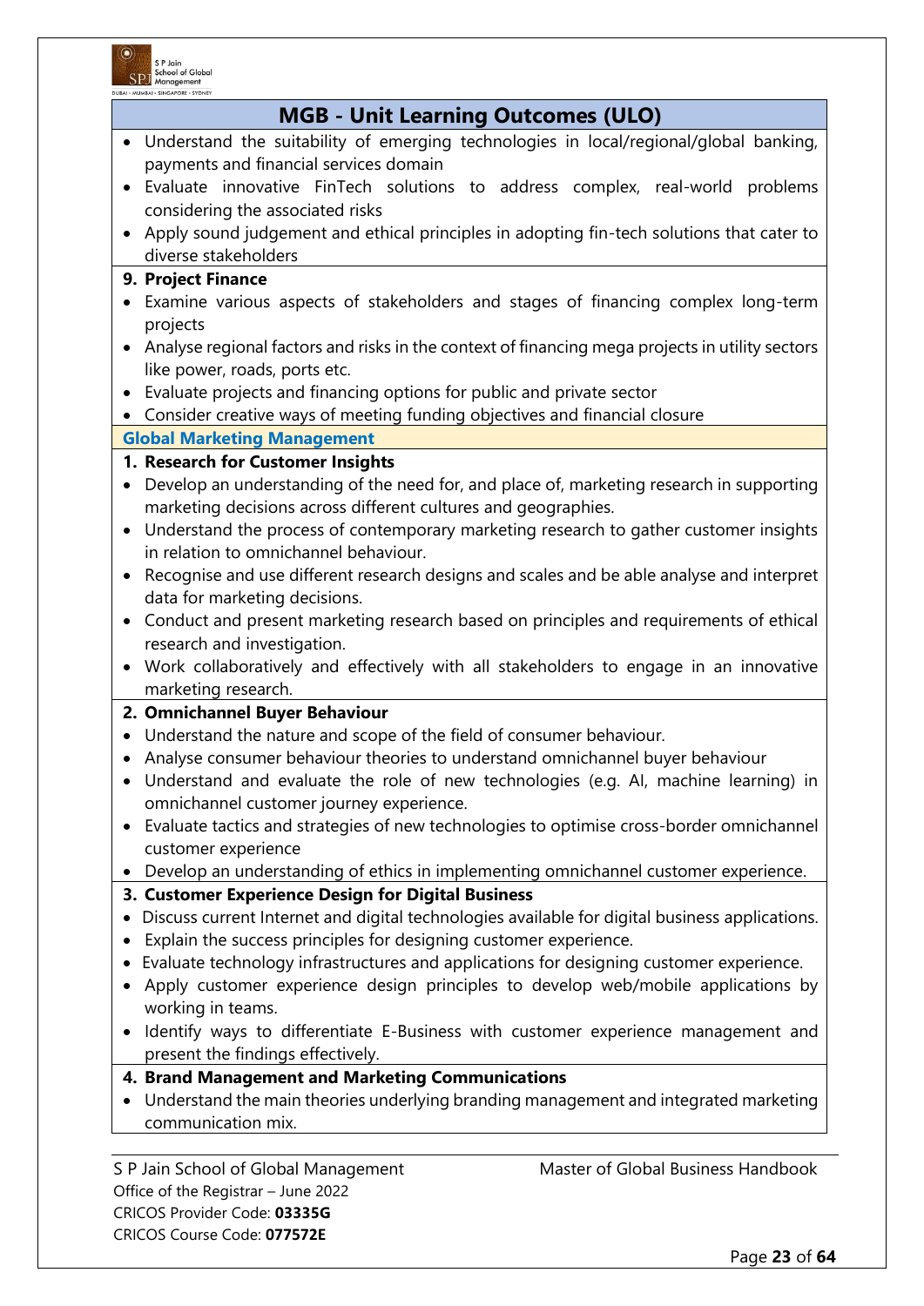## MGB - Unit Learning Outcomes (ULO)

- Understand the suitability of emerging technologies in local/regional/global banking, payments and financial services domain
- Evaluate innovative FinTech solutions to address complex, real-world problems considering the associated risks
- Apply sound judgement and ethical principles in adopting fin-tech solutions that cater to diverse stakeholders

**9. Project Finance**

- Examine various aspects of stakeholders and stages of financing complex long-term projects
- Analyse regional factors and risks in the context of financing mega projects in utility sectors like power, roads, ports etc.
- Evaluate projects and financing options for public and private sector
- Consider creative ways of meeting funding objectives and financial closure

### Global Marketing Management

**1. Research for Customer Insights**

- Develop an understanding of the need for, and place of, marketing research in supporting marketing decisions across different cultures and geographies.
- Understand the process of contemporary marketing research to gather customer insights in relation to omnichannel behaviour.
- Recognise and use different research designs and scales and be able analyse and interpret data for marketing decisions.
- Conduct and present marketing research based on principles and requirements of ethical research and investigation.
- Work collaboratively and effectively with all stakeholders to engage in an innovative marketing research.

**2. Omnichannel Buyer Behaviour**

- Understand the nature and scope of the field of consumer behaviour.
- Analyse consumer behaviour theories to understand omnichannel buyer behaviour
- Understand and evaluate the role of new technologies (e.g. AI, machine learning) in omnichannel customer journey experience.
- Evaluate tactics and strategies of new technologies to optimise cross-border omnichannel customer experience
- Develop an understanding of ethics in implementing omnichannel customer experience.

**3. Customer Experience Design for Digital Business**

- Discuss current Internet and digital technologies available for digital business applications.
- Explain the success principles for designing customer experience.
- Evaluate technology infrastructures and applications for designing customer experience.
- Apply customer experience design principles to develop web/mobile applications by working in teams.
- Identify ways to differentiate E-Business with customer experience management and present the findings effectively.

**4. Brand Management and Marketing Communications**

- Understand the main theories underlying branding management and integrated marketing communication mix.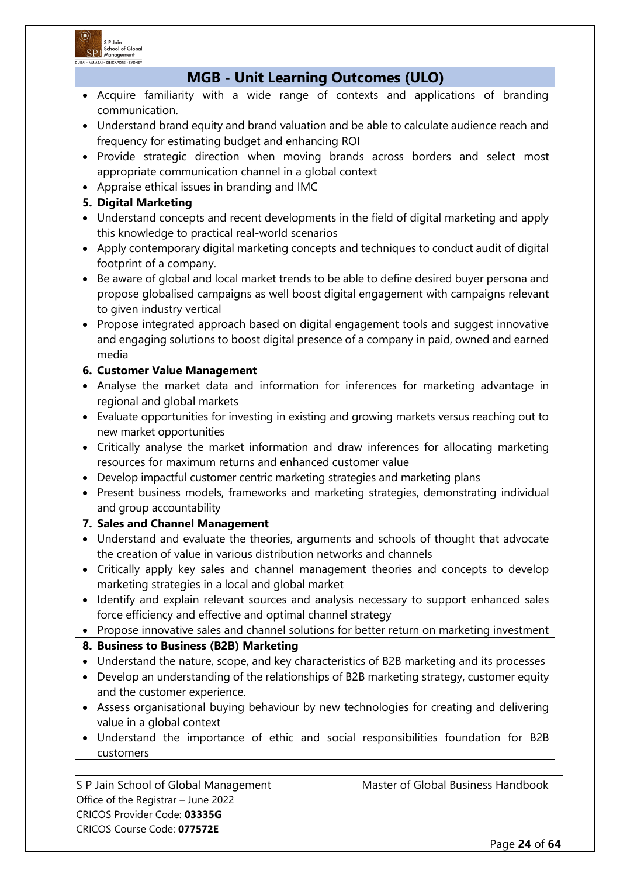## MGB - Unit Learning Outcomes (ULO)

- Acquire familiarity with a wide range of contexts and applications of branding communication.
- Understand brand equity and brand valuation and be able to calculate audience reach and frequency for estimating budget and enhancing ROI
- Provide strategic direction when moving brands across borders and select most appropriate communication channel in a global context
- Appraise ethical issues in branding and IMC

**5. Digital Marketing**

- Understand concepts and recent developments in the field of digital marketing and apply this knowledge to practical real-world scenarios
- Apply contemporary digital marketing concepts and techniques to conduct audit of digital footprint of a company.
- Be aware of global and local market trends to be able to define desired buyer persona and propose globalised campaigns as well boost digital engagement with campaigns relevant to given industry vertical
- Propose integrated approach based on digital engagement tools and suggest innovative and engaging solutions to boost digital presence of a company in paid, owned and earned media

**6. Customer Value Management**

- Analyse the market data and information for inferences for marketing advantage in regional and global markets
- Evaluate opportunities for investing in existing and growing markets versus reaching out to new market opportunities
- Critically analyse the market information and draw inferences for allocating marketing resources for maximum returns and enhanced customer value
- Develop impactful customer centric marketing strategies and marketing plans
- Present business models, frameworks and marketing strategies, demonstrating individual and group accountability

**7. Sales and Channel Management**

- Understand and evaluate the theories, arguments and schools of thought that advocate the creation of value in various distribution networks and channels
- Critically apply key sales and channel management theories and concepts to develop marketing strategies in a local and global market
- Identify and explain relevant sources and analysis necessary to support enhanced sales force efficiency and effective and optimal channel strategy
- Propose innovative sales and channel solutions for better return on marketing investment

**8. Business to Business (B2B) Marketing**

- Understand the nature, scope, and key characteristics of B2B marketing and its processes
- Develop an understanding of the relationships of B2B marketing strategy, customer equity and the customer experience.
- Assess organisational buying behaviour by new technologies for creating and delivering value in a global context
- Understand the importance of ethic and social responsibilities foundation for B2B customers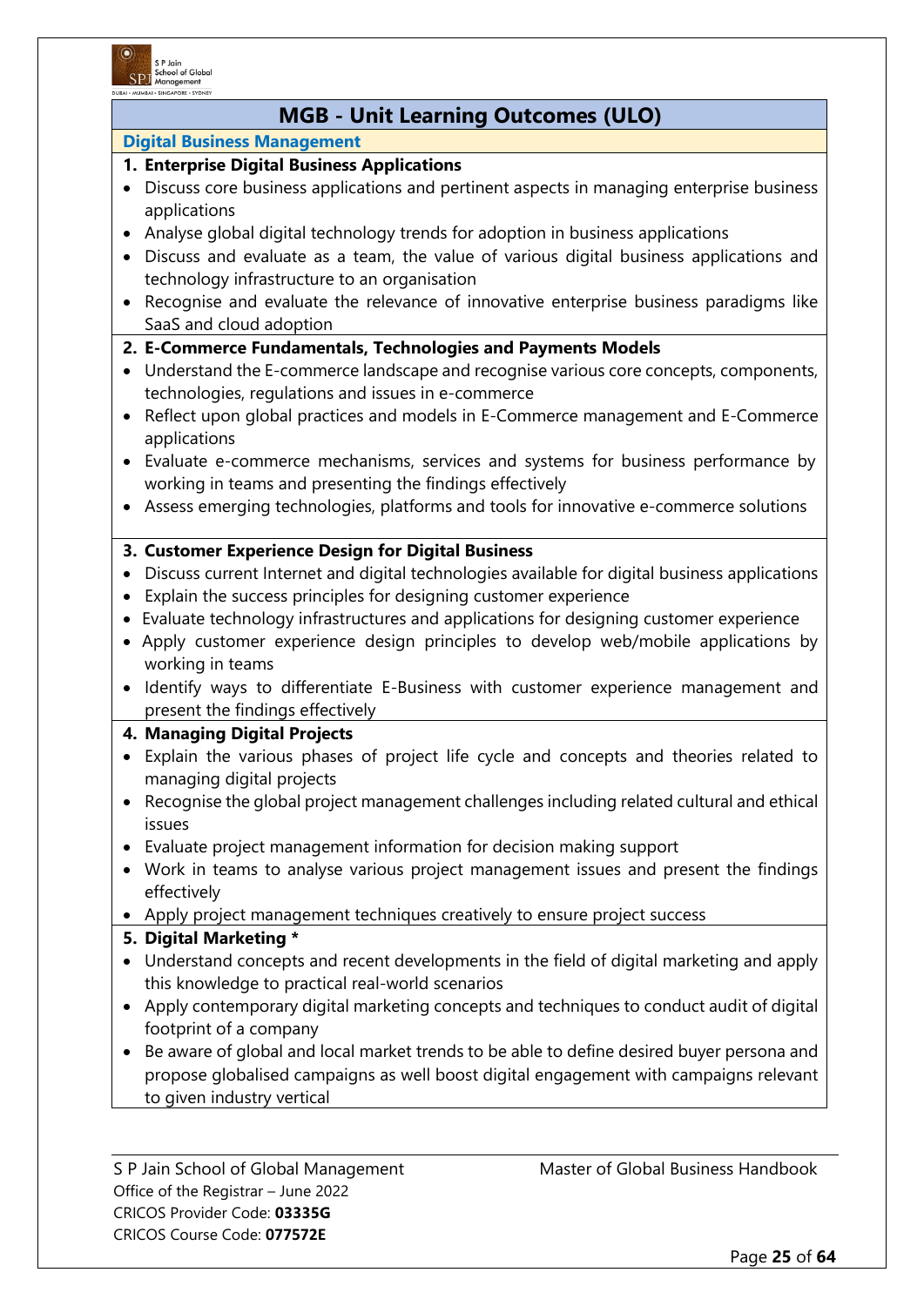# MGB - Unit Learning Outcomes (ULO)

## Digital Business Management

### 1. Enterprise Digital Business Applications

- Discuss core business applications and pertinent aspects in managing enterprise business applications
- Analyse global digital technology trends for adoption in business applications
- Discuss and evaluate as a team, the value of various digital business applications and technology infrastructure to an organisation
- Recognise and evaluate the relevance of innovative enterprise business paradigms like SaaS and cloud adoption

### 2. E-Commerce Fundamentals, Technologies and Payments Models

- Understand the E-commerce landscape and recognise various core concepts, components, technologies, regulations and issues in e-commerce
- Reflect upon global practices and models in E-Commerce management and E-Commerce applications
- Evaluate e-commerce mechanisms, services and systems for business performance by working in teams and presenting the findings effectively
- Assess emerging technologies, platforms and tools for innovative e-commerce solutions

### 3. Customer Experience Design for Digital Business

- Discuss current Internet and digital technologies available for digital business applications
- Explain the success principles for designing customer experience
- Evaluate technology infrastructures and applications for designing customer experience
- Apply customer experience design principles to develop web/mobile applications by working in teams
- Identify ways to differentiate E-Business with customer experience management and present the findings effectively

### 4. Managing Digital Projects

- Explain the various phases of project life cycle and concepts and theories related to managing digital projects
- Recognise the global project management challenges including related cultural and ethical issues
- Evaluate project management information for decision making support
- Work in teams to analyse various project management issues and present the findings effectively
- Apply project management techniques creatively to ensure project success

### 5. Digital Marketing *

- Understand concepts and recent developments in the field of digital marketing and apply this knowledge to practical real-world scenarios
- Apply contemporary digital marketing concepts and techniques to conduct audit of digital footprint of a company
- Be aware of global and local market trends to be able to define desired buyer persona and propose globalised campaigns as well boost digital engagement with campaigns relevant to given industry vertical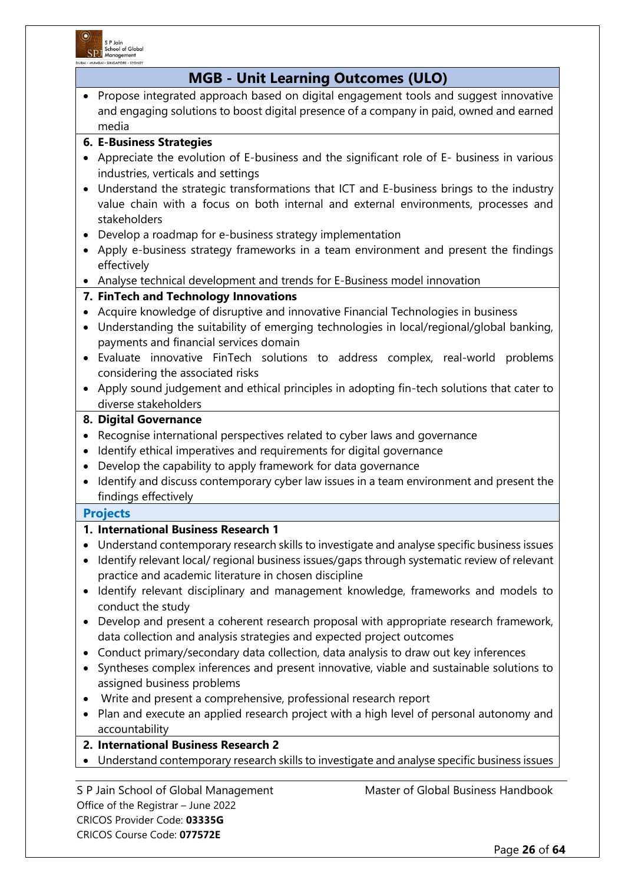## MGB - Unit Learning Outcomes (ULO)

- Propose integrated approach based on digital engagement tools and suggest innovative and engaging solutions to boost digital presence of a company in paid, owned and earned media

**6. E-Business Strategies**

- Appreciate the evolution of E-business and the significant role of E- business in various industries, verticals and settings
- Understand the strategic transformations that ICT and E-business brings to the industry value chain with a focus on both internal and external environments, processes and stakeholders
- Develop a roadmap for e-business strategy implementation
- Apply e-business strategy frameworks in a team environment and present the findings effectively
- Analyse technical development and trends for E-Business model innovation

**7. FinTech and Technology Innovations**

- Acquire knowledge of disruptive and innovative Financial Technologies in business
- Understanding the suitability of emerging technologies in local/regional/global banking, payments and financial services domain
- Evaluate innovative FinTech solutions to address complex, real-world problems considering the associated risks
- Apply sound judgement and ethical principles in adopting fin-tech solutions that cater to diverse stakeholders

**8. Digital Governance**

- Recognise international perspectives related to cyber laws and governance
- Identify ethical imperatives and requirements for digital governance
- Develop the capability to apply framework for data governance
- Identify and discuss contemporary cyber law issues in a team environment and present the findings effectively

### Projects

**1. International Business Research 1**

- Understand contemporary research skills to investigate and analyse specific business issues
- Identify relevant local/ regional business issues/gaps through systematic review of relevant practice and academic literature in chosen discipline
- Identify relevant disciplinary and management knowledge, frameworks and models to conduct the study
- Develop and present a coherent research proposal with appropriate research framework, data collection and analysis strategies and expected project outcomes
- Conduct primary/secondary data collection, data analysis to draw out key inferences
- Syntheses complex inferences and present innovative, viable and sustainable solutions to assigned business problems
- Write and present a comprehensive, professional research report
- Plan and execute an applied research project with a high level of personal autonomy and accountability

**2. International Business Research 2**

- Understand contemporary research skills to investigate and analyse specific business issues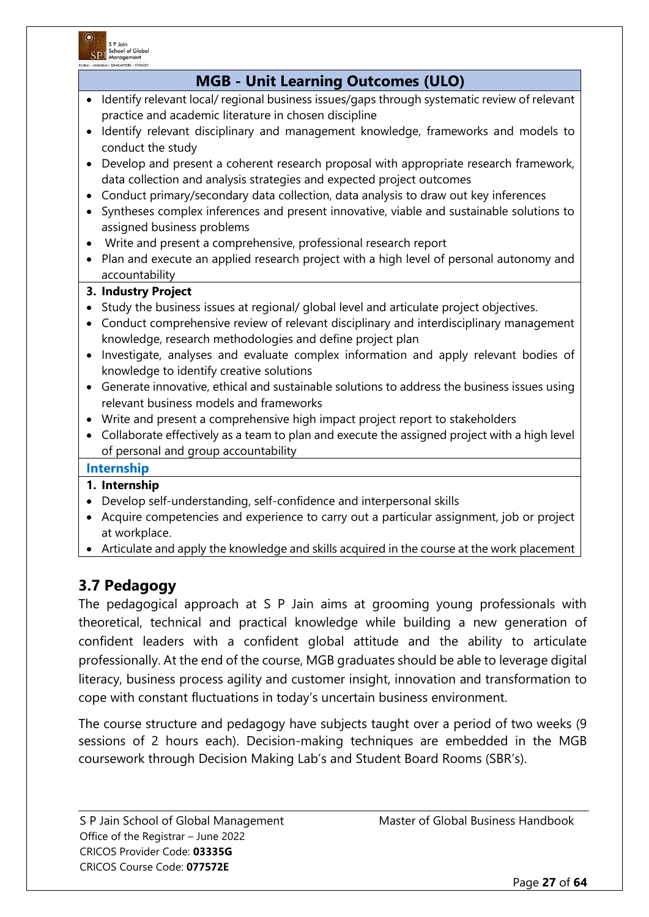## MGB - Unit Learning Outcomes (ULO)

- Identify relevant local/ regional business issues/gaps through systematic review of relevant practice and academic literature in chosen discipline
- Identify relevant disciplinary and management knowledge, frameworks and models to conduct the study
- Develop and present a coherent research proposal with appropriate research framework, data collection and analysis strategies and expected project outcomes
- Conduct primary/secondary data collection, data analysis to draw out key inferences
- Syntheses complex inferences and present innovative, viable and sustainable solutions to assigned business problems
- Write and present a comprehensive, professional research report
- Plan and execute an applied research project with a high level of personal autonomy and accountability

**3. Industry Project**

- Study the business issues at regional/ global level and articulate project objectives.
- Conduct comprehensive review of relevant disciplinary and interdisciplinary management knowledge, research methodologies and define project plan
- Investigate, analyses and evaluate complex information and apply relevant bodies of knowledge to identify creative solutions
- Generate innovative, ethical and sustainable solutions to address the business issues using relevant business models and frameworks
- Write and present a comprehensive high impact project report to stakeholders
- Collaborate effectively as a team to plan and execute the assigned project with a high level of personal and group accountability

**Internship**

**1. Internship**

- Develop self-understanding, self-confidence and interpersonal skills
- Acquire competencies and experience to carry out a particular assignment, job or project at workplace.
- Articulate and apply the knowledge and skills acquired in the course at the work placement

## 3.7 Pedagogy

The pedagogical approach at S P Jain aims at grooming young professionals with theoretical, technical and practical knowledge while building a new generation of confident leaders with a confident global attitude and the ability to articulate professionally. At the end of the course, MGB graduates should be able to leverage digital literacy, business process agility and customer insight, innovation and transformation to cope with constant fluctuations in today's uncertain business environment.

The course structure and pedagogy have subjects taught over a period of two weeks (9 sessions of 2 hours each). Decision-making techniques are embedded in the MGB coursework through Decision Making Lab's and Student Board Rooms (SBR's).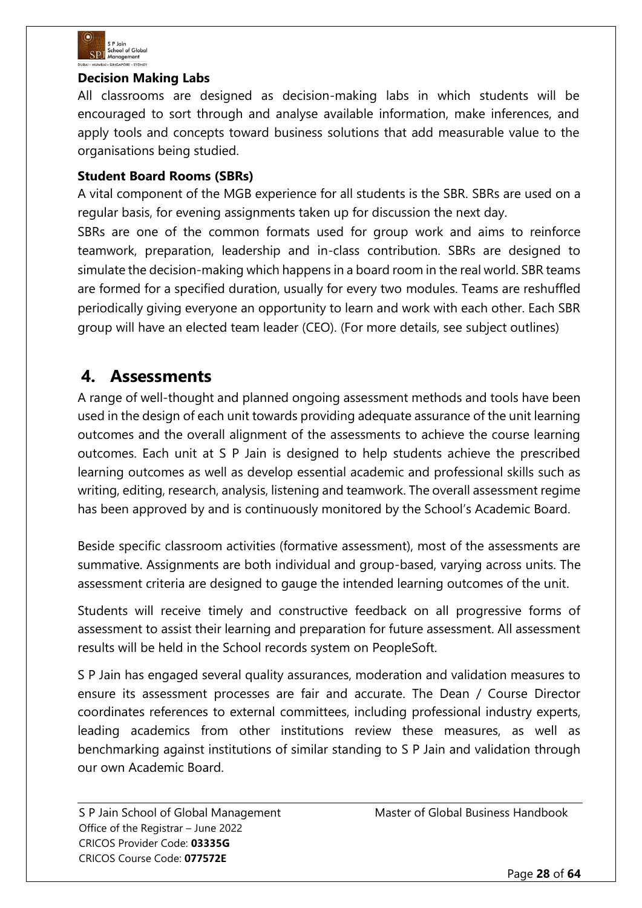### Decision Making Labs

All classrooms are designed as decision-making labs in which students will be encouraged to sort through and analyse available information, make inferences, and apply tools and concepts toward business solutions that add measurable value to the organisations being studied.

### Student Board Rooms (SBRs)

A vital component of the MGB experience for all students is the SBR. SBRs are used on a regular basis, for evening assignments taken up for discussion the next day.

SBRs are one of the common formats used for group work and aims to reinforce teamwork, preparation, leadership and in-class contribution. SBRs are designed to simulate the decision-making which happens in a board room in the real world. SBR teams are formed for a specified duration, usually for every two modules. Teams are reshuffled periodically giving everyone an opportunity to learn and work with each other. Each SBR group will have an elected team leader (CEO). (For more details, see subject outlines)

## 4. Assessments

A range of well-thought and planned ongoing assessment methods and tools have been used in the design of each unit towards providing adequate assurance of the unit learning outcomes and the overall alignment of the assessments to achieve the course learning outcomes. Each unit at S P Jain is designed to help students achieve the prescribed learning outcomes as well as develop essential academic and professional skills such as writing, editing, research, analysis, listening and teamwork. The overall assessment regime has been approved by and is continuously monitored by the School's Academic Board.

Beside specific classroom activities (formative assessment), most of the assessments are summative. Assignments are both individual and group-based, varying across units. The assessment criteria are designed to gauge the intended learning outcomes of the unit.

Students will receive timely and constructive feedback on all progressive forms of assessment to assist their learning and preparation for future assessment. All assessment results will be held in the School records system on PeopleSoft.

S P Jain has engaged several quality assurances, moderation and validation measures to ensure its assessment processes are fair and accurate. The Dean / Course Director coordinates references to external committees, including professional industry experts, leading academics from other institutions review these measures, as well as benchmarking against institutions of similar standing to S P Jain and validation through our own Academic Board.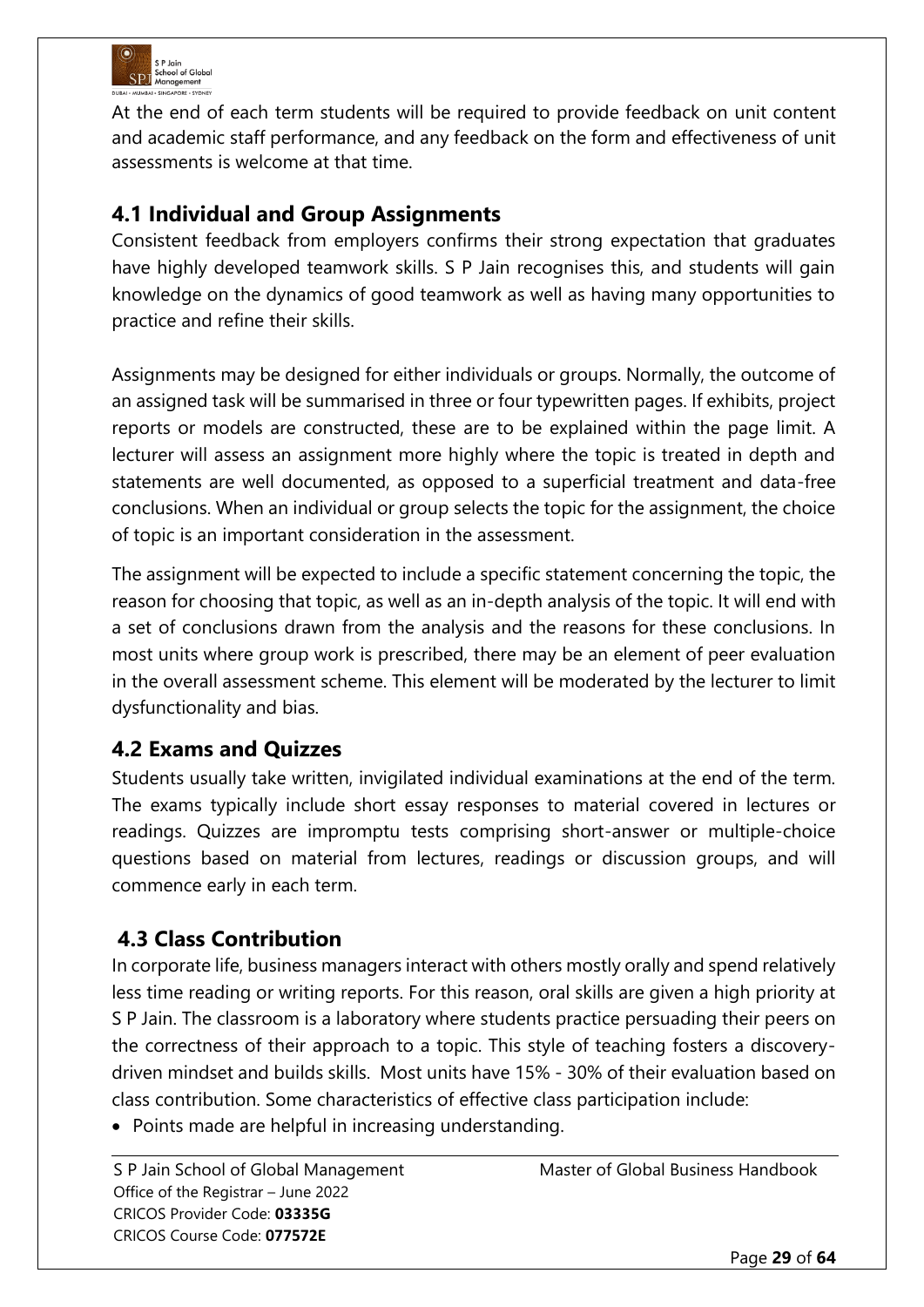At the end of each term students will be required to provide feedback on unit content and academic staff performance, and any feedback on the form and effectiveness of unit assessments is welcome at that time.

## 4.1 Individual and Group Assignments

Consistent feedback from employers confirms their strong expectation that graduates have highly developed teamwork skills. S P Jain recognises this, and students will gain knowledge on the dynamics of good teamwork as well as having many opportunities to practice and refine their skills.

Assignments may be designed for either individuals or groups. Normally, the outcome of an assigned task will be summarised in three or four typewritten pages. If exhibits, project reports or models are constructed, these are to be explained within the page limit. A lecturer will assess an assignment more highly where the topic is treated in depth and statements are well documented, as opposed to a superficial treatment and data-free conclusions. When an individual or group selects the topic for the assignment, the choice of topic is an important consideration in the assessment.

The assignment will be expected to include a specific statement concerning the topic, the reason for choosing that topic, as well as an in-depth analysis of the topic. It will end with a set of conclusions drawn from the analysis and the reasons for these conclusions. In most units where group work is prescribed, there may be an element of peer evaluation in the overall assessment scheme. This element will be moderated by the lecturer to limit dysfunctionality and bias.

## 4.2 Exams and Quizzes

Students usually take written, invigilated individual examinations at the end of the term. The exams typically include short essay responses to material covered in lectures or readings. Quizzes are impromptu tests comprising short-answer or multiple-choice questions based on material from lectures, readings or discussion groups, and will commence early in each term.

## 4.3 Class Contribution

In corporate life, business managers interact with others mostly orally and spend relatively less time reading or writing reports. For this reason, oral skills are given a high priority at S P Jain. The classroom is a laboratory where students practice persuading their peers on the correctness of their approach to a topic. This style of teaching fosters a discovery-driven mindset and builds skills. Most units have 15% - 30% of their evaluation based on class contribution. Some characteristics of effective class participation include:

- Points made are helpful in increasing understanding.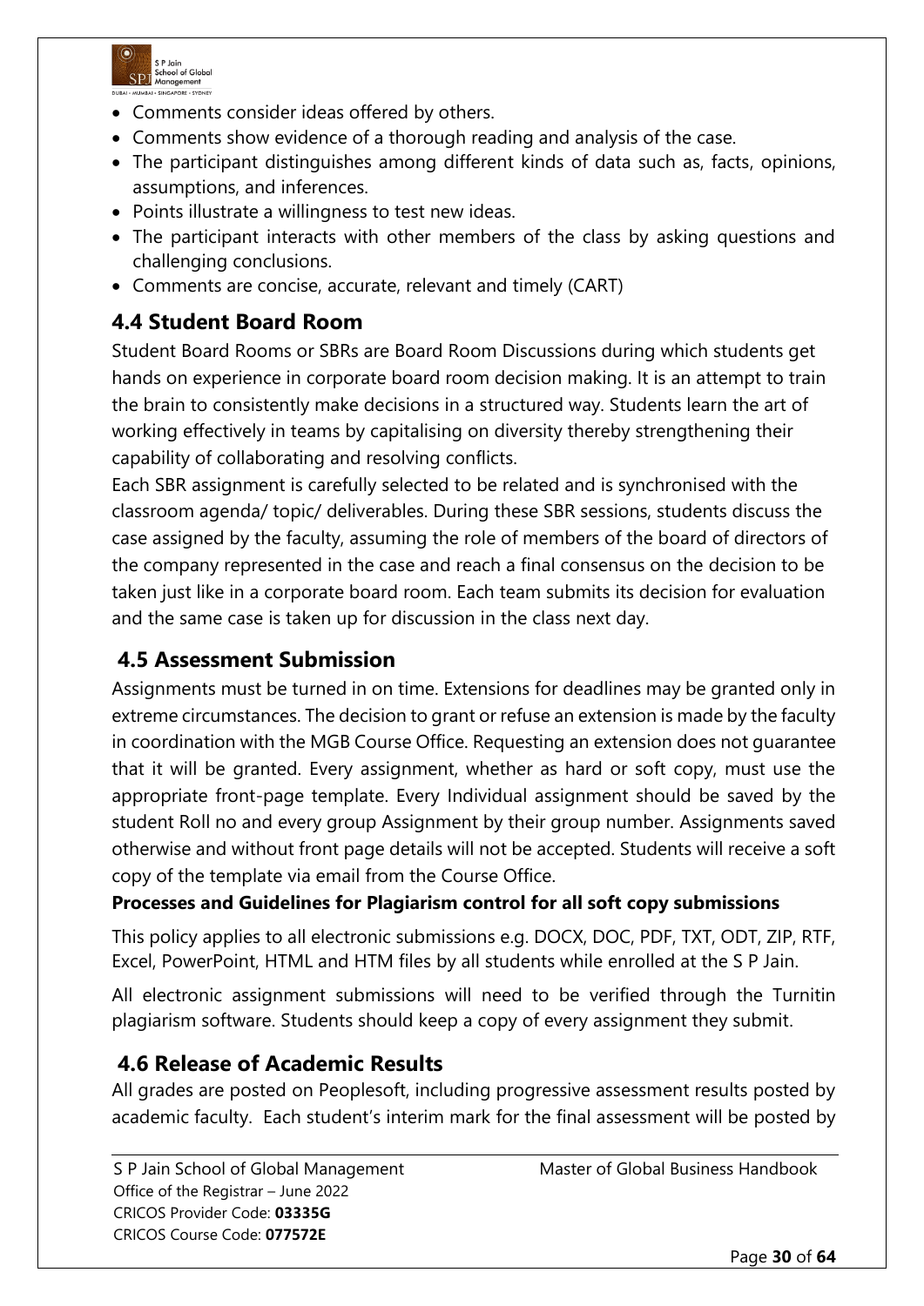- Comments consider ideas offered by others.
- Comments show evidence of a thorough reading and analysis of the case.
- The participant distinguishes among different kinds of data such as, facts, opinions, assumptions, and inferences.
- Points illustrate a willingness to test new ideas.
- The participant interacts with other members of the class by asking questions and challenging conclusions.
- Comments are concise, accurate, relevant and timely (CART)

## 4.4 Student Board Room

Student Board Rooms or SBRs are Board Room Discussions during which students get hands on experience in corporate board room decision making. It is an attempt to train the brain to consistently make decisions in a structured way. Students learn the art of working effectively in teams by capitalising on diversity thereby strengthening their capability of collaborating and resolving conflicts.

Each SBR assignment is carefully selected to be related and is synchronised with the classroom agenda/ topic/ deliverables. During these SBR sessions, students discuss the case assigned by the faculty, assuming the role of members of the board of directors of the company represented in the case and reach a final consensus on the decision to be taken just like in a corporate board room. Each team submits its decision for evaluation and the same case is taken up for discussion in the class next day.

## 4.5 Assessment Submission

Assignments must be turned in on time. Extensions for deadlines may be granted only in extreme circumstances. The decision to grant or refuse an extension is made by the faculty in coordination with the MGB Course Office. Requesting an extension does not guarantee that it will be granted. Every assignment, whether as hard or soft copy, must use the appropriate front-page template. Every Individual assignment should be saved by the student Roll no and every group Assignment by their group number. Assignments saved otherwise and without front page details will not be accepted. Students will receive a soft copy of the template via email from the Course Office.

**Processes and Guidelines for Plagiarism control for all soft copy submissions**

This policy applies to all electronic submissions e.g. DOCX, DOC, PDF, TXT, ODT, ZIP, RTF, Excel, PowerPoint, HTML and HTM files by all students while enrolled at the S P Jain.

All electronic assignment submissions will need to be verified through the Turnitin plagiarism software. Students should keep a copy of every assignment they submit.

## 4.6 Release of Academic Results

All grades are posted on Peoplesoft, including progressive assessment results posted by academic faculty. Each student's interim mark for the final assessment will be posted by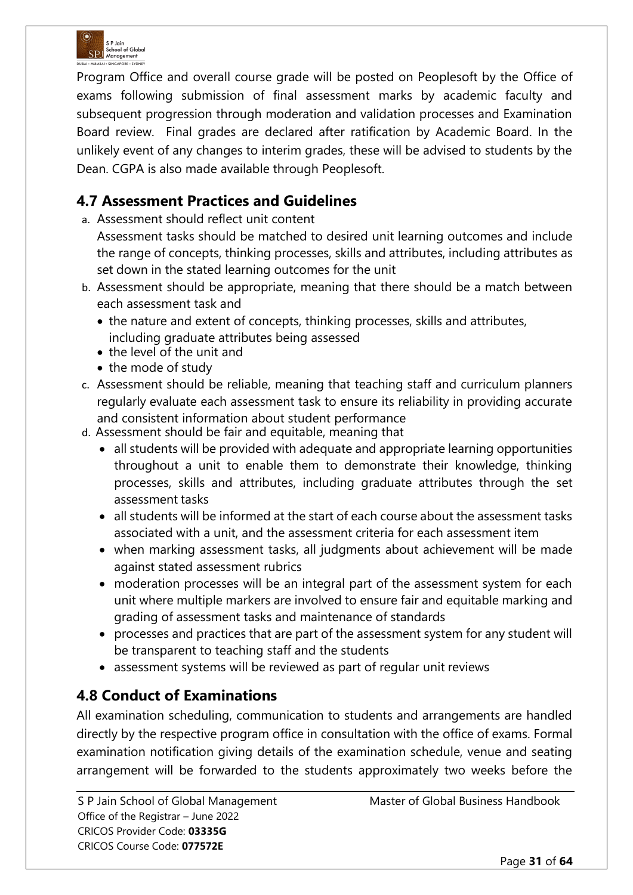Program Office and overall course grade will be posted on Peoplesoft by the Office of exams following submission of final assessment marks by academic faculty and subsequent progression through moderation and validation processes and Examination Board review. Final grades are declared after ratification by Academic Board. In the unlikely event of any changes to interim grades, these will be advised to students by the Dean. CGPA is also made available through Peoplesoft.

## 4.7 Assessment Practices and Guidelines

a. Assessment should reflect unit content
   Assessment tasks should be matched to desired unit learning outcomes and include the range of concepts, thinking processes, skills and attributes, including attributes as set down in the stated learning outcomes for the unit
b. Assessment should be appropriate, meaning that there should be a match between each assessment task and
   - the nature and extent of concepts, thinking processes, skills and attributes, including graduate attributes being assessed
   - the level of the unit and
   - the mode of study
c. Assessment should be reliable, meaning that teaching staff and curriculum planners regularly evaluate each assessment task to ensure its reliability in providing accurate and consistent information about student performance
d. Assessment should be fair and equitable, meaning that
   - all students will be provided with adequate and appropriate learning opportunities throughout a unit to enable them to demonstrate their knowledge, thinking processes, skills and attributes, including graduate attributes through the set assessment tasks
   - all students will be informed at the start of each course about the assessment tasks associated with a unit, and the assessment criteria for each assessment item
   - when marking assessment tasks, all judgments about achievement will be made against stated assessment rubrics
   - moderation processes will be an integral part of the assessment system for each unit where multiple markers are involved to ensure fair and equitable marking and grading of assessment tasks and maintenance of standards
   - processes and practices that are part of the assessment system for any student will be transparent to teaching staff and the students
   - assessment systems will be reviewed as part of regular unit reviews

## 4.8 Conduct of Examinations

All examination scheduling, communication to students and arrangements are handled directly by the respective program office in consultation with the office of exams. Formal examination notification giving details of the examination schedule, venue and seating arrangement will be forwarded to the students approximately two weeks before the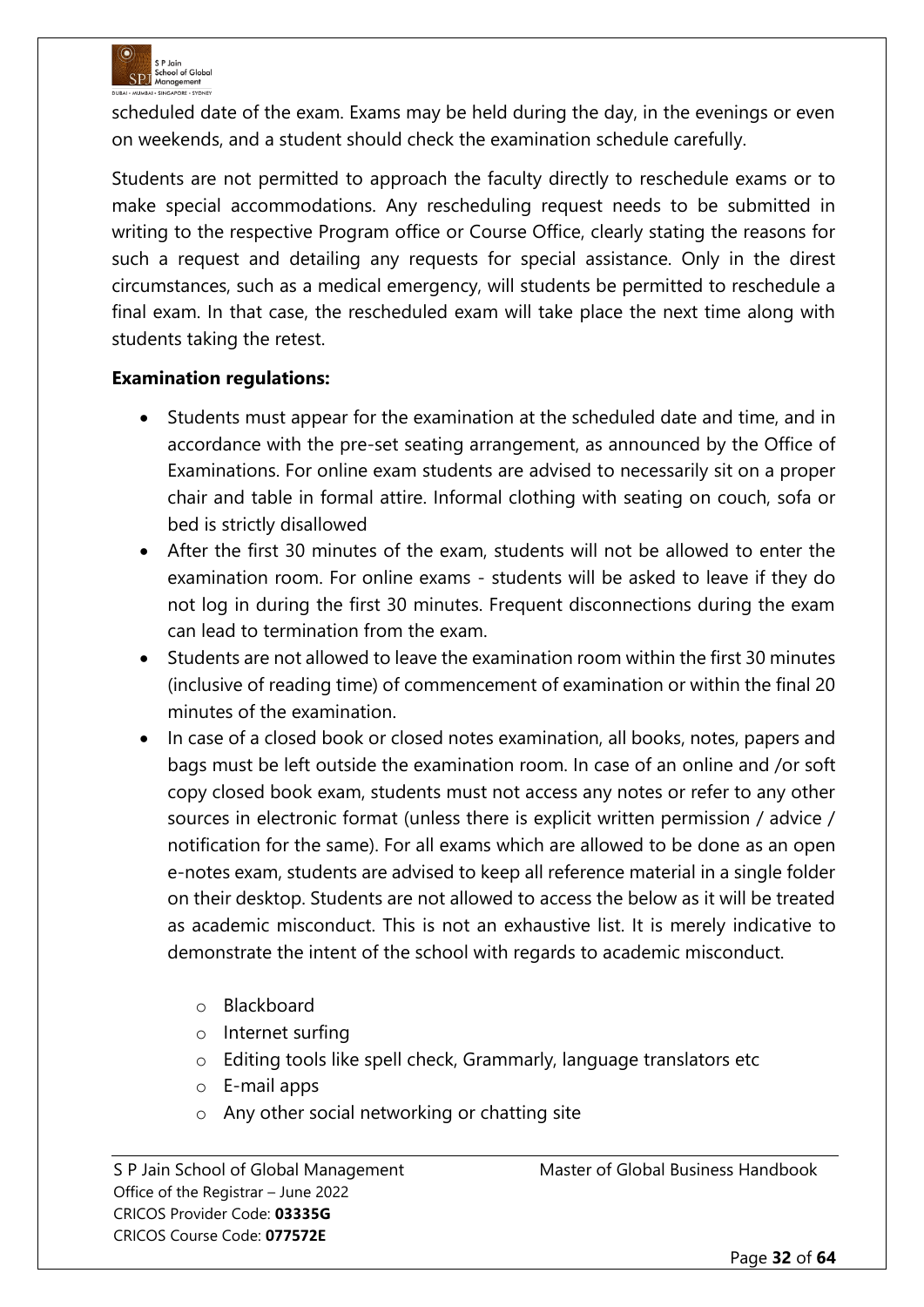scheduled date of the exam. Exams may be held during the day, in the evenings or even on weekends, and a student should check the examination schedule carefully.

Students are not permitted to approach the faculty directly to reschedule exams or to make special accommodations. Any rescheduling request needs to be submitted in writing to the respective Program office or Course Office, clearly stating the reasons for such a request and detailing any requests for special assistance. Only in the direst circumstances, such as a medical emergency, will students be permitted to reschedule a final exam. In that case, the rescheduled exam will take place the next time along with students taking the retest.

**Examination regulations:**

- Students must appear for the examination at the scheduled date and time, and in accordance with the pre-set seating arrangement, as announced by the Office of Examinations. For online exam students are advised to necessarily sit on a proper chair and table in formal attire. Informal clothing with seating on couch, sofa or bed is strictly disallowed
- After the first 30 minutes of the exam, students will not be allowed to enter the examination room. For online exams - students will be asked to leave if they do not log in during the first 30 minutes. Frequent disconnections during the exam can lead to termination from the exam.
- Students are not allowed to leave the examination room within the first 30 minutes (inclusive of reading time) of commencement of examination or within the final 20 minutes of the examination.
- In case of a closed book or closed notes examination, all books, notes, papers and bags must be left outside the examination room. In case of an online and /or soft copy closed book exam, students must not access any notes or refer to any other sources in electronic format (unless there is explicit written permission / advice / notification for the same). For all exams which are allowed to be done as an open e-notes exam, students are advised to keep all reference material in a single folder on their desktop. Students are not allowed to access the below as it will be treated as academic misconduct. This is not an exhaustive list. It is merely indicative to demonstrate the intent of the school with regards to academic misconduct.
  - Blackboard
  - Internet surfing
  - Editing tools like spell check, Grammarly, language translators etc
  - E-mail apps
  - Any other social networking or chatting site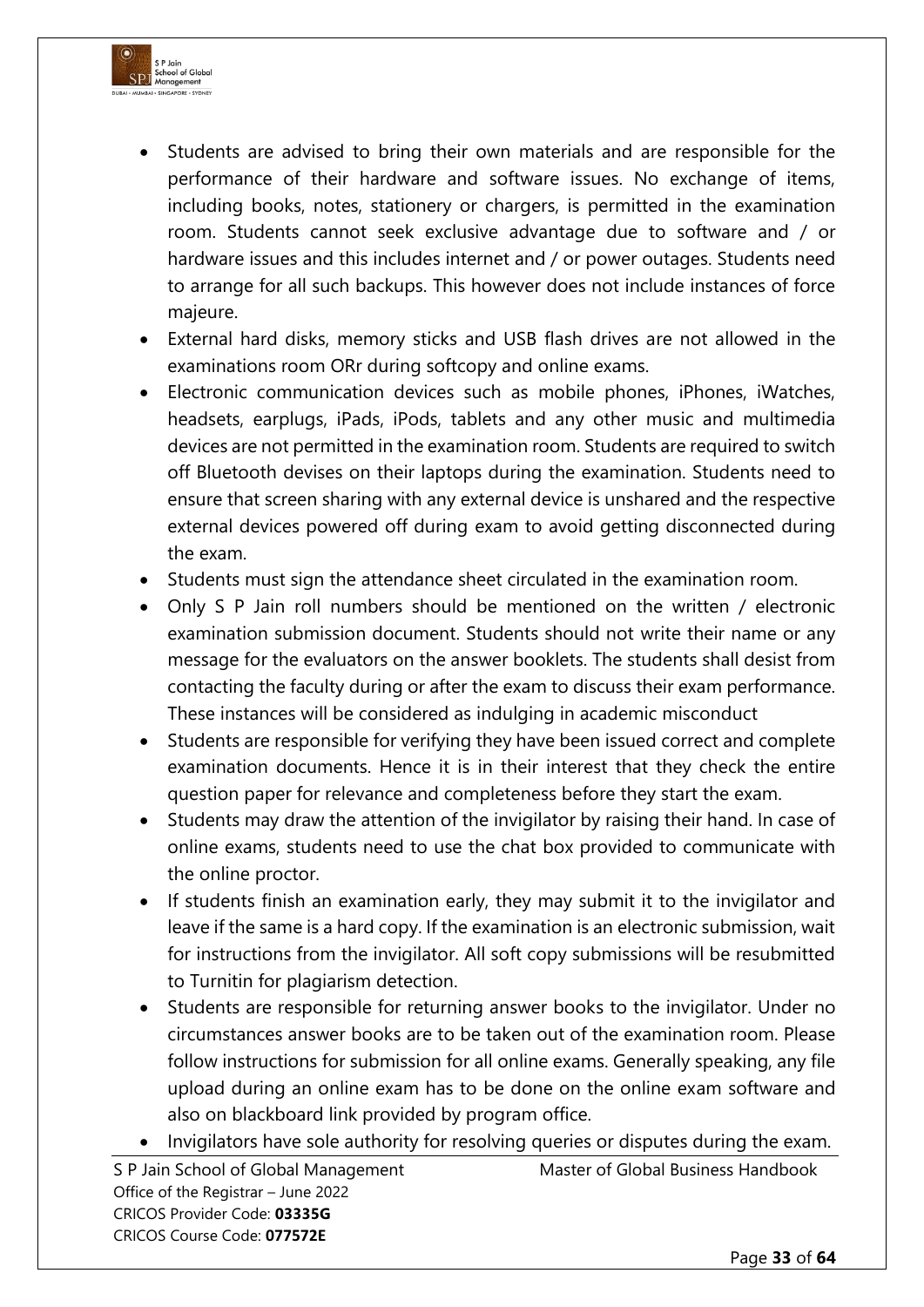- Students are advised to bring their own materials and are responsible for the performance of their hardware and software issues. No exchange of items, including books, notes, stationery or chargers, is permitted in the examination room. Students cannot seek exclusive advantage due to software and / or hardware issues and this includes internet and / or power outages. Students need to arrange for all such backups. This however does not include instances of force majeure.
- External hard disks, memory sticks and USB flash drives are not allowed in the examinations room ORr during softcopy and online exams.
- Electronic communication devices such as mobile phones, iPhones, iWatches, headsets, earplugs, iPads, iPods, tablets and any other music and multimedia devices are not permitted in the examination room. Students are required to switch off Bluetooth devises on their laptops during the examination. Students need to ensure that screen sharing with any external device is unshared and the respective external devices powered off during exam to avoid getting disconnected during the exam.
- Students must sign the attendance sheet circulated in the examination room.
- Only S P Jain roll numbers should be mentioned on the written / electronic examination submission document. Students should not write their name or any message for the evaluators on the answer booklets. The students shall desist from contacting the faculty during or after the exam to discuss their exam performance. These instances will be considered as indulging in academic misconduct
- Students are responsible for verifying they have been issued correct and complete examination documents. Hence it is in their interest that they check the entire question paper for relevance and completeness before they start the exam.
- Students may draw the attention of the invigilator by raising their hand. In case of online exams, students need to use the chat box provided to communicate with the online proctor.
- If students finish an examination early, they may submit it to the invigilator and leave if the same is a hard copy. If the examination is an electronic submission, wait for instructions from the invigilator. All soft copy submissions will be resubmitted to Turnitin for plagiarism detection.
- Students are responsible for returning answer books to the invigilator. Under no circumstances answer books are to be taken out of the examination room. Please follow instructions for submission for all online exams. Generally speaking, any file upload during an online exam has to be done on the online exam software and also on blackboard link provided by program office.
- Invigilators have sole authority for resolving queries or disputes during the exam.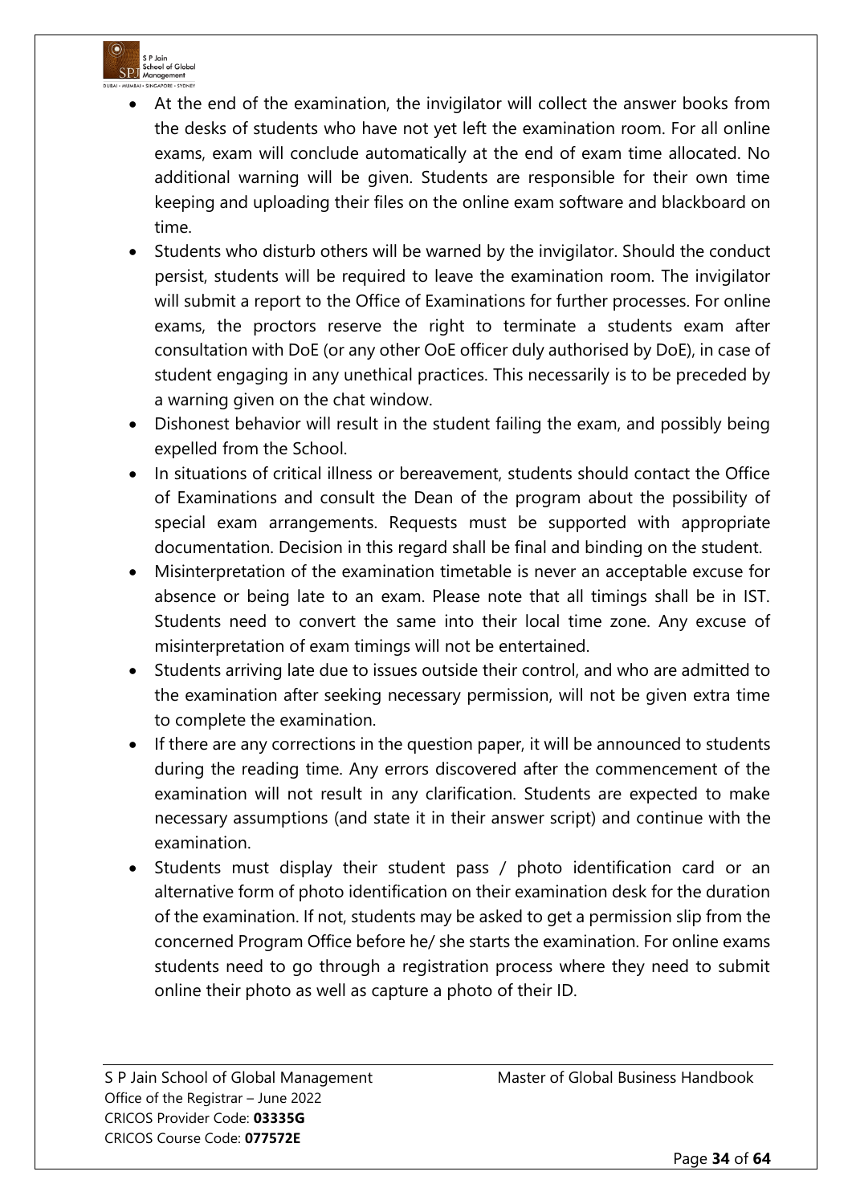- At the end of the examination, the invigilator will collect the answer books from the desks of students who have not yet left the examination room. For all online exams, exam will conclude automatically at the end of exam time allocated. No additional warning will be given. Students are responsible for their own time keeping and uploading their files on the online exam software and blackboard on time.
- Students who disturb others will be warned by the invigilator. Should the conduct persist, students will be required to leave the examination room. The invigilator will submit a report to the Office of Examinations for further processes. For online exams, the proctors reserve the right to terminate a students exam after consultation with DoE (or any other OoE officer duly authorised by DoE), in case of student engaging in any unethical practices. This necessarily is to be preceded by a warning given on the chat window.
- Dishonest behavior will result in the student failing the exam, and possibly being expelled from the School.
- In situations of critical illness or bereavement, students should contact the Office of Examinations and consult the Dean of the program about the possibility of special exam arrangements. Requests must be supported with appropriate documentation. Decision in this regard shall be final and binding on the student.
- Misinterpretation of the examination timetable is never an acceptable excuse for absence or being late to an exam. Please note that all timings shall be in IST. Students need to convert the same into their local time zone. Any excuse of misinterpretation of exam timings will not be entertained.
- Students arriving late due to issues outside their control, and who are admitted to the examination after seeking necessary permission, will not be given extra time to complete the examination.
- If there are any corrections in the question paper, it will be announced to students during the reading time. Any errors discovered after the commencement of the examination will not result in any clarification. Students are expected to make necessary assumptions (and state it in their answer script) and continue with the examination.
- Students must display their student pass / photo identification card or an alternative form of photo identification on their examination desk for the duration of the examination. If not, students may be asked to get a permission slip from the concerned Program Office before he/ she starts the examination. For online exams students need to go through a registration process where they need to submit online their photo as well as capture a photo of their ID.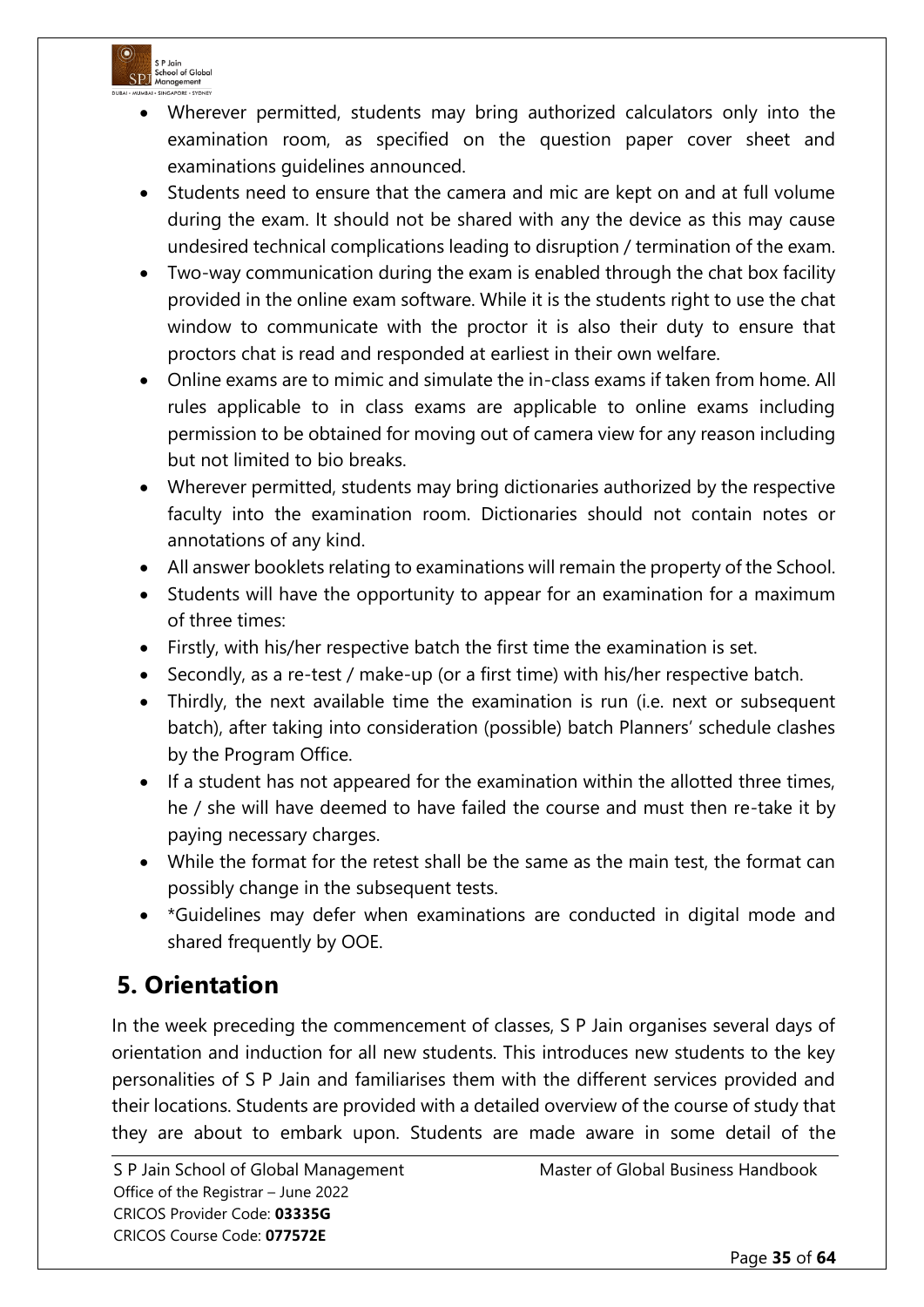- Wherever permitted, students may bring authorized calculators only into the examination room, as specified on the question paper cover sheet and examinations guidelines announced.
- Students need to ensure that the camera and mic are kept on and at full volume during the exam. It should not be shared with any the device as this may cause undesired technical complications leading to disruption / termination of the exam.
- Two-way communication during the exam is enabled through the chat box facility provided in the online exam software. While it is the students right to use the chat window to communicate with the proctor it is also their duty to ensure that proctors chat is read and responded at earliest in their own welfare.
- Online exams are to mimic and simulate the in-class exams if taken from home. All rules applicable to in class exams are applicable to online exams including permission to be obtained for moving out of camera view for any reason including but not limited to bio breaks.
- Wherever permitted, students may bring dictionaries authorized by the respective faculty into the examination room. Dictionaries should not contain notes or annotations of any kind.
- All answer booklets relating to examinations will remain the property of the School.
- Students will have the opportunity to appear for an examination for a maximum of three times:
- Firstly, with his/her respective batch the first time the examination is set.
- Secondly, as a re-test / make-up (or a first time) with his/her respective batch.
- Thirdly, the next available time the examination is run (i.e. next or subsequent batch), after taking into consideration (possible) batch Planners' schedule clashes by the Program Office.
- If a student has not appeared for the examination within the allotted three times, he / she will have deemed to have failed the course and must then re-take it by paying necessary charges.
- While the format for the retest shall be the same as the main test, the format can possibly change in the subsequent tests.
- *Guidelines may defer when examinations are conducted in digital mode and shared frequently by OOE.

## 5. Orientation

In the week preceding the commencement of classes, S P Jain organises several days of orientation and induction for all new students. This introduces new students to the key personalities of S P Jain and familiarises them with the different services provided and their locations. Students are provided with a detailed overview of the course of study that they are about to embark upon. Students are made aware in some detail of the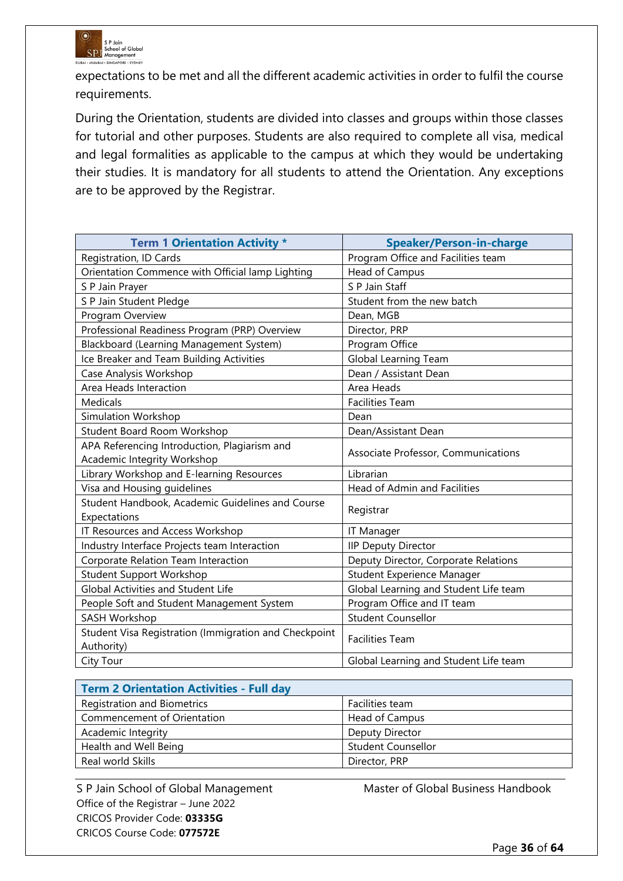expectations to be met and all the different academic activities in order to fulfil the course requirements.

During the Orientation, students are divided into classes and groups within those classes for tutorial and other purposes. Students are also required to complete all visa, medical and legal formalities as applicable to the campus at which they would be undertaking their studies. It is mandatory for all students to attend the Orientation. Any exceptions are to be approved by the Registrar.

| Term 1 Orientation Activity * | Speaker/Person-in-charge |
|---|---|
| Registration, ID Cards | Program Office and Facilities team |
| Orientation Commence with Official lamp Lighting | Head of Campus |
| S P Jain Prayer | S P Jain Staff |
| S P Jain Student Pledge | Student from the new batch |
| Program Overview | Dean, MGB |
| Professional Readiness Program (PRP) Overview | Director, PRP |
| Blackboard (Learning Management System) | Program Office |
| Ice Breaker and Team Building Activities | Global Learning Team |
| Case Analysis Workshop | Dean / Assistant Dean |
| Area Heads Interaction | Area Heads |
| Medicals | Facilities Team |
| Simulation Workshop | Dean |
| Student Board Room Workshop | Dean/Assistant Dean |
| APA Referencing Introduction, Plagiarism and Academic Integrity Workshop | Associate Professor, Communications |
| Library Workshop and E-learning Resources | Librarian |
| Visa and Housing guidelines | Head of Admin and Facilities |
| Student Handbook, Academic Guidelines and Course Expectations | Registrar |
| IT Resources and Access Workshop | IT Manager |
| Industry Interface Projects team Interaction | IIP Deputy Director |
| Corporate Relation Team Interaction | Deputy Director, Corporate Relations |
| Student Support Workshop | Student Experience Manager |
| Global Activities and Student Life | Global Learning and Student Life team |
| People Soft and Student Management System | Program Office and IT team |
| SASH Workshop | Student Counsellor |
| Student Visa Registration (Immigration and Checkpoint Authority) | Facilities Team |
| City Tour | Global Learning and Student Life team |

| Term 2 Orientation Activities - Full day | |
|---|---|
| Registration and Biometrics | Facilities team |
| Commencement of Orientation | Head of Campus |
| Academic Integrity | Deputy Director |
| Health and Well Being | Student Counsellor |
| Real world Skills | Director, PRP |

S P Jain School of Global Management — Master of Global Business Handbook
Office of the Registrar – June 2022
CRICOS Provider Code: **03335G**
CRICOS Course Code: **077572E**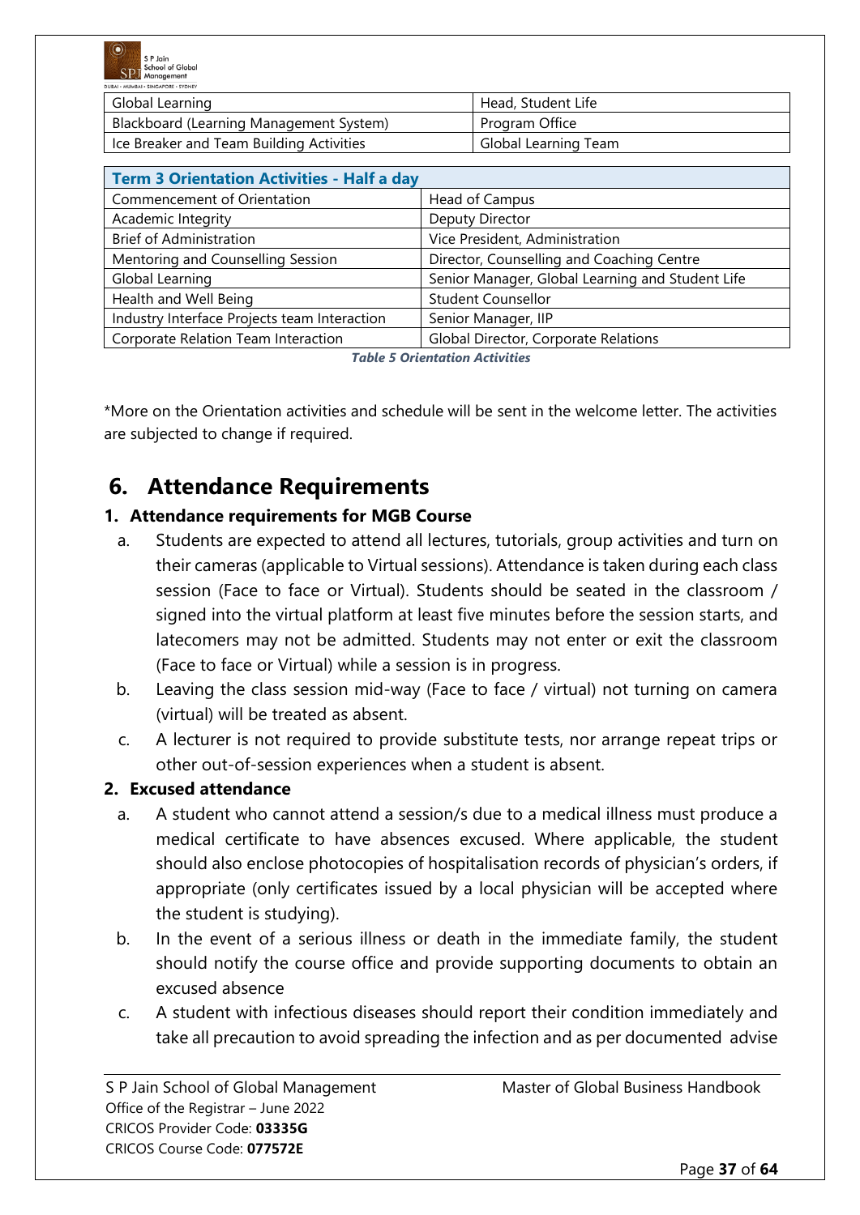| Global Learning | Head, Student Life |
|---|---|
| Blackboard (Learning Management System) | Program Office |
| Ice Breaker and Team Building Activities | Global Learning Team |

| **Term 3 Orientation Activities - Half a day** | |
|---|---|
| Commencement of Orientation | Head of Campus |
| Academic Integrity | Deputy Director |
| Brief of Administration | Vice President, Administration |
| Mentoring and Counselling Session | Director, Counselling and Coaching Centre |
| Global Learning | Senior Manager, Global Learning and Student Life |
| Health and Well Being | Student Counsellor |
| Industry Interface Projects team Interaction | Senior Manager, IIP |
| Corporate Relation Team Interaction | Global Director, Corporate Relations |

***Table 5 Orientation Activities***

*More on the Orientation activities and schedule will be sent in the welcome letter. The activities are subjected to change if required.

# 6. Attendance Requirements

### 1. Attendance requirements for MGB Course

a. Students are expected to attend all lectures, tutorials, group activities and turn on their cameras (applicable to Virtual sessions). Attendance is taken during each class session (Face to face or Virtual). Students should be seated in the classroom / signed into the virtual platform at least five minutes before the session starts, and latecomers may not be admitted. Students may not enter or exit the classroom (Face to face or Virtual) while a session is in progress.

b. Leaving the class session mid-way (Face to face / virtual) not turning on camera (virtual) will be treated as absent.

c. A lecturer is not required to provide substitute tests, nor arrange repeat trips or other out-of-session experiences when a student is absent.

### 2. Excused attendance

a. A student who cannot attend a session/s due to a medical illness must produce a medical certificate to have absences excused. Where applicable, the student should also enclose photocopies of hospitalisation records of physician's orders, if appropriate (only certificates issued by a local physician will be accepted where the student is studying).

b. In the event of a serious illness or death in the immediate family, the student should notify the course office and provide supporting documents to obtain an excused absence

c. A student with infectious diseases should report their condition immediately and take all precaution to avoid spreading the infection and as per documented advise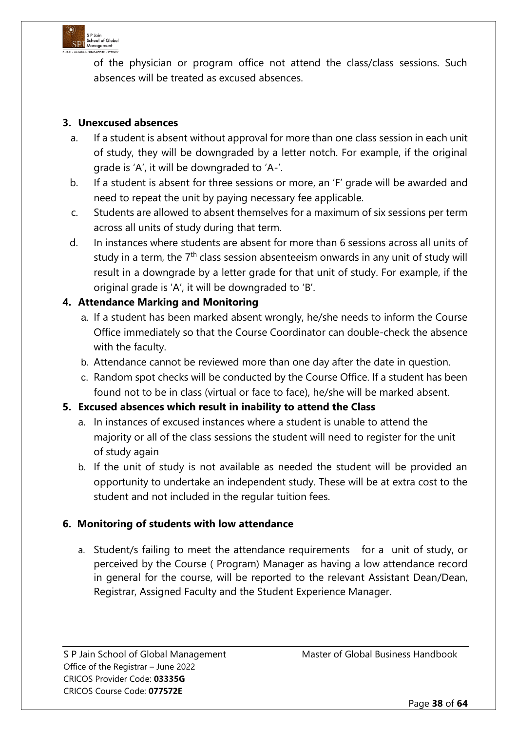of the physician or program office not attend the class/class sessions. Such absences will be treated as excused absences.

**3. Unexcused absences**

a. If a student is absent without approval for more than one class session in each unit of study, they will be downgraded by a letter notch. For example, if the original grade is 'A', it will be downgraded to 'A-'.

b. If a student is absent for three sessions or more, an 'F' grade will be awarded and need to repeat the unit by paying necessary fee applicable.

c. Students are allowed to absent themselves for a maximum of six sessions per term across all units of study during that term.

d. In instances where students are absent for more than 6 sessions across all units of study in a term, the 7th class session absenteeism onwards in any unit of study will result in a downgrade by a letter grade for that unit of study. For example, if the original grade is 'A', it will be downgraded to 'B'.

**4. Attendance Marking and Monitoring**

a. If a student has been marked absent wrongly, he/she needs to inform the Course Office immediately so that the Course Coordinator can double-check the absence with the faculty.

b. Attendance cannot be reviewed more than one day after the date in question.

c. Random spot checks will be conducted by the Course Office. If a student has been found not to be in class (virtual or face to face), he/she will be marked absent.

**5. Excused absences which result in inability to attend the Class**

a. In instances of excused instances where a student is unable to attend the majority or all of the class sessions the student will need to register for the unit of study again

b. If the unit of study is not available as needed the student will be provided an opportunity to undertake an independent study. These will be at extra cost to the student and not included in the regular tuition fees.

**6. Monitoring of students with low attendance**

a. Student/s failing to meet the attendance requirements for a unit of study, or perceived by the Course ( Program) Manager as having a low attendance record in general for the course, will be reported to the relevant Assistant Dean/Dean, Registrar, Assigned Faculty and the Student Experience Manager.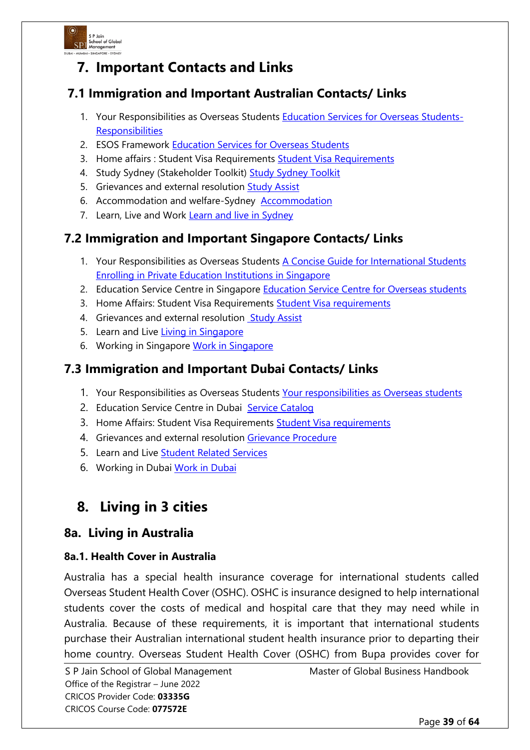# 7. Important Contacts and Links

## 7.1 Immigration and Important Australian Contacts/ Links

1. Your Responsibilities as Overseas Students Education Services for Overseas Students-Responsibilities
2. ESOS Framework Education Services for Overseas Students
3. Home affairs : Student Visa Requirements Student Visa Requirements
4. Study Sydney (Stakeholder Toolkit) Study Sydney Toolkit
5. Grievances and external resolution Study Assist
6. Accommodation and welfare-Sydney Accommodation
7. Learn, Live and Work Learn and live in Sydney

## 7.2 Immigration and Important Singapore Contacts/ Links

1. Your Responsibilities as Overseas Students A Concise Guide for International Students Enrolling in Private Education Institutions in Singapore
2. Education Service Centre in Singapore Education Service Centre for Overseas students
3. Home Affairs: Student Visa Requirements Student Visa requirements
4. Grievances and external resolution Study Assist
5. Learn and Live Living in Singapore
6. Working in Singapore Work in Singapore

## 7.3 Immigration and Important Dubai Contacts/ Links

1. Your Responsibilities as Overseas Students Your responsibilities as Overseas students
2. Education Service Centre in Dubai Service Catalog
3. Home Affairs: Student Visa Requirements Student Visa requirements
4. Grievances and external resolution Grievance Procedure
5. Learn and Live Student Related Services
6. Working in Dubai Work in Dubai

# 8. Living in 3 cities

## 8a. Living in Australia

### 8a.1. Health Cover in Australia

Australia has a special health insurance coverage for international students called Overseas Student Health Cover (OSHC). OSHC is insurance designed to help international students cover the costs of medical and hospital care that they may need while in Australia. Because of these requirements, it is important that international students purchase their Australian international student health insurance prior to departing their home country. Overseas Student Health Cover (OSHC) from Bupa provides cover for

S P Jain School of Global Management
Office of the Registrar – June 2022
CRICOS Provider Code: **03335G**
CRICOS Course Code: **077572E**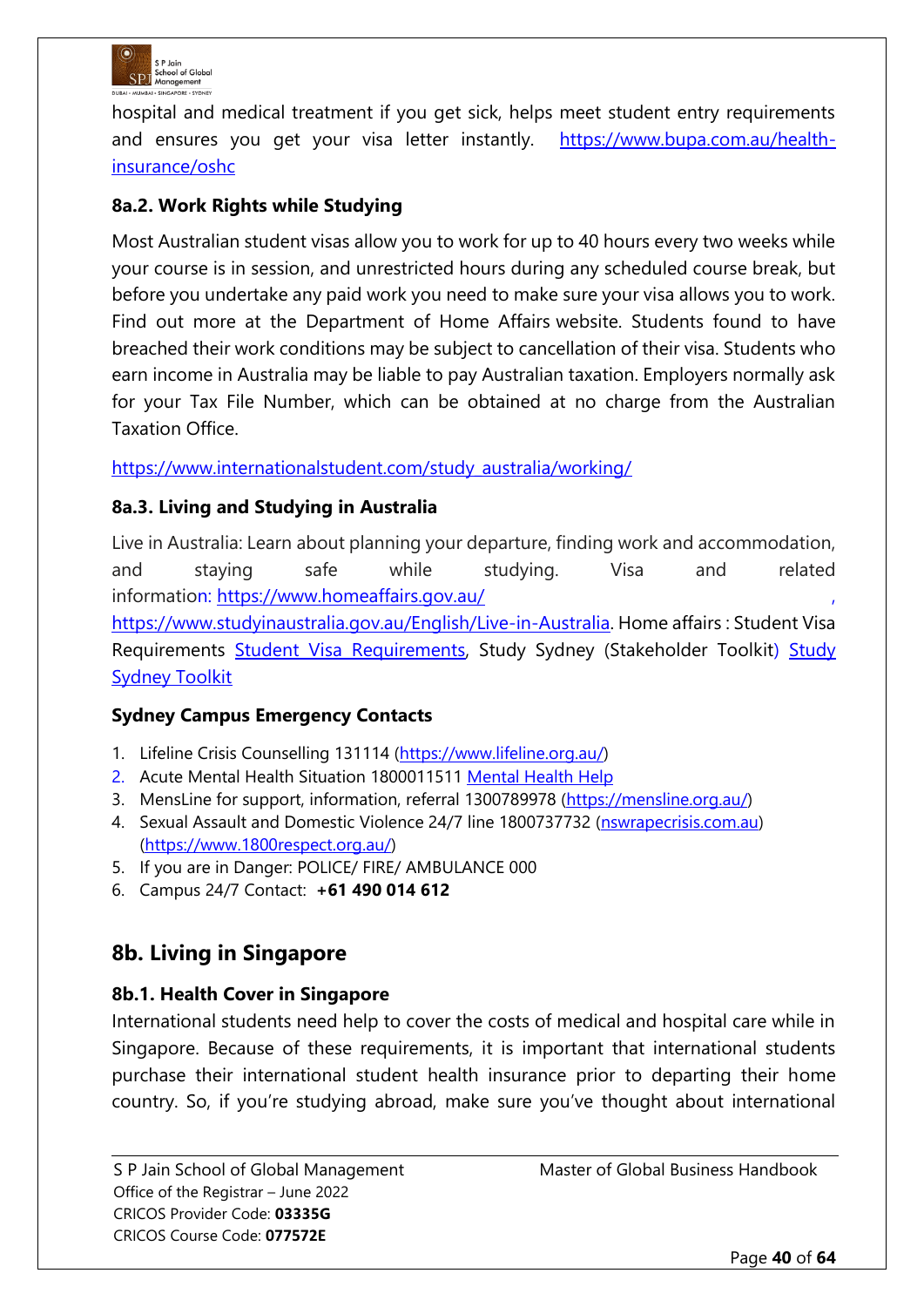hospital and medical treatment if you get sick, helps meet student entry requirements and ensures you get your visa letter instantly. https://www.bupa.com.au/health-insurance/oshc

### 8a.2. Work Rights while Studying

Most Australian student visas allow you to work for up to 40 hours every two weeks while your course is in session, and unrestricted hours during any scheduled course break, but before you undertake any paid work you need to make sure your visa allows you to work. Find out more at the Department of Home Affairs website. Students found to have breached their work conditions may be subject to cancellation of their visa. Students who earn income in Australia may be liable to pay Australian taxation. Employers normally ask for your Tax File Number, which can be obtained at no charge from the Australian Taxation Office.

https://www.internationalstudent.com/study_australia/working/

### 8a.3. Living and Studying in Australia

Live in Australia: Learn about planning your departure, finding work and accommodation, and staying safe while studying. Visa and related information: https://www.homeaffairs.gov.au/ , https://www.studyinaustralia.gov.au/English/Live-in-Australia. Home affairs : Student Visa Requirements Student Visa Requirements, Study Sydney (Stakeholder Toolkit) Study Sydney Toolkit

### Sydney Campus Emergency Contacts

1. Lifeline Crisis Counselling 131114 (https://www.lifeline.org.au/)
2. Acute Mental Health Situation 1800011511 Mental Health Help
3. MensLine for support, information, referral 1300789978 (https://mensline.org.au/)
4. Sexual Assault and Domestic Violence 24/7 line 1800737732 (nswrapecrisis.com.au) (https://www.1800respect.org.au/)
5. If you are in Danger: POLICE/ FIRE/ AMBULANCE 000
6. Campus 24/7 Contact: **+61 490 014 612**

## 8b. Living in Singapore

### 8b.1. Health Cover in Singapore

International students need help to cover the costs of medical and hospital care while in Singapore. Because of these requirements, it is important that international students purchase their international student health insurance prior to departing their home country. So, if you're studying abroad, make sure you've thought about international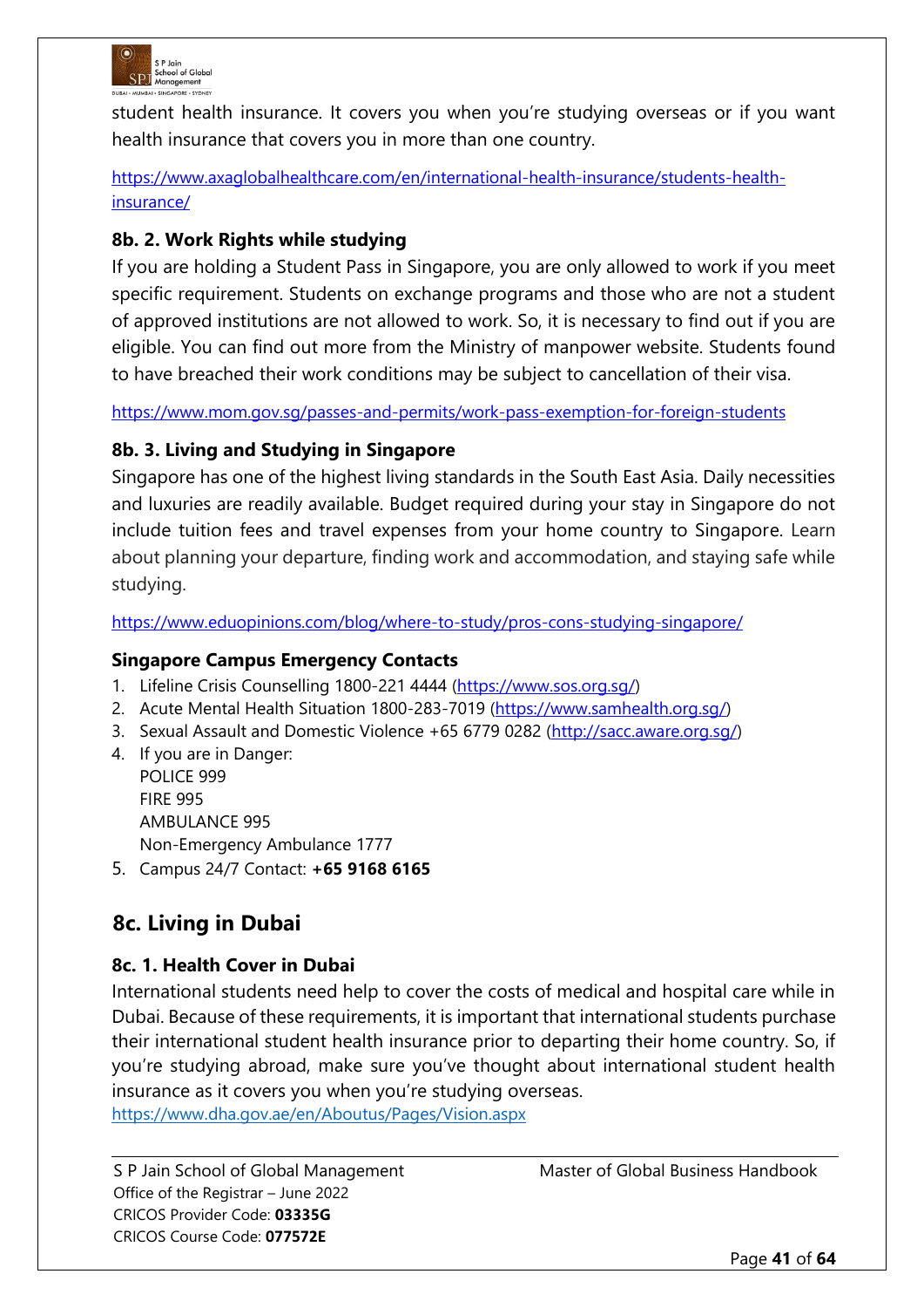student health insurance. It covers you when you're studying overseas or if you want health insurance that covers you in more than one country.

https://www.axaglobalhealthcare.com/en/international-health-insurance/students-health-insurance/

### 8b. 2. Work Rights while studying

If you are holding a Student Pass in Singapore, you are only allowed to work if you meet specific requirement. Students on exchange programs and those who are not a student of approved institutions are not allowed to work. So, it is necessary to find out if you are eligible. You can find out more from the Ministry of manpower website. Students found to have breached their work conditions may be subject to cancellation of their visa.

https://www.mom.gov.sg/passes-and-permits/work-pass-exemption-for-foreign-students

### 8b. 3. Living and Studying in Singapore

Singapore has one of the highest living standards in the South East Asia. Daily necessities and luxuries are readily available. Budget required during your stay in Singapore do not include tuition fees and travel expenses from your home country to Singapore. Learn about planning your departure, finding work and accommodation, and staying safe while studying.

https://www.eduopinions.com/blog/where-to-study/pros-cons-studying-singapore/

**Singapore Campus Emergency Contacts**

1. Lifeline Crisis Counselling 1800-221 4444 (https://www.sos.org.sg/)
2. Acute Mental Health Situation 1800-283-7019 (https://www.samhealth.org.sg/)
3. Sexual Assault and Domestic Violence +65 6779 0282 (http://sacc.aware.org.sg/)
4. If you are in Danger:
   POLICE 999
   FIRE 995
   AMBULANCE 995
   Non-Emergency Ambulance 1777
5. Campus 24/7 Contact: **+65 9168 6165**

## 8c. Living in Dubai

### 8c. 1. Health Cover in Dubai

International students need help to cover the costs of medical and hospital care while in Dubai. Because of these requirements, it is important that international students purchase their international student health insurance prior to departing their home country. So, if you're studying abroad, make sure you've thought about international student health insurance as it covers you when you're studying overseas.
https://www.dha.gov.ae/en/Aboutus/Pages/Vision.aspx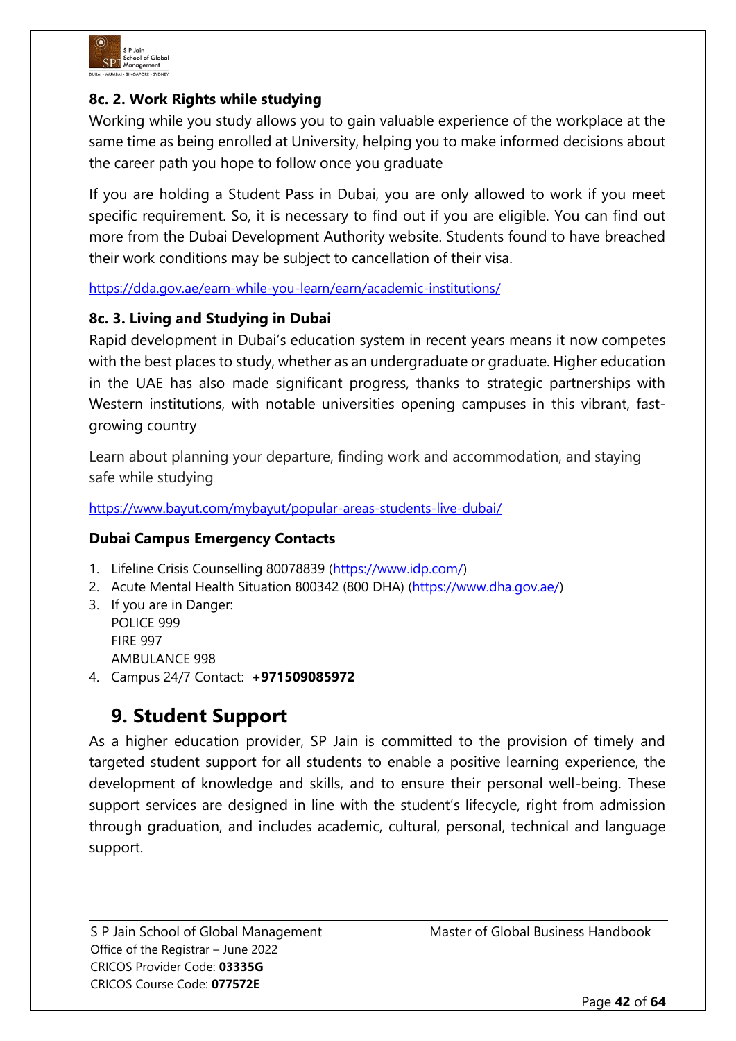### 8c. 2. Work Rights while studying

Working while you study allows you to gain valuable experience of the workplace at the same time as being enrolled at University, helping you to make informed decisions about the career path you hope to follow once you graduate

If you are holding a Student Pass in Dubai, you are only allowed to work if you meet specific requirement. So, it is necessary to find out if you are eligible. You can find out more from the Dubai Development Authority website. Students found to have breached their work conditions may be subject to cancellation of their visa.

https://dda.gov.ae/earn-while-you-learn/earn/academic-institutions/

### 8c. 3. Living and Studying in Dubai

Rapid development in Dubai's education system in recent years means it now competes with the best places to study, whether as an undergraduate or graduate. Higher education in the UAE has also made significant progress, thanks to strategic partnerships with Western institutions, with notable universities opening campuses in this vibrant, fast-growing country

Learn about planning your departure, finding work and accommodation, and staying safe while studying

https://www.bayut.com/mybayut/popular-areas-students-live-dubai/

**Dubai Campus Emergency Contacts**

1. Lifeline Crisis Counselling 80078839 (https://www.idp.com/)
2. Acute Mental Health Situation 800342 (800 DHA) (https://www.dha.gov.ae/)
3. If you are in Danger:
   POLICE 999
   FIRE 997
   AMBULANCE 998
4. Campus 24/7 Contact: **+971509085972**

## 9. Student Support

As a higher education provider, SP Jain is committed to the provision of timely and targeted student support for all students to enable a positive learning experience, the development of knowledge and skills, and to ensure their personal well-being. These support services are designed in line with the student's lifecycle, right from admission through graduation, and includes academic, cultural, personal, technical and language support.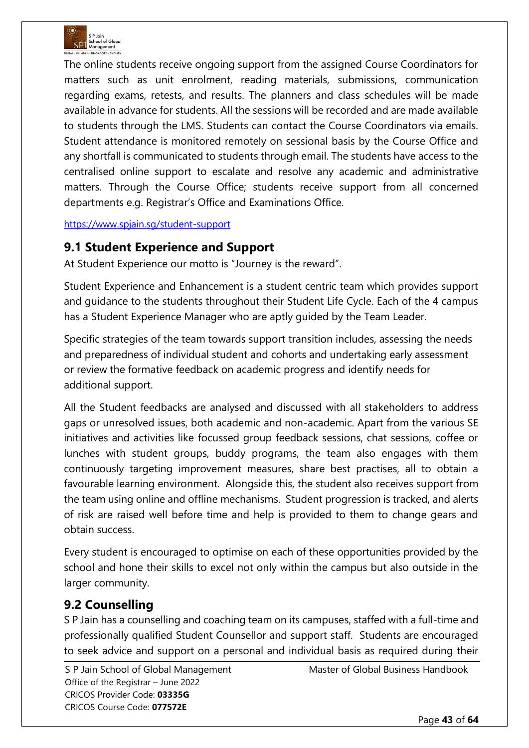The online students receive ongoing support from the assigned Course Coordinators for matters such as unit enrolment, reading materials, submissions, communication regarding exams, retests, and results. The planners and class schedules will be made available in advance for students. All the sessions will be recorded and are made available to students through the LMS. Students can contact the Course Coordinators via emails. Student attendance is monitored remotely on sessional basis by the Course Office and any shortfall is communicated to students through email. The students have access to the centralised online support to escalate and resolve any academic and administrative matters. Through the Course Office; students receive support from all concerned departments e.g. Registrar's Office and Examinations Office.

https://www.spjain.sg/student-support

## 9.1 Student Experience and Support

At Student Experience our motto is "Journey is the reward".

Student Experience and Enhancement is a student centric team which provides support and guidance to the students throughout their Student Life Cycle. Each of the 4 campus has a Student Experience Manager who are aptly guided by the Team Leader.

Specific strategies of the team towards support transition includes, assessing the needs and preparedness of individual student and cohorts and undertaking early assessment or review the formative feedback on academic progress and identify needs for additional support.

All the Student feedbacks are analysed and discussed with all stakeholders to address gaps or unresolved issues, both academic and non-academic. Apart from the various SE initiatives and activities like focussed group feedback sessions, chat sessions, coffee or lunches with student groups, buddy programs, the team also engages with them continuously targeting improvement measures, share best practises, all to obtain a favourable learning environment. Alongside this, the student also receives support from the team using online and offline mechanisms. Student progression is tracked, and alerts of risk are raised well before time and help is provided to them to change gears and obtain success.

Every student is encouraged to optimise on each of these opportunities provided by the school and hone their skills to excel not only within the campus but also outside in the larger community.

## 9.2 Counselling

S P Jain has a counselling and coaching team on its campuses, staffed with a full-time and professionally qualified Student Counsellor and support staff. Students are encouraged to seek advice and support on a personal and individual basis as required during their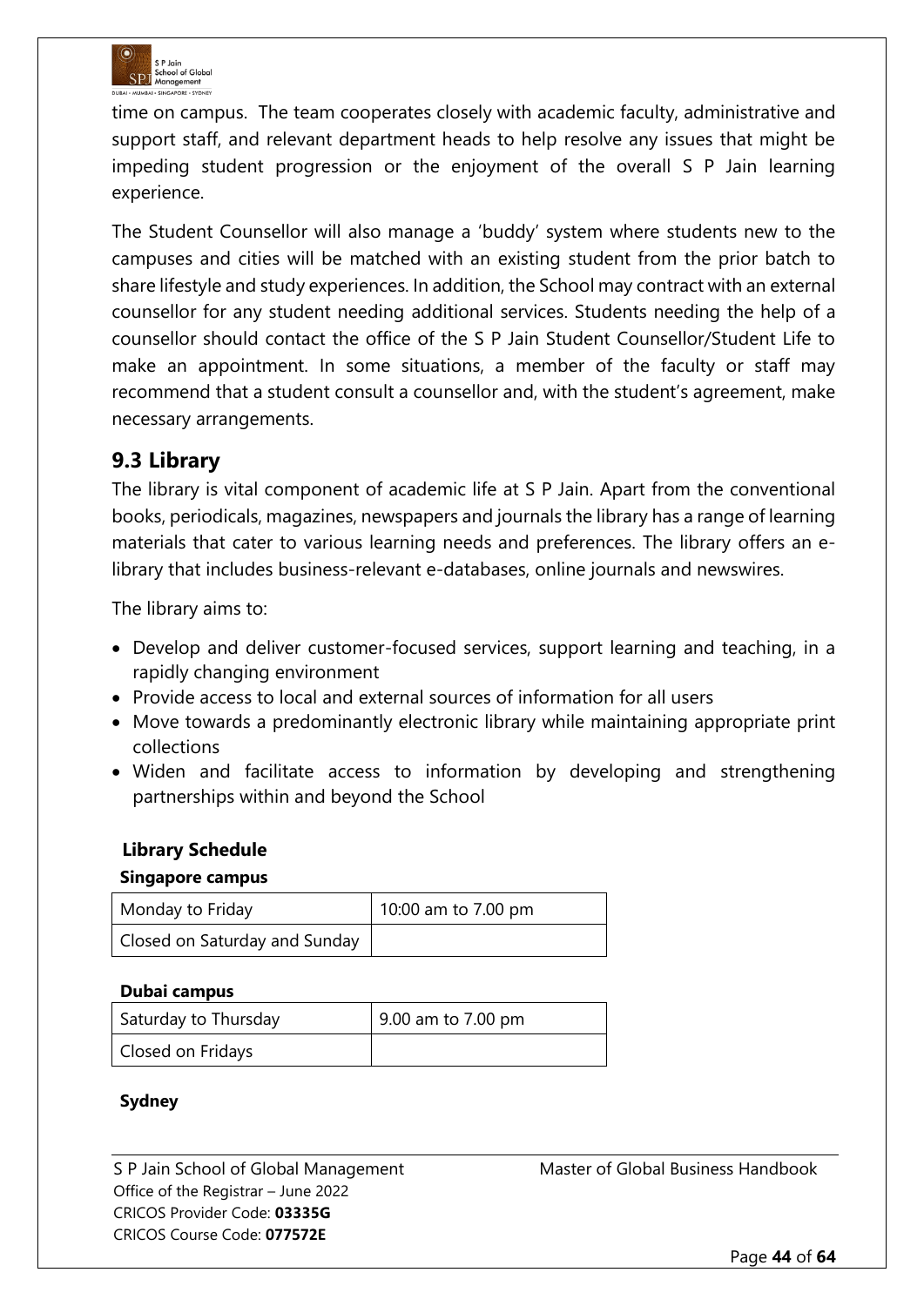time on campus. The team cooperates closely with academic faculty, administrative and support staff, and relevant department heads to help resolve any issues that might be impeding student progression or the enjoyment of the overall S P Jain learning experience.

The Student Counsellor will also manage a 'buddy' system where students new to the campuses and cities will be matched with an existing student from the prior batch to share lifestyle and study experiences. In addition, the School may contract with an external counsellor for any student needing additional services. Students needing the help of a counsellor should contact the office of the S P Jain Student Counsellor/Student Life to make an appointment. In some situations, a member of the faculty or staff may recommend that a student consult a counsellor and, with the student's agreement, make necessary arrangements.

## 9.3 Library

The library is vital component of academic life at S P Jain. Apart from the conventional books, periodicals, magazines, newspapers and journals the library has a range of learning materials that cater to various learning needs and preferences. The library offers an e-library that includes business-relevant e-databases, online journals and newswires.

The library aims to:

- Develop and deliver customer-focused services, support learning and teaching, in a rapidly changing environment
- Provide access to local and external sources of information for all users
- Move towards a predominantly electronic library while maintaining appropriate print collections
- Widen and facilitate access to information by developing and strengthening partnerships within and beyond the School

**Library Schedule**

**Singapore campus**

| Monday to Friday | 10:00 am to 7.00 pm |
|---|---|
| Closed on Saturday and Sunday | |

**Dubai campus**

| Saturday to Thursday | 9.00 am to 7.00 pm |
|---|---|
| Closed on Fridays | |

**Sydney**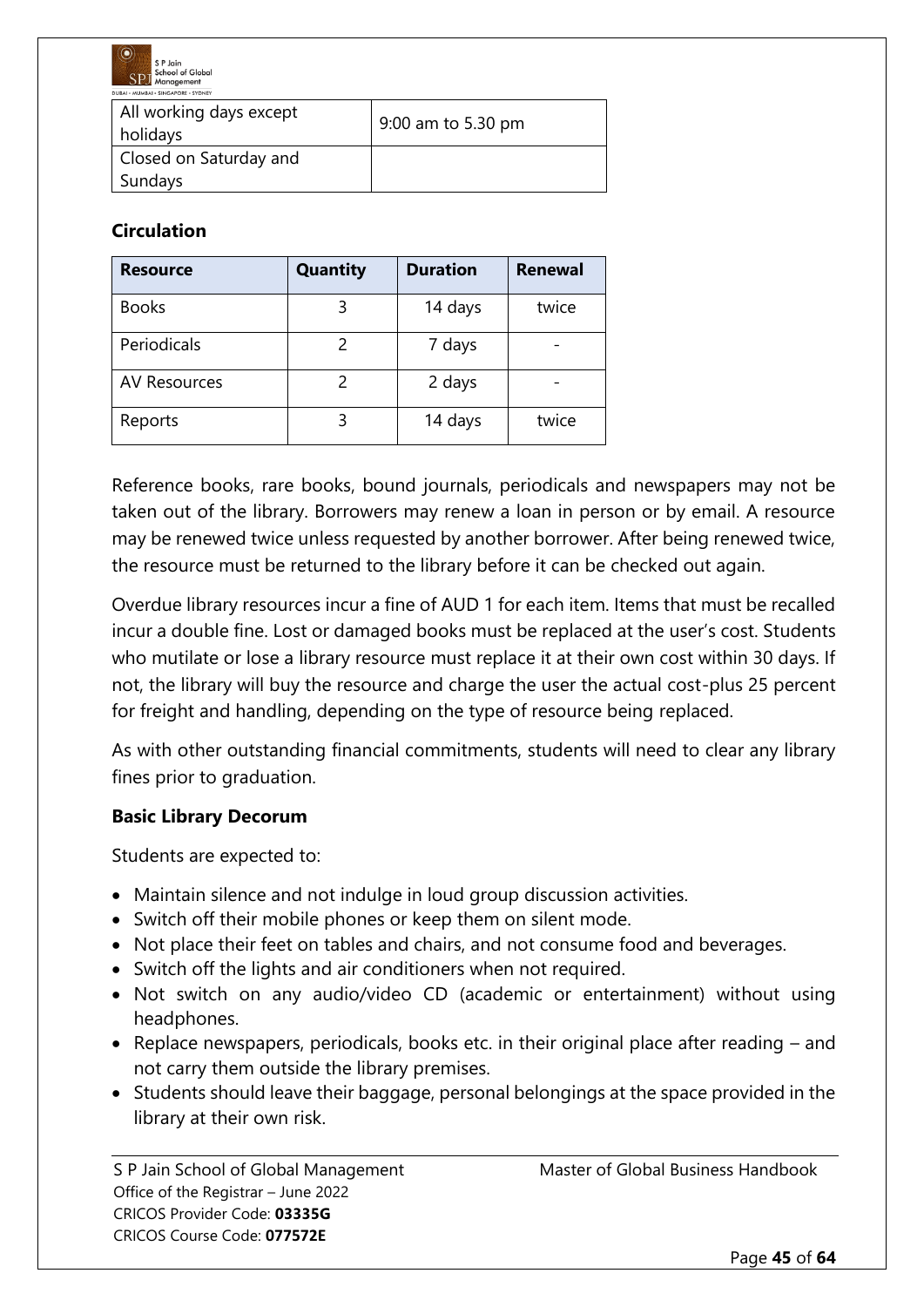| All working days except holidays | 9:00 am to 5.30 pm |
| --- | --- |
| Closed on Saturday and Sundays | |

**Circulation**

| Resource | Quantity | Duration | Renewal |
| --- | --- | --- | --- |
| Books | 3 | 14 days | twice |
| Periodicals | 2 | 7 days | - |
| AV Resources | 2 | 2 days | - |
| Reports | 3 | 14 days | twice |

Reference books, rare books, bound journals, periodicals and newspapers may not be taken out of the library. Borrowers may renew a loan in person or by email. A resource may be renewed twice unless requested by another borrower. After being renewed twice, the resource must be returned to the library before it can be checked out again.

Overdue library resources incur a fine of AUD 1 for each item. Items that must be recalled incur a double fine. Lost or damaged books must be replaced at the user's cost. Students who mutilate or lose a library resource must replace it at their own cost within 30 days. If not, the library will buy the resource and charge the user the actual cost-plus 25 percent for freight and handling, depending on the type of resource being replaced.

As with other outstanding financial commitments, students will need to clear any library fines prior to graduation.

**Basic Library Decorum**

Students are expected to:

- Maintain silence and not indulge in loud group discussion activities.
- Switch off their mobile phones or keep them on silent mode.
- Not place their feet on tables and chairs, and not consume food and beverages.
- Switch off the lights and air conditioners when not required.
- Not switch on any audio/video CD (academic or entertainment) without using headphones.
- Replace newspapers, periodicals, books etc. in their original place after reading – and not carry them outside the library premises.
- Students should leave their baggage, personal belongings at the space provided in the library at their own risk.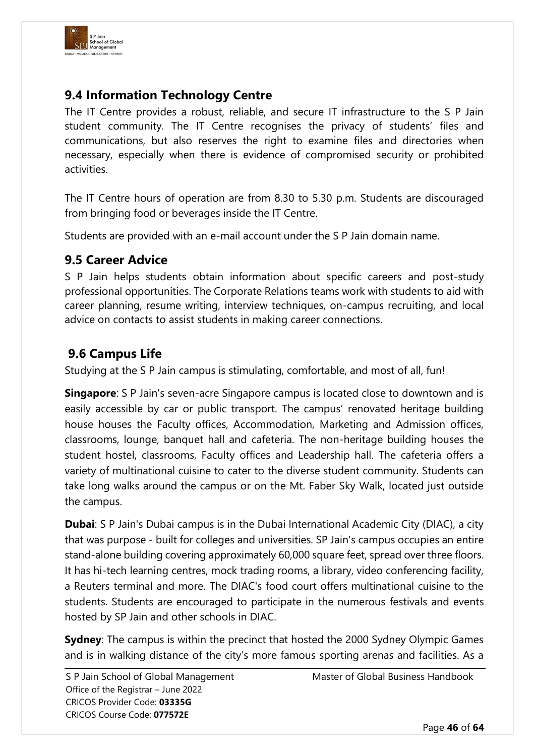## 9.4 Information Technology Centre

The IT Centre provides a robust, reliable, and secure IT infrastructure to the S P Jain student community. The IT Centre recognises the privacy of students' files and communications, but also reserves the right to examine files and directories when necessary, especially when there is evidence of compromised security or prohibited activities.

The IT Centre hours of operation are from 8.30 to 5.30 p.m. Students are discouraged from bringing food or beverages inside the IT Centre.

Students are provided with an e-mail account under the S P Jain domain name.

## 9.5 Career Advice

S P Jain helps students obtain information about specific careers and post-study professional opportunities. The Corporate Relations teams work with students to aid with career planning, resume writing, interview techniques, on-campus recruiting, and local advice on contacts to assist students in making career connections.

## 9.6 Campus Life

Studying at the S P Jain campus is stimulating, comfortable, and most of all, fun!

**Singapore**: S P Jain's seven-acre Singapore campus is located close to downtown and is easily accessible by car or public transport. The campus' renovated heritage building house houses the Faculty offices, Accommodation, Marketing and Admission offices, classrooms, lounge, banquet hall and cafeteria. The non-heritage building houses the student hostel, classrooms, Faculty offices and Leadership hall. The cafeteria offers a variety of multinational cuisine to cater to the diverse student community. Students can take long walks around the campus or on the Mt. Faber Sky Walk, located just outside the campus.

**Dubai**: S P Jain's Dubai campus is in the Dubai International Academic City (DIAC), a city that was purpose - built for colleges and universities. SP Jain's campus occupies an entire stand-alone building covering approximately 60,000 square feet, spread over three floors. It has hi-tech learning centres, mock trading rooms, a library, video conferencing facility, a Reuters terminal and more. The DIAC's food court offers multinational cuisine to the students. Students are encouraged to participate in the numerous festivals and events hosted by SP Jain and other schools in DIAC.

**Sydney**: The campus is within the precinct that hosted the 2000 Sydney Olympic Games and is in walking distance of the city's more famous sporting arenas and facilities. As a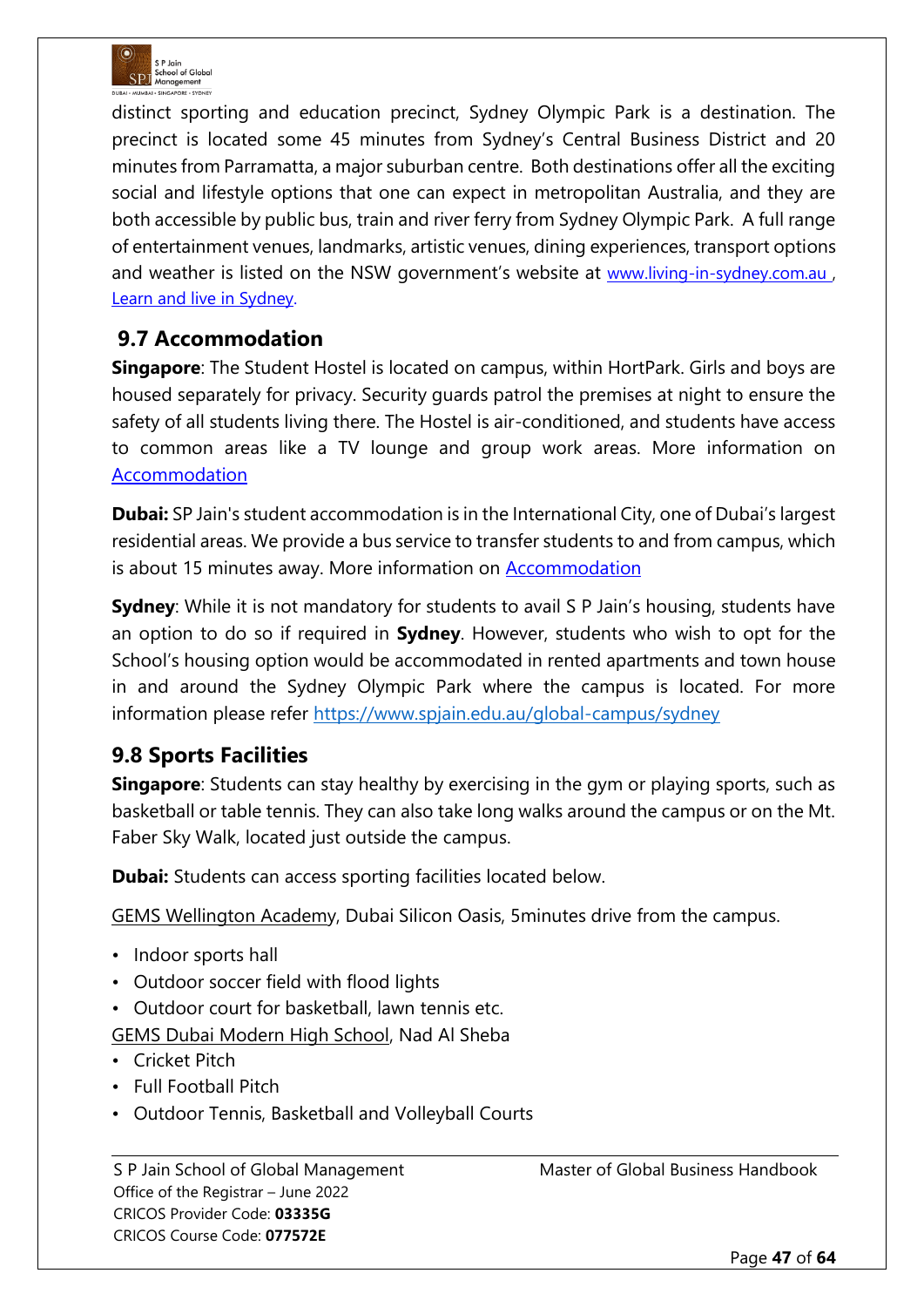distinct sporting and education precinct, Sydney Olympic Park is a destination. The precinct is located some 45 minutes from Sydney's Central Business District and 20 minutes from Parramatta, a major suburban centre. Both destinations offer all the exciting social and lifestyle options that one can expect in metropolitan Australia, and they are both accessible by public bus, train and river ferry from Sydney Olympic Park. A full range of entertainment venues, landmarks, artistic venues, dining experiences, transport options and weather is listed on the NSW government's website at [www.living-in-sydney.com.au](www.living-in-sydney.com.au) , [Learn and live in Sydney](Learn and live in Sydney).

## 9.7 Accommodation

**Singapore**: The Student Hostel is located on campus, within HortPark. Girls and boys are housed separately for privacy. Security guards patrol the premises at night to ensure the safety of all students living there. The Hostel is air-conditioned, and students have access to common areas like a TV lounge and group work areas. More information on Accommodation

**Dubai:** SP Jain's student accommodation is in the International City, one of Dubai's largest residential areas. We provide a bus service to transfer students to and from campus, which is about 15 minutes away. More information on Accommodation

**Sydney**: While it is not mandatory for students to avail S P Jain's housing, students have an option to do so if required in **Sydney**. However, students who wish to opt for the School's housing option would be accommodated in rented apartments and town house in and around the Sydney Olympic Park where the campus is located. For more information please refer https://www.spjain.edu.au/global-campus/sydney

## 9.8 Sports Facilities

**Singapore**: Students can stay healthy by exercising in the gym or playing sports, such as basketball or table tennis. They can also take long walks around the campus or on the Mt. Faber Sky Walk, located just outside the campus.

**Dubai:** Students can access sporting facilities located below.

GEMS Wellington Academy, Dubai Silicon Oasis, 5minutes drive from the campus.

- Indoor sports hall
- Outdoor soccer field with flood lights
- Outdoor court for basketball, lawn tennis etc.

GEMS Dubai Modern High School, Nad Al Sheba

- Cricket Pitch
- Full Football Pitch
- Outdoor Tennis, Basketball and Volleyball Courts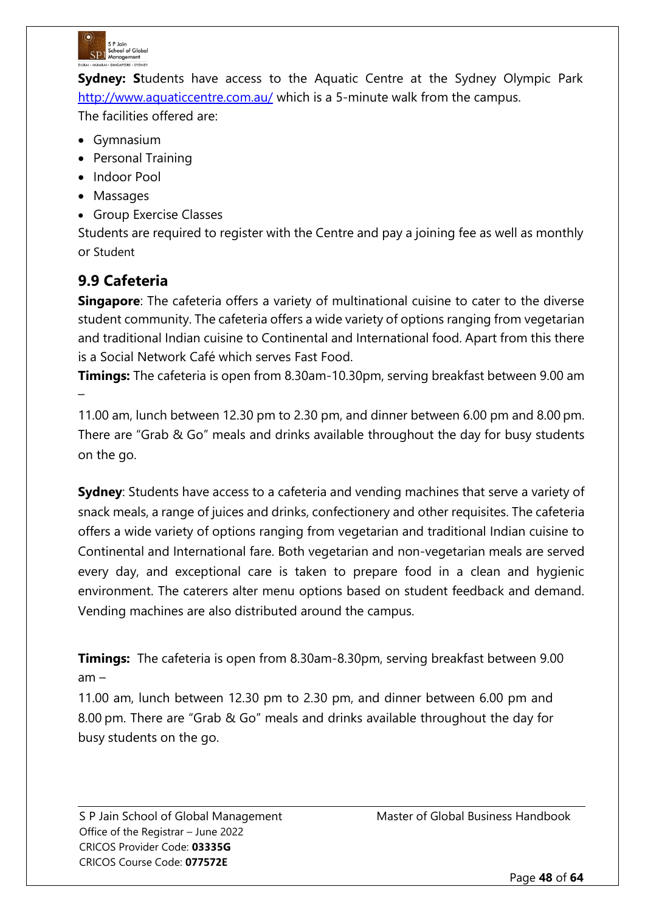**Sydney:** **S**tudents have access to the Aquatic Centre at the Sydney Olympic Park http://www.aquaticcentre.com.au/ which is a 5-minute walk from the campus.
The facilities offered are:

- Gymnasium
- Personal Training
- Indoor Pool
- Massages
- Group Exercise Classes

Students are required to register with the Centre and pay a joining fee as well as monthly or Student

## 9.9 Cafeteria

**Singapore**: The cafeteria offers a variety of multinational cuisine to cater to the diverse student community. The cafeteria offers a wide variety of options ranging from vegetarian and traditional Indian cuisine to Continental and International food. Apart from this there is a Social Network Café which serves Fast Food.

**Timings:** The cafeteria is open from 8.30am-10.30pm, serving breakfast between 9.00 am –
11.00 am, lunch between 12.30 pm to 2.30 pm, and dinner between 6.00 pm and 8.00 pm. There are "Grab & Go" meals and drinks available throughout the day for busy students on the go.

**Sydney**: Students have access to a cafeteria and vending machines that serve a variety of snack meals, a range of juices and drinks, confectionery and other requisites. The cafeteria offers a wide variety of options ranging from vegetarian and traditional Indian cuisine to Continental and International fare. Both vegetarian and non-vegetarian meals are served every day, and exceptional care is taken to prepare food in a clean and hygienic environment. The caterers alter menu options based on student feedback and demand. Vending machines are also distributed around the campus.

**Timings:** The cafeteria is open from 8.30am-8.30pm, serving breakfast between 9.00 am –
11.00 am, lunch between 12.30 pm to 2.30 pm, and dinner between 6.00 pm and 8.00 pm. There are "Grab & Go" meals and drinks available throughout the day for busy students on the go.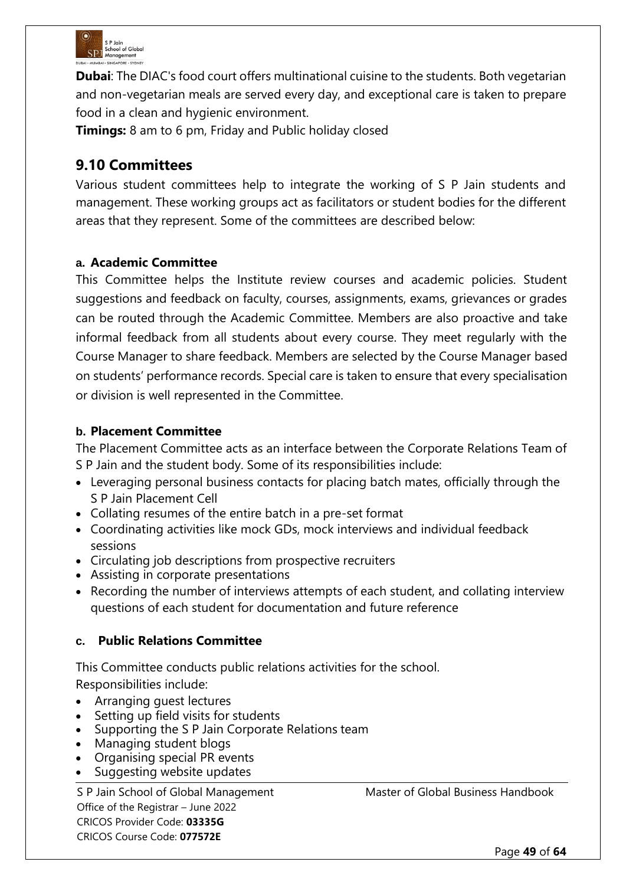**Dubai**: The DIAC's food court offers multinational cuisine to the students. Both vegetarian and non-vegetarian meals are served every day, and exceptional care is taken to prepare food in a clean and hygienic environment.

**Timings:** 8 am to 6 pm, Friday and Public holiday closed

## 9.10 Committees

Various student committees help to integrate the working of S P Jain students and management. These working groups act as facilitators or student bodies for the different areas that they represent. Some of the committees are described below:

### a. Academic Committee

This Committee helps the Institute review courses and academic policies. Student suggestions and feedback on faculty, courses, assignments, exams, grievances or grades can be routed through the Academic Committee. Members are also proactive and take informal feedback from all students about every course. They meet regularly with the Course Manager to share feedback. Members are selected by the Course Manager based on students' performance records. Special care is taken to ensure that every specialisation or division is well represented in the Committee.

### b. Placement Committee

The Placement Committee acts as an interface between the Corporate Relations Team of S P Jain and the student body. Some of its responsibilities include:

- Leveraging personal business contacts for placing batch mates, officially through the S P Jain Placement Cell
- Collating resumes of the entire batch in a pre-set format
- Coordinating activities like mock GDs, mock interviews and individual feedback sessions
- Circulating job descriptions from prospective recruiters
- Assisting in corporate presentations
- Recording the number of interviews attempts of each student, and collating interview questions of each student for documentation and future reference

### c. Public Relations Committee

This Committee conducts public relations activities for the school.
Responsibilities include:

- Arranging guest lectures
- Setting up field visits for students
- Supporting the S P Jain Corporate Relations team
- Managing student blogs
- Organising special PR events
- Suggesting website updates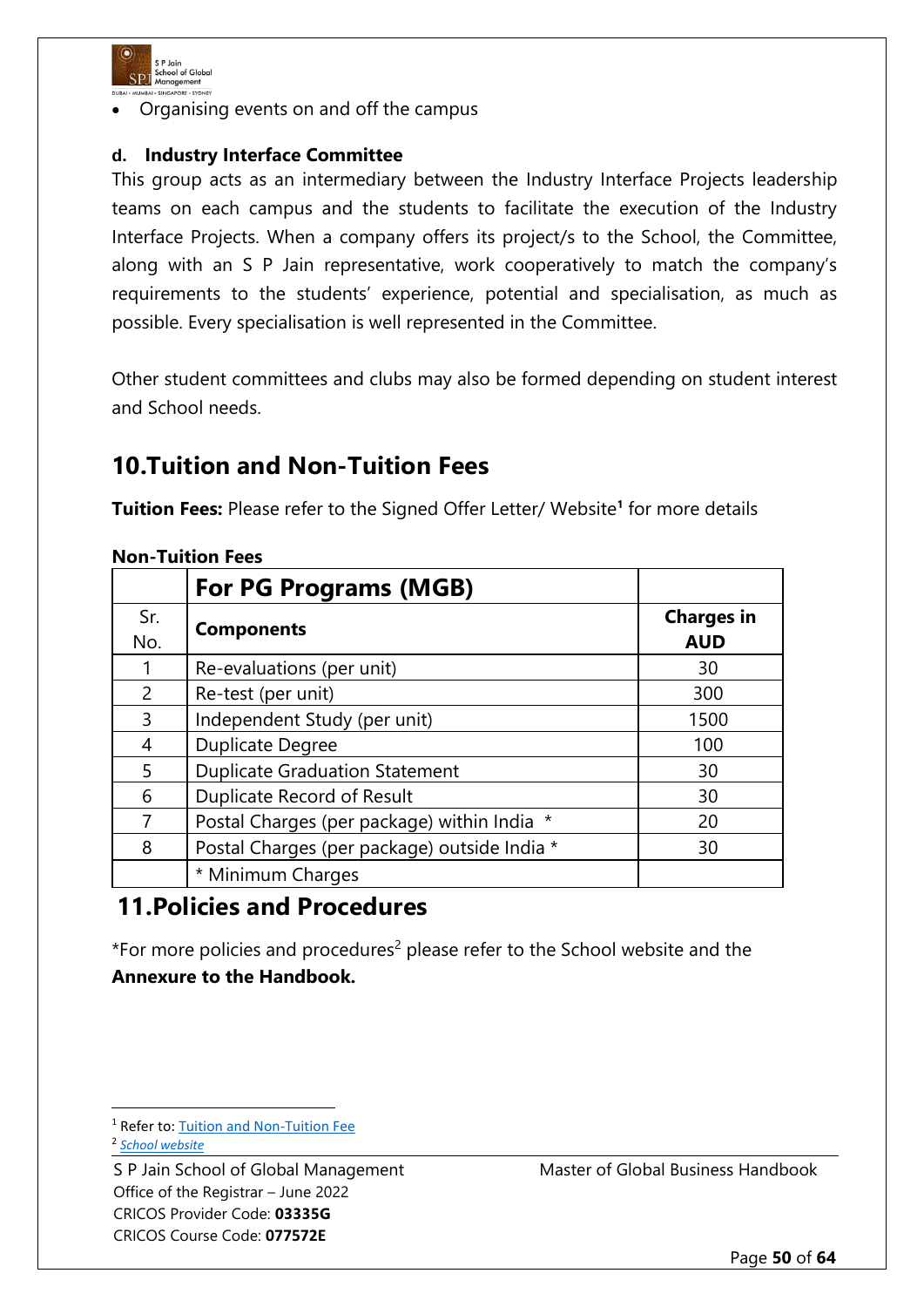- Organising events on and off the campus

**d. Industry Interface Committee**

This group acts as an intermediary between the Industry Interface Projects leadership teams on each campus and the students to facilitate the execution of the Industry Interface Projects. When a company offers its project/s to the School, the Committee, along with an S P Jain representative, work cooperatively to match the company's requirements to the students' experience, potential and specialisation, as much as possible. Every specialisation is well represented in the Committee.

Other student committees and clubs may also be formed depending on student interest and School needs.

## 10. Tuition and Non-Tuition Fees

**Tuition Fees:** Please refer to the Signed Offer Letter/ Website[1] for more details

**Non-Tuition Fees**

| | **For PG Programs (MGB)** | |
|---|---|---|
| Sr. No. | **Components** | **Charges in AUD** |
| 1 | Re-evaluations (per unit) | 30 |
| 2 | Re-test (per unit) | 300 |
| 3 | Independent Study (per unit) | 1500 |
| 4 | Duplicate Degree | 100 |
| 5 | Duplicate Graduation Statement | 30 |
| 6 | Duplicate Record of Result | 30 |
| 7 | Postal Charges (per package) within India * | 20 |
| 8 | Postal Charges (per package) outside India * | 30 |
| | * Minimum Charges | |

## 11. Policies and Procedures

*For more policies and procedures[2] please refer to the School website and the **Annexure to the Handbook.**

[1] Refer to: Tuition and Non-Tuition Fee

[2] *School website*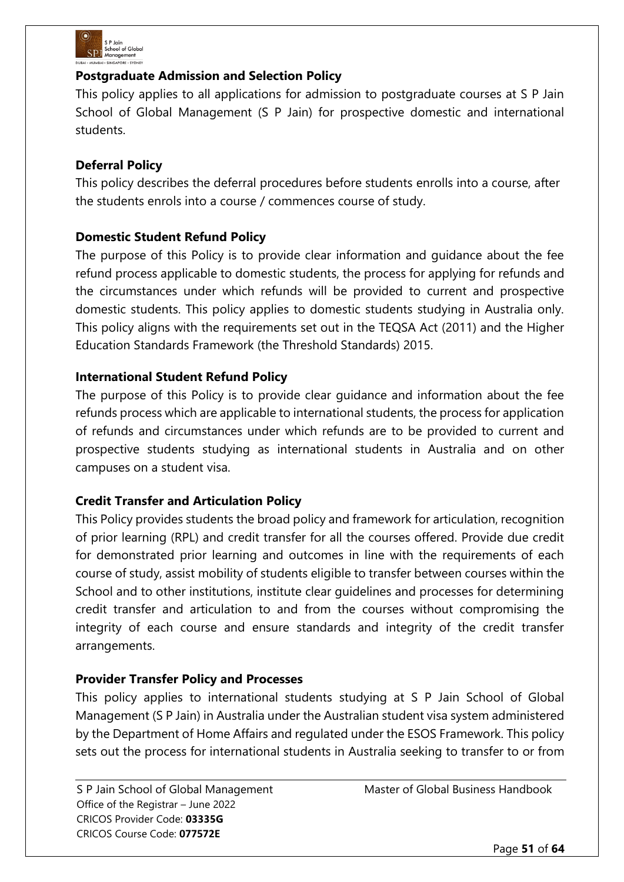**Postgraduate Admission and Selection Policy**

This policy applies to all applications for admission to postgraduate courses at S P Jain School of Global Management (S P Jain) for prospective domestic and international students.

**Deferral Policy**

This policy describes the deferral procedures before students enrolls into a course, after the students enrols into a course / commences course of study.

**Domestic Student Refund Policy**

The purpose of this Policy is to provide clear information and guidance about the fee refund process applicable to domestic students, the process for applying for refunds and the circumstances under which refunds will be provided to current and prospective domestic students. This policy applies to domestic students studying in Australia only. This policy aligns with the requirements set out in the TEQSA Act (2011) and the Higher Education Standards Framework (the Threshold Standards) 2015.

**International Student Refund Policy**

The purpose of this Policy is to provide clear guidance and information about the fee refunds process which are applicable to international students, the process for application of refunds and circumstances under which refunds are to be provided to current and prospective students studying as international students in Australia and on other campuses on a student visa.

**Credit Transfer and Articulation Policy**

This Policy provides students the broad policy and framework for articulation, recognition of prior learning (RPL) and credit transfer for all the courses offered. Provide due credit for demonstrated prior learning and outcomes in line with the requirements of each course of study, assist mobility of students eligible to transfer between courses within the School and to other institutions, institute clear guidelines and processes for determining credit transfer and articulation to and from the courses without compromising the integrity of each course and ensure standards and integrity of the credit transfer arrangements.

**Provider Transfer Policy and Processes**

This policy applies to international students studying at S P Jain School of Global Management (S P Jain) in Australia under the Australian student visa system administered by the Department of Home Affairs and regulated under the ESOS Framework. This policy sets out the process for international students in Australia seeking to transfer to or from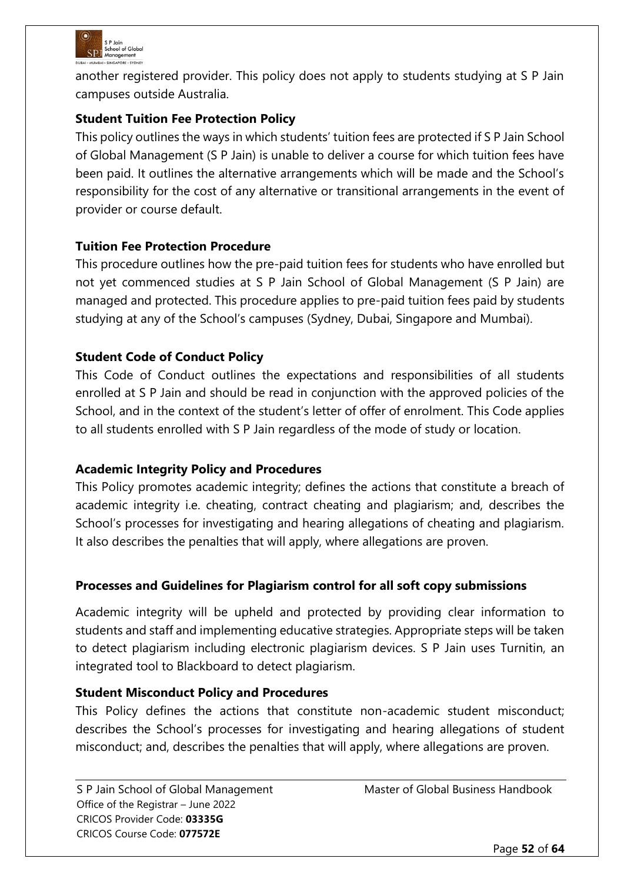another registered provider. This policy does not apply to students studying at S P Jain campuses outside Australia.

**Student Tuition Fee Protection Policy**

This policy outlines the ways in which students' tuition fees are protected if S P Jain School of Global Management (S P Jain) is unable to deliver a course for which tuition fees have been paid. It outlines the alternative arrangements which will be made and the School's responsibility for the cost of any alternative or transitional arrangements in the event of provider or course default.

**Tuition Fee Protection Procedure**

This procedure outlines how the pre-paid tuition fees for students who have enrolled but not yet commenced studies at S P Jain School of Global Management (S P Jain) are managed and protected. This procedure applies to pre-paid tuition fees paid by students studying at any of the School's campuses (Sydney, Dubai, Singapore and Mumbai).

**Student Code of Conduct Policy**

This Code of Conduct outlines the expectations and responsibilities of all students enrolled at S P Jain and should be read in conjunction with the approved policies of the School, and in the context of the student's letter of offer of enrolment. This Code applies to all students enrolled with S P Jain regardless of the mode of study or location.

**Academic Integrity Policy and Procedures**

This Policy promotes academic integrity; defines the actions that constitute a breach of academic integrity i.e. cheating, contract cheating and plagiarism; and, describes the School's processes for investigating and hearing allegations of cheating and plagiarism. It also describes the penalties that will apply, where allegations are proven.

**Processes and Guidelines for Plagiarism control for all soft copy submissions**

Academic integrity will be upheld and protected by providing clear information to students and staff and implementing educative strategies. Appropriate steps will be taken to detect plagiarism including electronic plagiarism devices. S P Jain uses Turnitin, an integrated tool to Blackboard to detect plagiarism.

**Student Misconduct Policy and Procedures**

This Policy defines the actions that constitute non-academic student misconduct; describes the School's processes for investigating and hearing allegations of student misconduct; and, describes the penalties that will apply, where allegations are proven.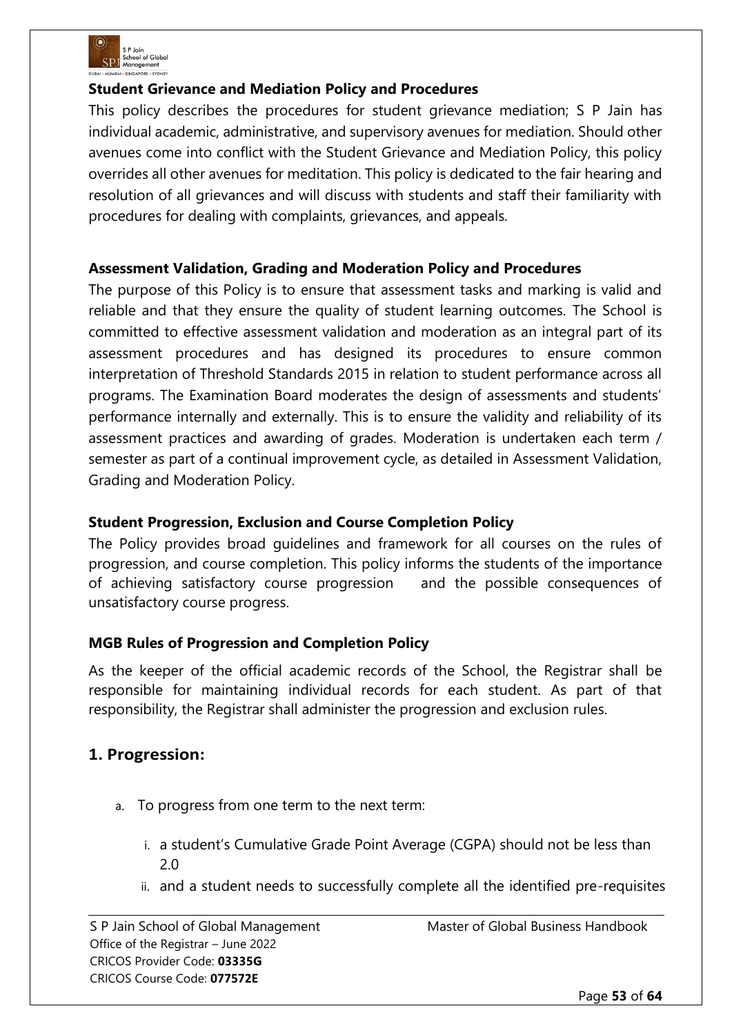**Student Grievance and Mediation Policy and Procedures**

This policy describes the procedures for student grievance mediation; S P Jain has individual academic, administrative, and supervisory avenues for mediation. Should other avenues come into conflict with the Student Grievance and Mediation Policy, this policy overrides all other avenues for meditation. This policy is dedicated to the fair hearing and resolution of all grievances and will discuss with students and staff their familiarity with procedures for dealing with complaints, grievances, and appeals.

**Assessment Validation, Grading and Moderation Policy and Procedures**

The purpose of this Policy is to ensure that assessment tasks and marking is valid and reliable and that they ensure the quality of student learning outcomes. The School is committed to effective assessment validation and moderation as an integral part of its assessment procedures and has designed its procedures to ensure common interpretation of Threshold Standards 2015 in relation to student performance across all programs. The Examination Board moderates the design of assessments and students' performance internally and externally. This is to ensure the validity and reliability of its assessment practices and awarding of grades. Moderation is undertaken each term / semester as part of a continual improvement cycle, as detailed in Assessment Validation, Grading and Moderation Policy.

**Student Progression, Exclusion and Course Completion Policy**

The Policy provides broad guidelines and framework for all courses on the rules of progression, and course completion. This policy informs the students of the importance of achieving satisfactory course progression and the possible consequences of unsatisfactory course progress.

**MGB Rules of Progression and Completion Policy**

As the keeper of the official academic records of the School, the Registrar shall be responsible for maintaining individual records for each student. As part of that responsibility, the Registrar shall administer the progression and exclusion rules.

## 1. Progression:

a. To progress from one term to the next term:

   i. a student's Cumulative Grade Point Average (CGPA) should not be less than 2.0

   ii. and a student needs to successfully complete all the identified pre-requisites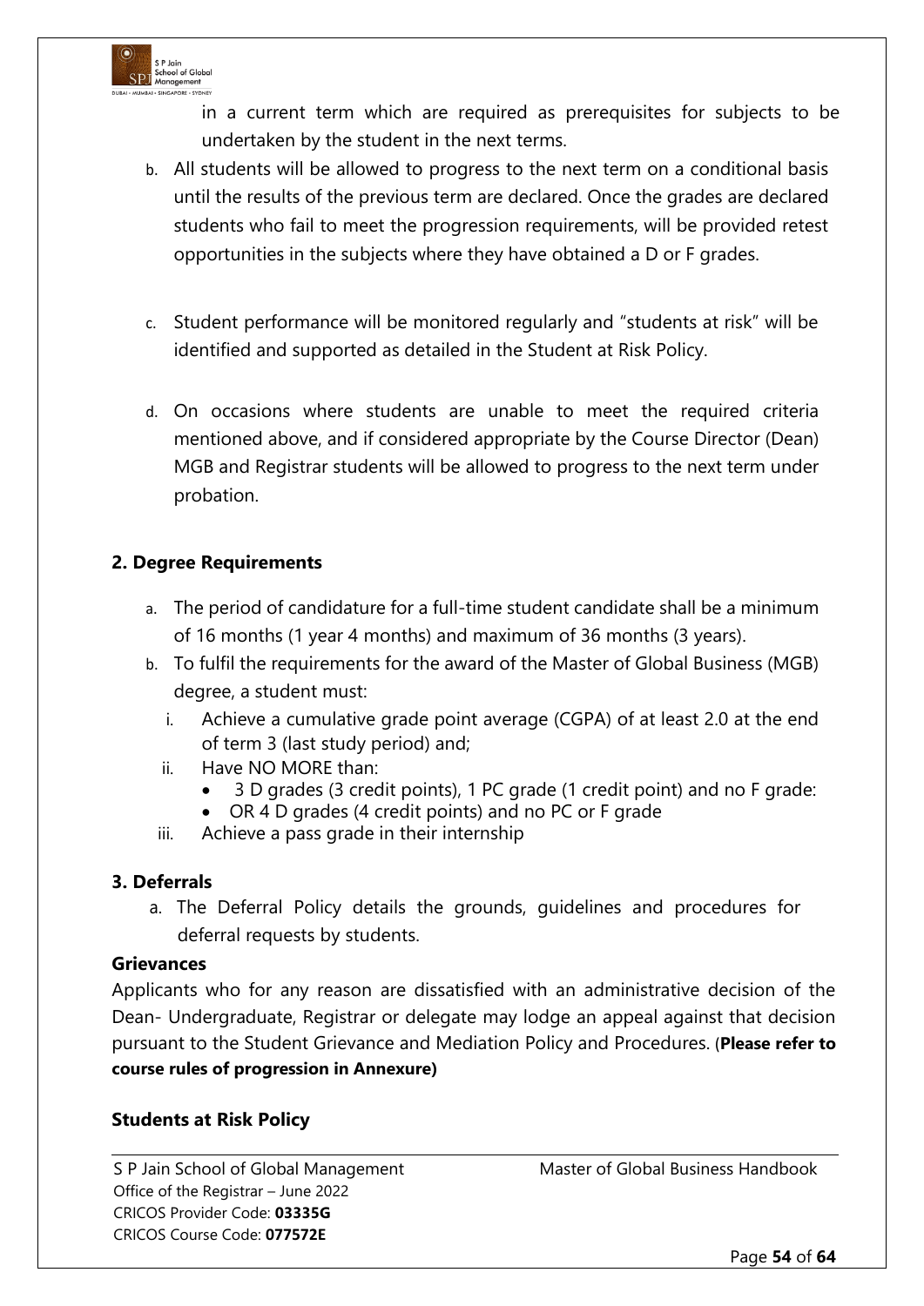in a current term which are required as prerequisites for subjects to be undertaken by the student in the next terms.

b. All students will be allowed to progress to the next term on a conditional basis until the results of the previous term are declared. Once the grades are declared students who fail to meet the progression requirements, will be provided retest opportunities in the subjects where they have obtained a D or F grades.

c. Student performance will be monitored regularly and "students at risk" will be identified and supported as detailed in the Student at Risk Policy.

d. On occasions where students are unable to meet the required criteria mentioned above, and if considered appropriate by the Course Director (Dean) MGB and Registrar students will be allowed to progress to the next term under probation.

**2. Degree Requirements**

a. The period of candidature for a full-time student candidate shall be a minimum of 16 months (1 year 4 months) and maximum of 36 months (3 years).
b. To fulfil the requirements for the award of the Master of Global Business (MGB) degree, a student must:
   i. Achieve a cumulative grade point average (CGPA) of at least 2.0 at the end of term 3 (last study period) and;
   ii. Have NO MORE than:
      - 3 D grades (3 credit points), 1 PC grade (1 credit point) and no F grade:
      - OR 4 D grades (4 credit points) and no PC or F grade
   iii. Achieve a pass grade in their internship

**3. Deferrals**

a. The Deferral Policy details the grounds, guidelines and procedures for deferral requests by students.

**Grievances**

Applicants who for any reason are dissatisfied with an administrative decision of the Dean- Undergraduate, Registrar or delegate may lodge an appeal against that decision pursuant to the Student Grievance and Mediation Policy and Procedures. (**Please refer to course rules of progression in Annexure)**

**Students at Risk Policy**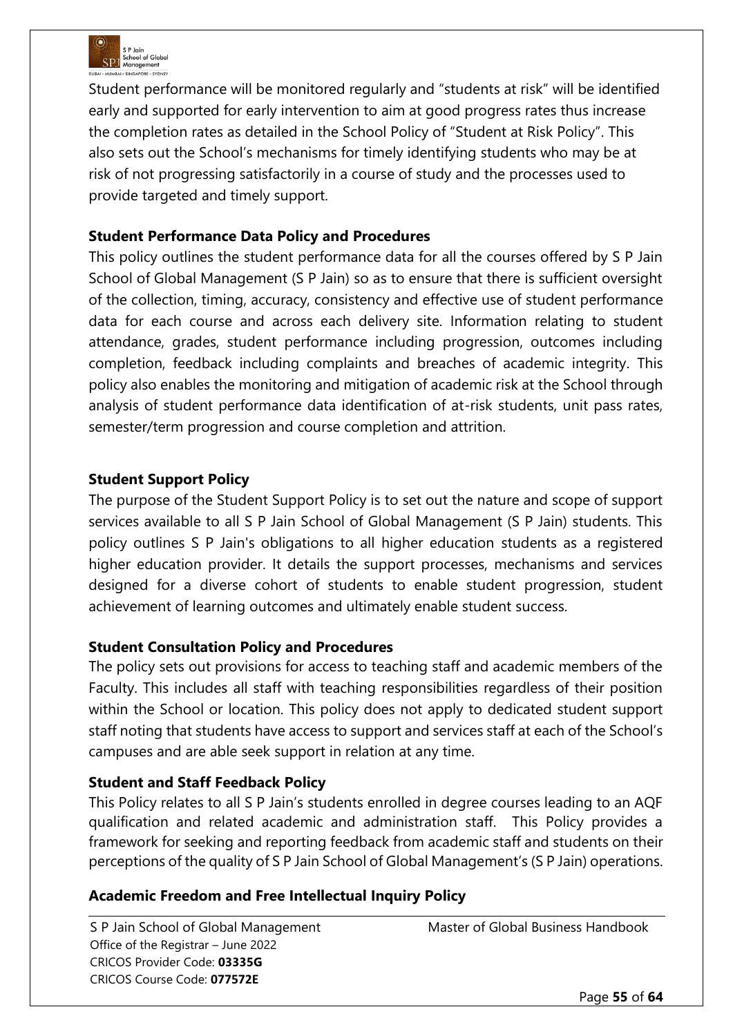Student performance will be monitored regularly and "students at risk" will be identified early and supported for early intervention to aim at good progress rates thus increase the completion rates as detailed in the School Policy of "Student at Risk Policy". This also sets out the School's mechanisms for timely identifying students who may be at risk of not progressing satisfactorily in a course of study and the processes used to provide targeted and timely support.

**Student Performance Data Policy and Procedures**

This policy outlines the student performance data for all the courses offered by S P Jain School of Global Management (S P Jain) so as to ensure that there is sufficient oversight of the collection, timing, accuracy, consistency and effective use of student performance data for each course and across each delivery site. Information relating to student attendance, grades, student performance including progression, outcomes including completion, feedback including complaints and breaches of academic integrity. This policy also enables the monitoring and mitigation of academic risk at the School through analysis of student performance data identification of at-risk students, unit pass rates, semester/term progression and course completion and attrition.

**Student Support Policy**

The purpose of the Student Support Policy is to set out the nature and scope of support services available to all S P Jain School of Global Management (S P Jain) students. This policy outlines S P Jain's obligations to all higher education students as a registered higher education provider. It details the support processes, mechanisms and services designed for a diverse cohort of students to enable student progression, student achievement of learning outcomes and ultimately enable student success.

**Student Consultation Policy and Procedures**

The policy sets out provisions for access to teaching staff and academic members of the Faculty. This includes all staff with teaching responsibilities regardless of their position within the School or location. This policy does not apply to dedicated student support staff noting that students have access to support and services staff at each of the School's campuses and are able seek support in relation at any time.

**Student and Staff Feedback Policy**

This Policy relates to all S P Jain's students enrolled in degree courses leading to an AQF qualification and related academic and administration staff. This Policy provides a framework for seeking and reporting feedback from academic staff and students on their perceptions of the quality of S P Jain School of Global Management's (S P Jain) operations.

**Academic Freedom and Free Intellectual Inquiry Policy**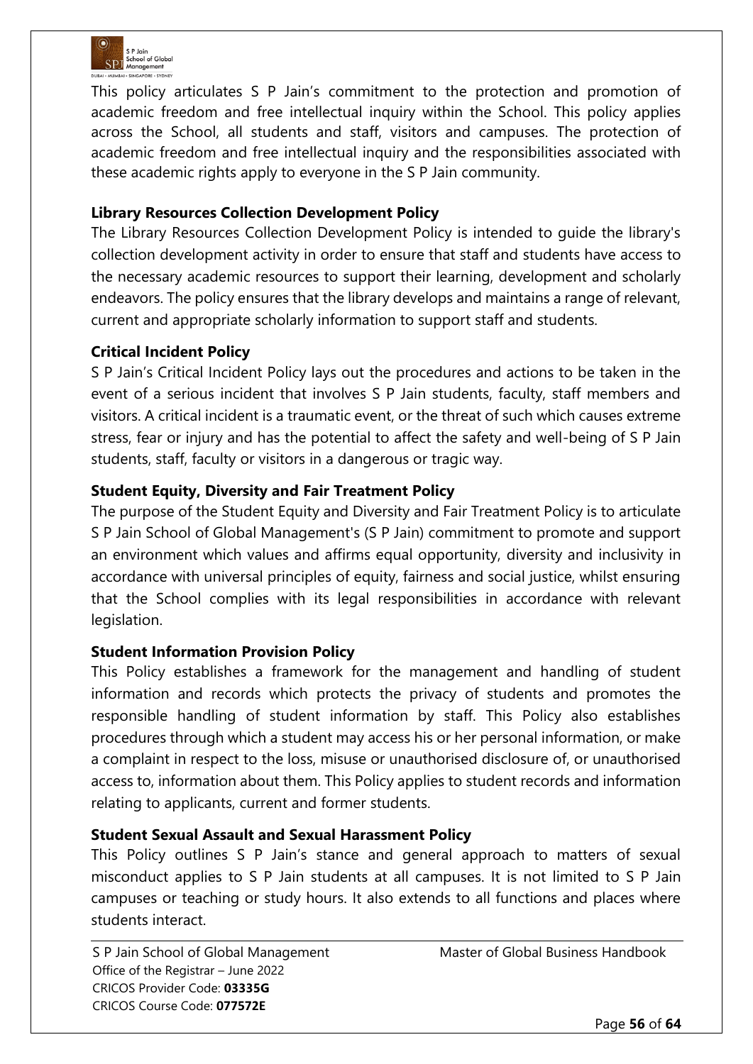This policy articulates S P Jain's commitment to the protection and promotion of academic freedom and free intellectual inquiry within the School. This policy applies across the School, all students and staff, visitors and campuses. The protection of academic freedom and free intellectual inquiry and the responsibilities associated with these academic rights apply to everyone in the S P Jain community.

**Library Resources Collection Development Policy**

The Library Resources Collection Development Policy is intended to guide the library's collection development activity in order to ensure that staff and students have access to the necessary academic resources to support their learning, development and scholarly endeavors. The policy ensures that the library develops and maintains a range of relevant, current and appropriate scholarly information to support staff and students.

**Critical Incident Policy**

S P Jain's Critical Incident Policy lays out the procedures and actions to be taken in the event of a serious incident that involves S P Jain students, faculty, staff members and visitors. A critical incident is a traumatic event, or the threat of such which causes extreme stress, fear or injury and has the potential to affect the safety and well-being of S P Jain students, staff, faculty or visitors in a dangerous or tragic way.

**Student Equity, Diversity and Fair Treatment Policy**

The purpose of the Student Equity and Diversity and Fair Treatment Policy is to articulate S P Jain School of Global Management's (S P Jain) commitment to promote and support an environment which values and affirms equal opportunity, diversity and inclusivity in accordance with universal principles of equity, fairness and social justice, whilst ensuring that the School complies with its legal responsibilities in accordance with relevant legislation.

**Student Information Provision Policy**

This Policy establishes a framework for the management and handling of student information and records which protects the privacy of students and promotes the responsible handling of student information by staff. This Policy also establishes procedures through which a student may access his or her personal information, or make a complaint in respect to the loss, misuse or unauthorised disclosure of, or unauthorised access to, information about them. This Policy applies to student records and information relating to applicants, current and former students.

**Student Sexual Assault and Sexual Harassment Policy**

This Policy outlines S P Jain's stance and general approach to matters of sexual misconduct applies to S P Jain students at all campuses. It is not limited to S P Jain campuses or teaching or study hours. It also extends to all functions and places where students interact.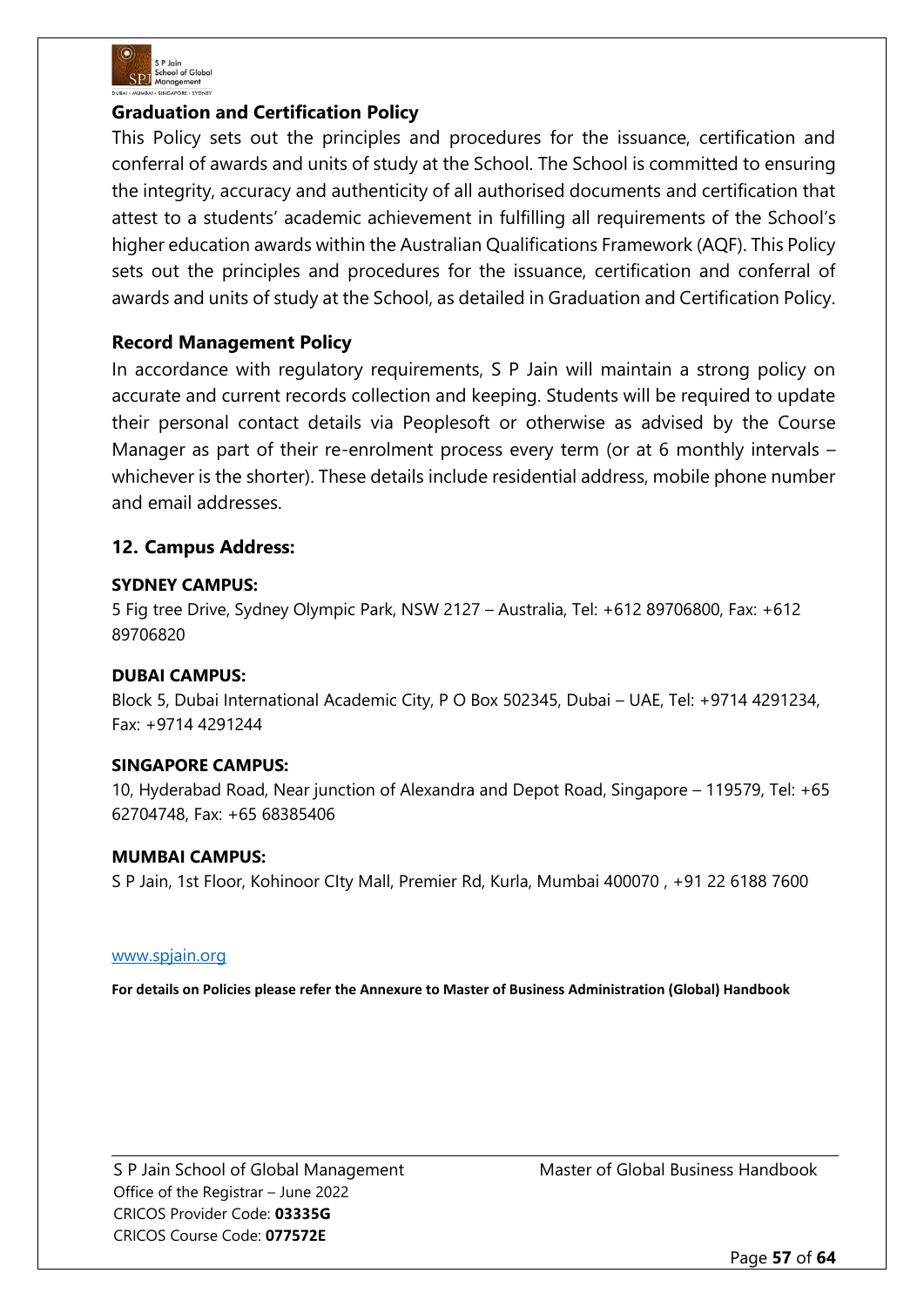### Graduation and Certification Policy

This Policy sets out the principles and procedures for the issuance, certification and conferral of awards and units of study at the School. The School is committed to ensuring the integrity, accuracy and authenticity of all authorised documents and certification that attest to a students' academic achievement in fulfilling all requirements of the School's higher education awards within the Australian Qualifications Framework (AQF). This Policy sets out the principles and procedures for the issuance, certification and conferral of awards and units of study at the School, as detailed in Graduation and Certification Policy.

### Record Management Policy

In accordance with regulatory requirements, S P Jain will maintain a strong policy on accurate and current records collection and keeping. Students will be required to update their personal contact details via Peoplesoft or otherwise as advised by the Course Manager as part of their re-enrolment process every term (or at 6 monthly intervals – whichever is the shorter). These details include residential address, mobile phone number and email addresses.

## 12. Campus Address:

**SYDNEY CAMPUS:**

5 Fig tree Drive, Sydney Olympic Park, NSW 2127 – Australia, Tel: +612 89706800, Fax: +612 89706820

**DUBAI CAMPUS:**

Block 5, Dubai International Academic City, P O Box 502345, Dubai – UAE, Tel: +9714 4291234, Fax: +9714 4291244

**SINGAPORE CAMPUS:**

10, Hyderabad Road, Near junction of Alexandra and Depot Road, Singapore – 119579, Tel: +65 62704748, Fax: +65 68385406

**MUMBAI CAMPUS:**

S P Jain, 1st Floor, Kohinoor CIty Mall, Premier Rd, Kurla, Mumbai 400070 , +91 22 6188 7600

www.spjain.org

**For details on Policies please refer the Annexure to Master of Business Administration (Global) Handbook**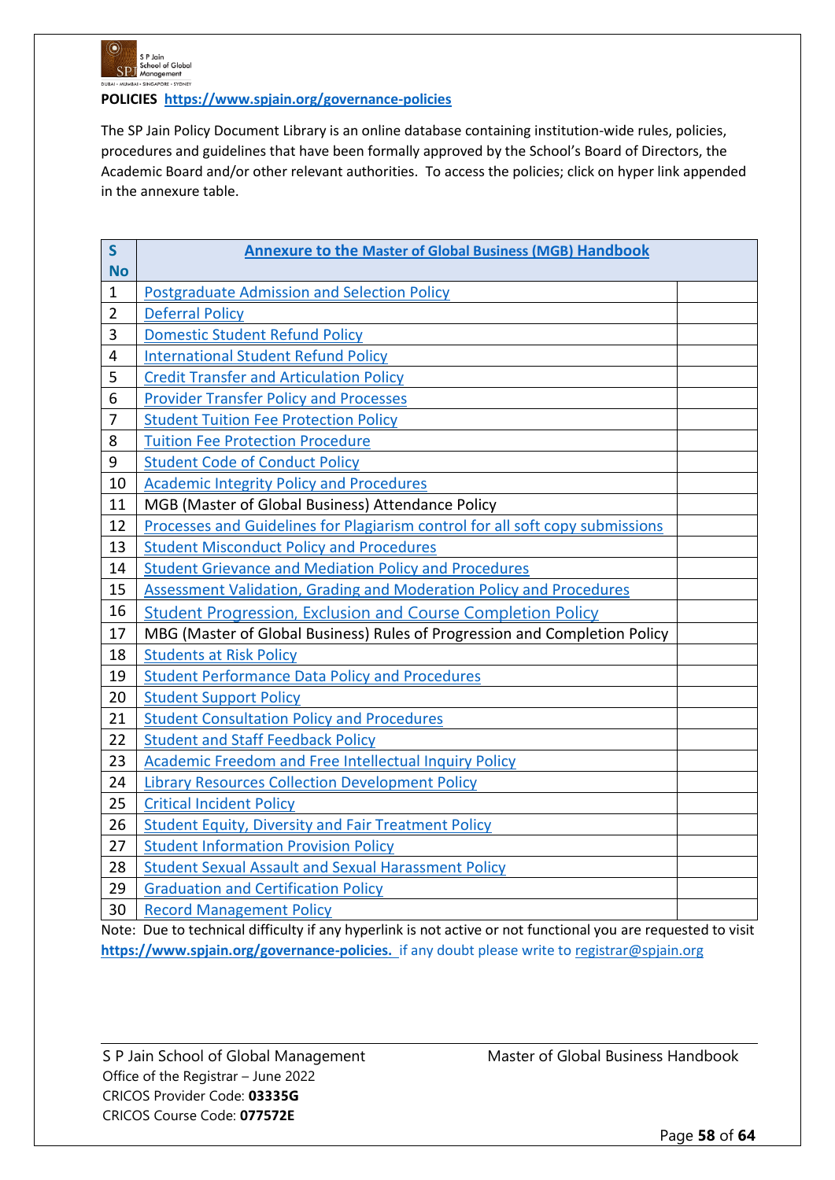**POLICIES** **https://www.spjain.org/governance-policies**

The SP Jain Policy Document Library is an online database containing institution-wide rules, policies, procedures and guidelines that have been formally approved by the School's Board of Directors, the Academic Board and/or other relevant authorities. To access the policies; click on hyper link appended in the annexure table.

| S No | Annexure to the Master of Global Business (MGB) Handbook | |
|---|---|---|
| 1 | Postgraduate Admission and Selection Policy | |
| 2 | Deferral Policy | |
| 3 | Domestic Student Refund Policy | |
| 4 | International Student Refund Policy | |
| 5 | Credit Transfer and Articulation Policy | |
| 6 | Provider Transfer Policy and Processes | |
| 7 | Student Tuition Fee Protection Policy | |
| 8 | Tuition Fee Protection Procedure | |
| 9 | Student Code of Conduct Policy | |
| 10 | Academic Integrity Policy and Procedures | |
| 11 | MGB (Master of Global Business) Attendance Policy | |
| 12 | Processes and Guidelines for Plagiarism control for all soft copy submissions | |
| 13 | Student Misconduct Policy and Procedures | |
| 14 | Student Grievance and Mediation Policy and Procedures | |
| 15 | Assessment Validation, Grading and Moderation Policy and Procedures | |
| 16 | Student Progression, Exclusion and Course Completion Policy | |
| 17 | MBG (Master of Global Business) Rules of Progression and Completion Policy | |
| 18 | Students at Risk Policy | |
| 19 | Student Performance Data Policy and Procedures | |
| 20 | Student Support Policy | |
| 21 | Student Consultation Policy and Procedures | |
| 22 | Student and Staff Feedback Policy | |
| 23 | Academic Freedom and Free Intellectual Inquiry Policy | |
| 24 | Library Resources Collection Development Policy | |
| 25 | Critical Incident Policy | |
| 26 | Student Equity, Diversity and Fair Treatment Policy | |
| 27 | Student Information Provision Policy | |
| 28 | Student Sexual Assault and Sexual Harassment Policy | |
| 29 | Graduation and Certification Policy | |
| 30 | Record Management Policy | |

Note: Due to technical difficulty if any hyperlink is not active or not functional you are requested to visit **https://www.spjain.org/governance-policies.** if any doubt please write to registrar@spjain.org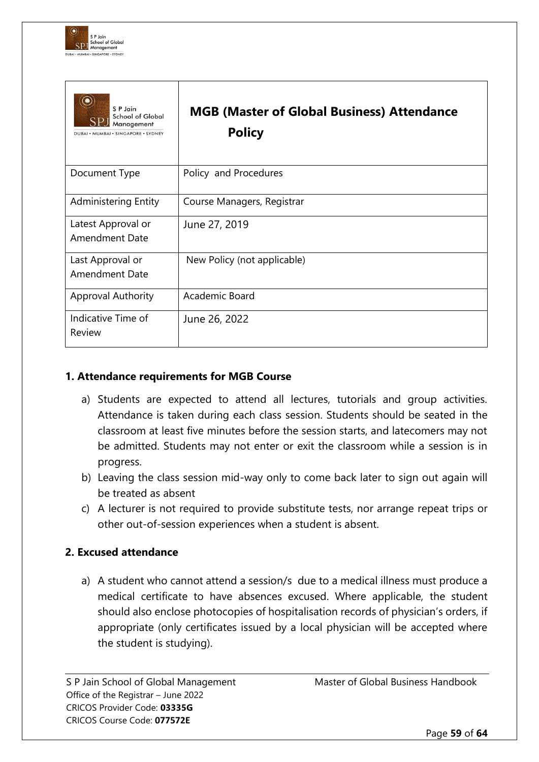| | MGB (Master of Global Business) Attendance Policy |
|---|---|
| Document Type | Policy and Procedures |
| Administering Entity | Course Managers, Registrar |
| Latest Approval or Amendment Date | June 27, 2019 |
| Last Approval or Amendment Date | New Policy (not applicable) |
| Approval Authority | Academic Board |
| Indicative Time of Review | June 26, 2022 |

### 1. Attendance requirements for MGB Course

a) Students are expected to attend all lectures, tutorials and group activities. Attendance is taken during each class session. Students should be seated in the classroom at least five minutes before the session starts, and latecomers may not be admitted. Students may not enter or exit the classroom while a session is in progress.

b) Leaving the class session mid-way only to come back later to sign out again will be treated as absent

c) A lecturer is not required to provide substitute tests, nor arrange repeat trips or other out-of-session experiences when a student is absent.

### 2. Excused attendance

a) A student who cannot attend a session/s due to a medical illness must produce a medical certificate to have absences excused. Where applicable, the student should also enclose photocopies of hospitalisation records of physician's orders, if appropriate (only certificates issued by a local physician will be accepted where the student is studying).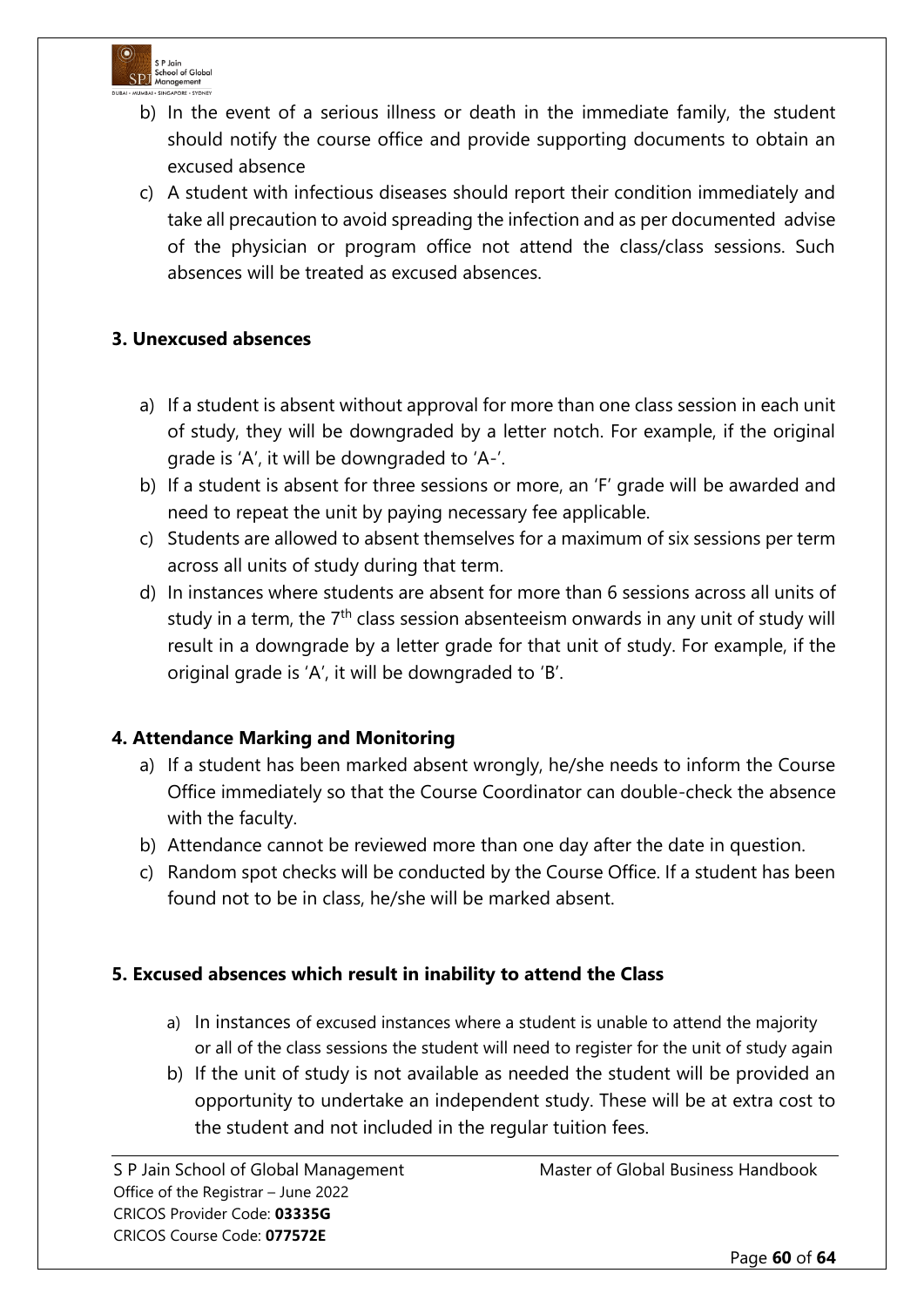b) In the event of a serious illness or death in the immediate family, the student should notify the course office and provide supporting documents to obtain an excused absence

c) A student with infectious diseases should report their condition immediately and take all precaution to avoid spreading the infection and as per documented advise of the physician or program office not attend the class/class sessions. Such absences will be treated as excused absences.

### 3. Unexcused absences

a) If a student is absent without approval for more than one class session in each unit of study, they will be downgraded by a letter notch. For example, if the original grade is 'A', it will be downgraded to 'A-'.

b) If a student is absent for three sessions or more, an 'F' grade will be awarded and need to repeat the unit by paying necessary fee applicable.

c) Students are allowed to absent themselves for a maximum of six sessions per term across all units of study during that term.

d) In instances where students are absent for more than 6 sessions across all units of study in a term, the 7th class session absenteeism onwards in any unit of study will result in a downgrade by a letter grade for that unit of study. For example, if the original grade is 'A', it will be downgraded to 'B'.

### 4. Attendance Marking and Monitoring

a) If a student has been marked absent wrongly, he/she needs to inform the Course Office immediately so that the Course Coordinator can double-check the absence with the faculty.

b) Attendance cannot be reviewed more than one day after the date in question.

c) Random spot checks will be conducted by the Course Office. If a student has been found not to be in class, he/she will be marked absent.

### 5. Excused absences which result in inability to attend the Class

a) In instances of excused instances where a student is unable to attend the majority or all of the class sessions the student will need to register for the unit of study again

b) If the unit of study is not available as needed the student will be provided an opportunity to undertake an independent study. These will be at extra cost to the student and not included in the regular tuition fees.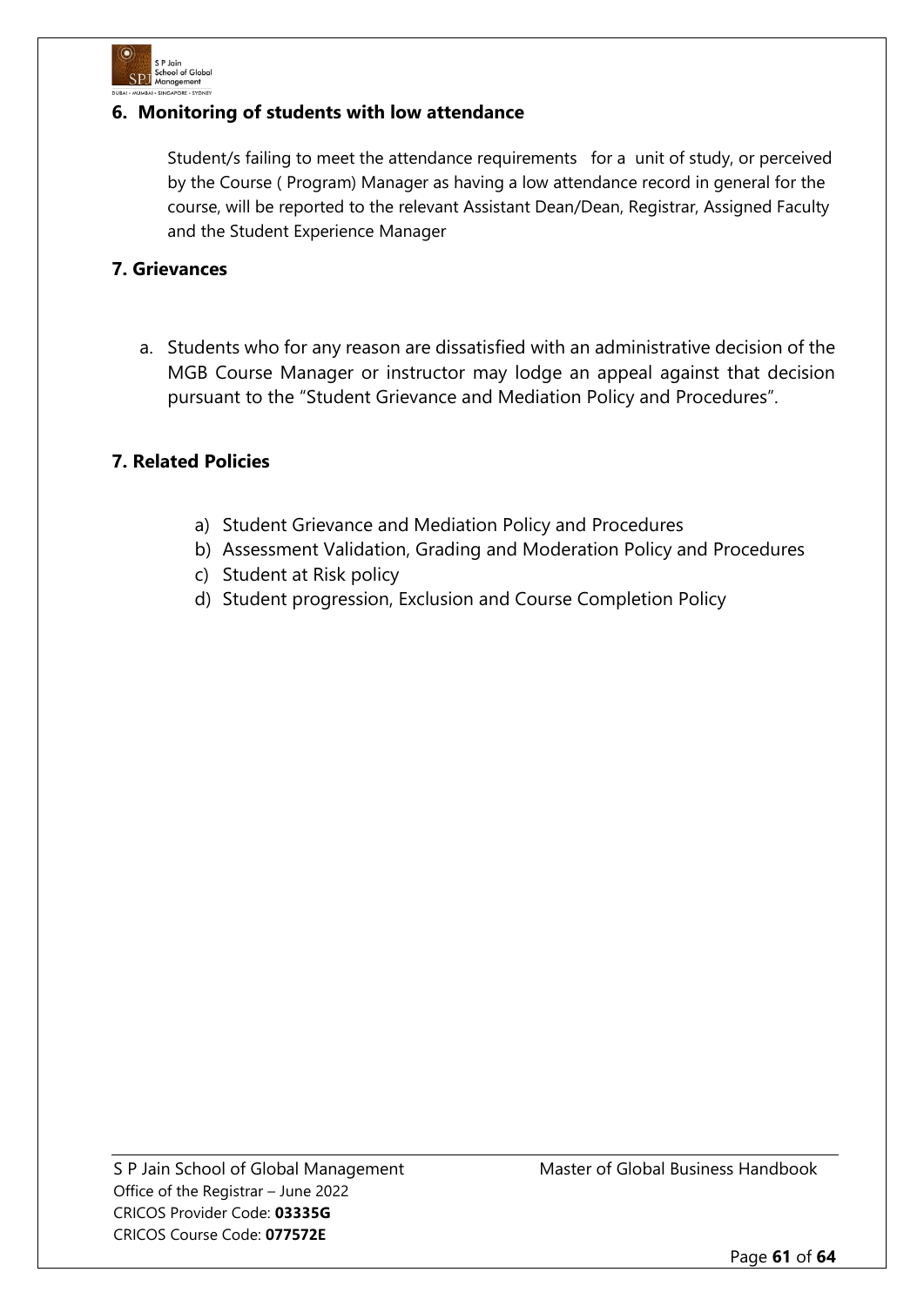## 6. Monitoring of students with low attendance

Student/s failing to meet the attendance requirements for a unit of study, or perceived by the Course ( Program) Manager as having a low attendance record in general for the course, will be reported to the relevant Assistant Dean/Dean, Registrar, Assigned Faculty and the Student Experience Manager

## 7. Grievances

a. Students who for any reason are dissatisfied with an administrative decision of the MGB Course Manager or instructor may lodge an appeal against that decision pursuant to the "Student Grievance and Mediation Policy and Procedures".

## 7. Related Policies

a) Student Grievance and Mediation Policy and Procedures
b) Assessment Validation, Grading and Moderation Policy and Procedures
c) Student at Risk policy
d) Student progression, Exclusion and Course Completion Policy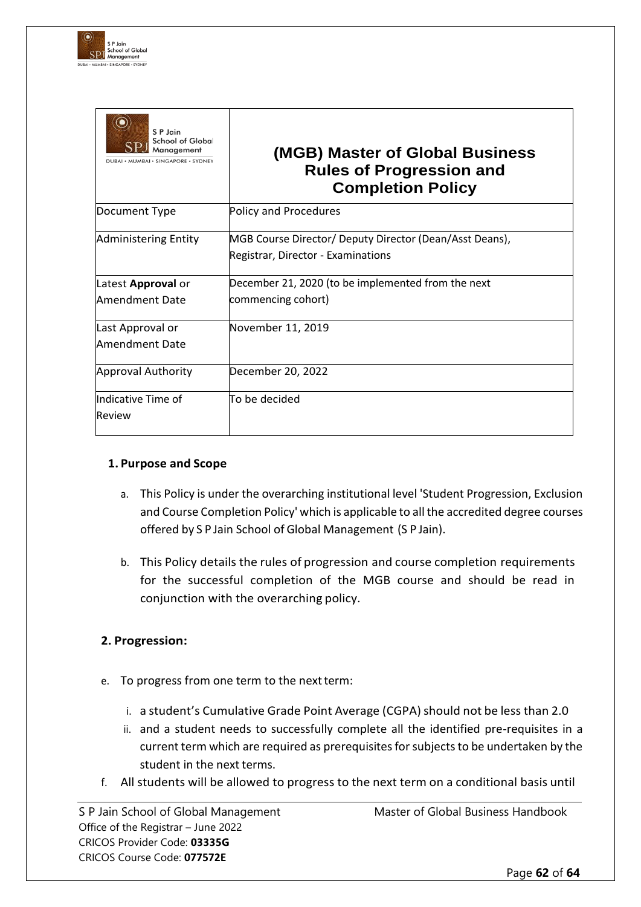| S P Jain School of Global Management DUBAI • MUMBAI • SINGAPORE • SYDNEY | **(MGB) Master of Global Business Rules of Progression and Completion Policy** |
|---|---|
| Document Type | Policy and Procedures |
| Administering Entity | MGB Course Director/ Deputy Director (Dean/Asst Deans), Registrar, Director - Examinations |
| Latest **Approval** or Amendment Date | December 21, 2020 (to be implemented from the next commencing cohort) |
| Last Approval or Amendment Date | November 11, 2019 |
| Approval Authority | December 20, 2022 |
| Indicative Time of Review | To be decided |

## 1. Purpose and Scope

a. This Policy is under the overarching institutional level 'Student Progression, Exclusion and Course Completion Policy' which is applicable to all the accredited degree courses offered by S P Jain School of Global Management (S P Jain).

b. This Policy details the rules of progression and course completion requirements for the successful completion of the MGB course and should be read in conjunction with the overarching policy.

## 2. Progression:

e. To progress from one term to the next term:

   i. a student's Cumulative Grade Point Average (CGPA) should not be less than 2.0

   ii. and a student needs to successfully complete all the identified pre-requisites in a current term which are required as prerequisites for subjects to be undertaken by the student in the next terms.

f. All students will be allowed to progress to the next term on a conditional basis until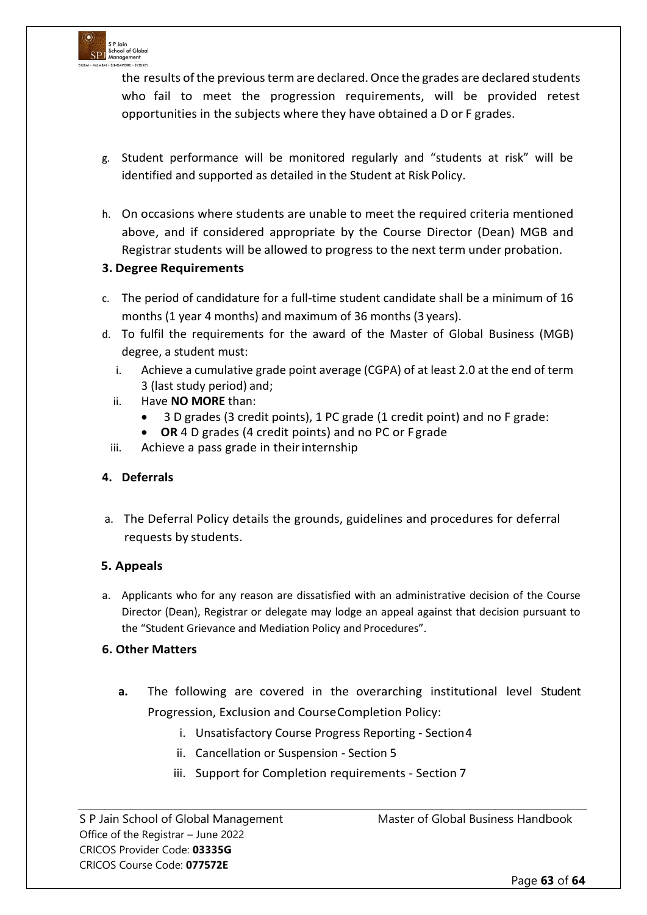the results of the previous term are declared. Once the grades are declared students who fail to meet the progression requirements, will be provided retest opportunities in the subjects where they have obtained a D or F grades.

g. Student performance will be monitored regularly and "students at risk" will be identified and supported as detailed in the Student at Risk Policy.

h. On occasions where students are unable to meet the required criteria mentioned above, and if considered appropriate by the Course Director (Dean) MGB and Registrar students will be allowed to progress to the next term under probation.

### 3. Degree Requirements

c. The period of candidature for a full-time student candidate shall be a minimum of 16 months (1 year 4 months) and maximum of 36 months (3 years).

d. To fulfil the requirements for the award of the Master of Global Business (MGB) degree, a student must:

   i. Achieve a cumulative grade point average (CGPA) of at least 2.0 at the end of term 3 (last study period) and;

   ii. Have **NO MORE** than:
      - 3 D grades (3 credit points), 1 PC grade (1 credit point) and no F grade:
      - **OR** 4 D grades (4 credit points) and no PC or F grade

   iii. Achieve a pass grade in their internship

### 4. Deferrals

a. The Deferral Policy details the grounds, guidelines and procedures for deferral requests by students.

### 5. Appeals

a. Applicants who for any reason are dissatisfied with an administrative decision of the Course Director (Dean), Registrar or delegate may lodge an appeal against that decision pursuant to the "Student Grievance and Mediation Policy and Procedures".

### 6. Other Matters

**a.** The following are covered in the overarching institutional level Student Progression, Exclusion and Course Completion Policy:

   i. Unsatisfactory Course Progress Reporting - Section 4

   ii. Cancellation or Suspension - Section 5

   iii. Support for Completion requirements - Section 7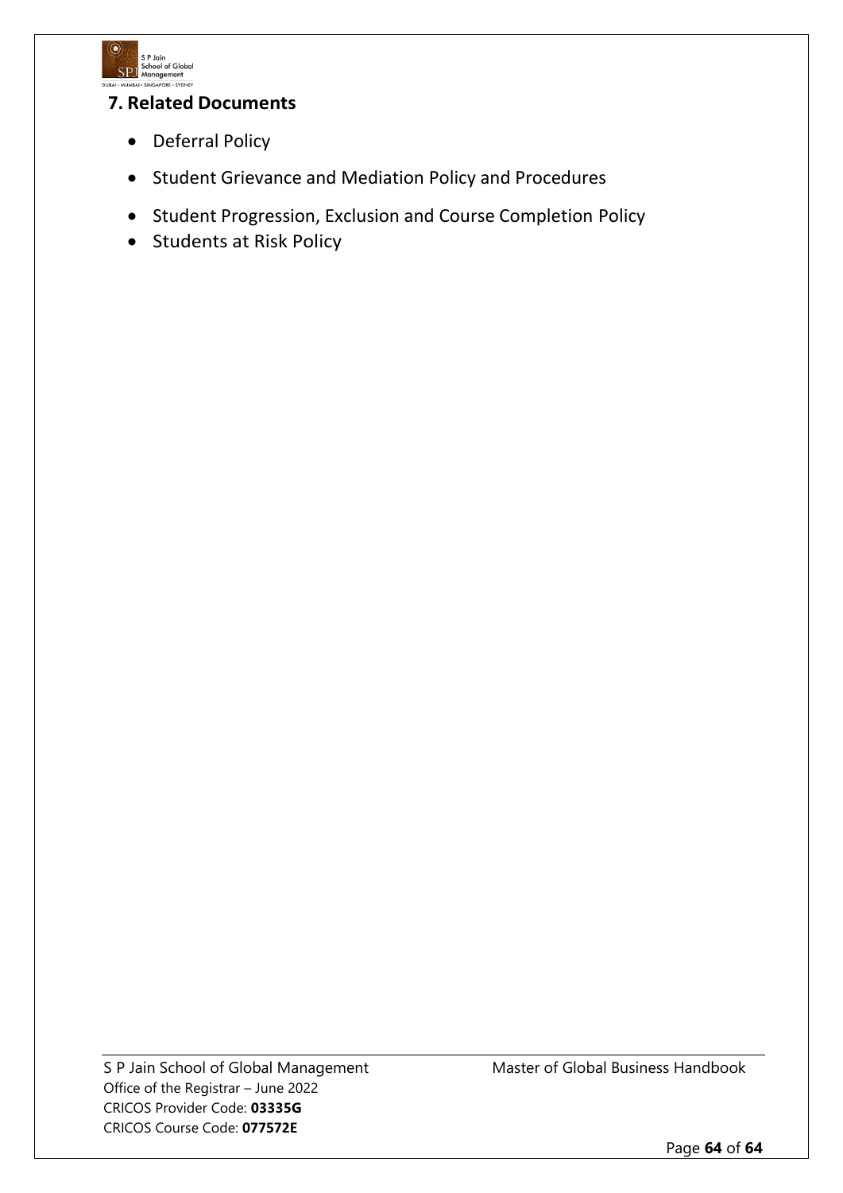## 7. Related Documents

- Deferral Policy
- Student Grievance and Mediation Policy and Procedures
- Student Progression, Exclusion and Course Completion Policy
- Students at Risk Policy